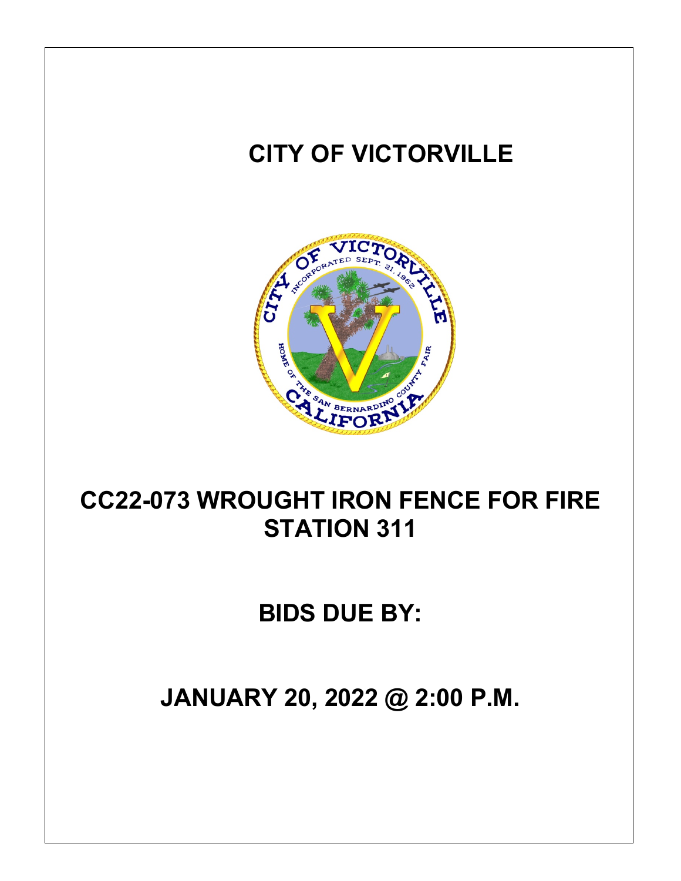# CITY OF VICTORVILLE

# CC22-073 WROUGHT IRON FENCE FOR FIRE STATION 311

# BIDS DUE BY:

# JANUARY 20, 2022 @ 2:00 P.M.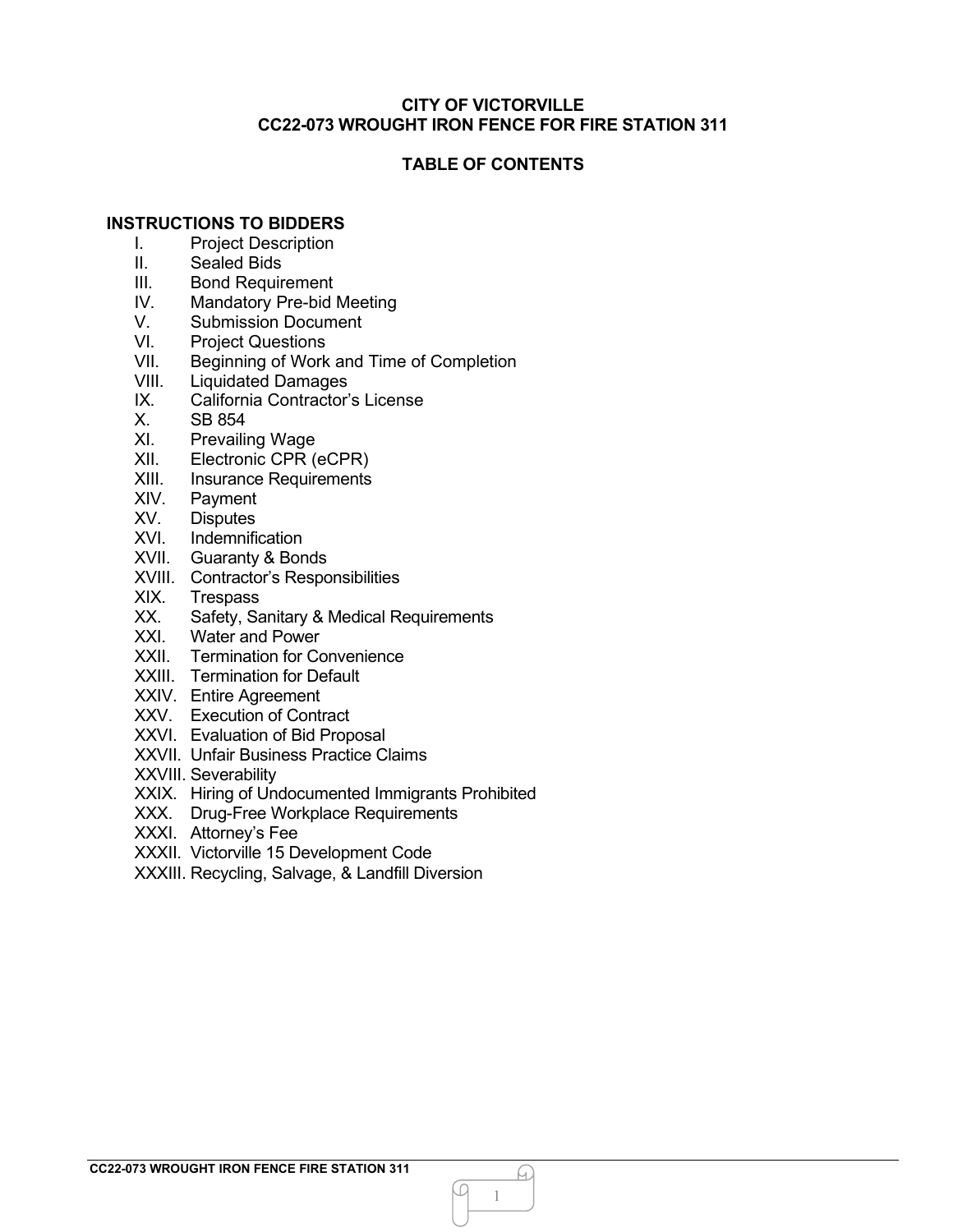**CITY OF VICTORVILLE**
**CC22-073 WROUGHT IRON FENCE FOR FIRE STATION 311**

**TABLE OF CONTENTS**

**INSTRUCTIONS TO BIDDERS**

I. Project Description
II. Sealed Bids
III. Bond Requirement
IV. Mandatory Pre-bid Meeting
V. Submission Document
VI. Project Questions
VII. Beginning of Work and Time of Completion
VIII. Liquidated Damages
IX. California Contractor's License
X. SB 854
XI. Prevailing Wage
XII. Electronic CPR (eCPR)
XIII. Insurance Requirements
XIV. Payment
XV. Disputes
XVI. Indemnification
XVII. Guaranty & Bonds
XVIII. Contractor's Responsibilities
XIX. Trespass
XX. Safety, Sanitary & Medical Requirements
XXI. Water and Power
XXII. Termination for Convenience
XXIII. Termination for Default
XXIV. Entire Agreement
XXV. Execution of Contract
XXVI. Evaluation of Bid Proposal
XXVII. Unfair Business Practice Claims
XXVIII. Severability
XXIX. Hiring of Undocumented Immigrants Prohibited
XXX. Drug-Free Workplace Requirements
XXXI. Attorney's Fee
XXXII. Victorville 15 Development Code
XXXIII. Recycling, Salvage, & Landfill Diversion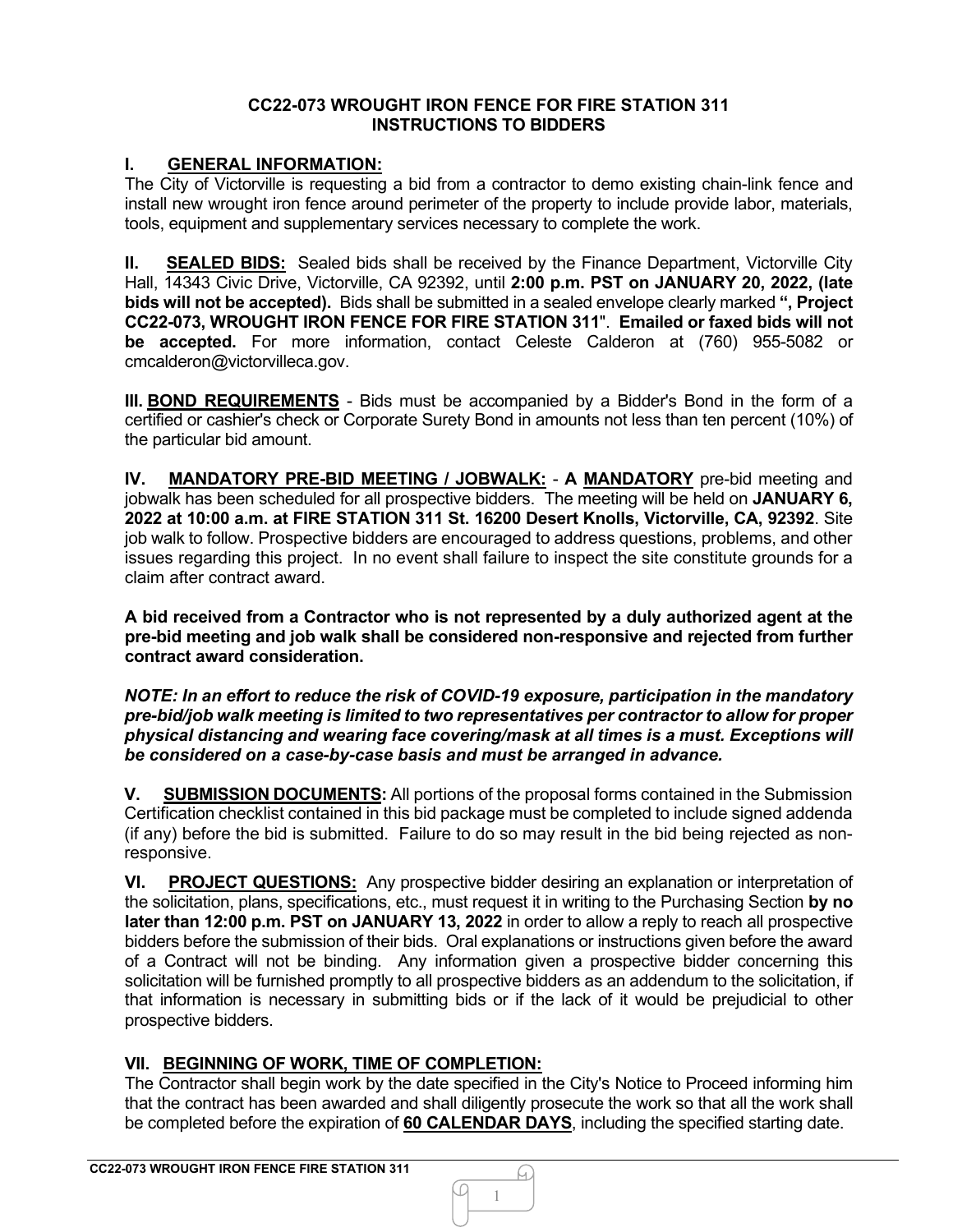# CC22-073 WROUGHT IRON FENCE FOR FIRE STATION 311
## INSTRUCTIONS TO BIDDERS

## I. GENERAL INFORMATION:

The City of Victorville is requesting a bid from a contractor to demo existing chain-link fence and install new wrought iron fence around perimeter of the property to include provide labor, materials, tools, equipment and supplementary services necessary to complete the work.

**II. SEALED BIDS:** Sealed bids shall be received by the Finance Department, Victorville City Hall, 14343 Civic Drive, Victorville, CA 92392, until **2:00 p.m. PST on JANUARY 20, 2022, (late bids will not be accepted).** Bids shall be submitted in a sealed envelope clearly marked **", Project CC22-073, WROUGHT IRON FENCE FOR FIRE STATION 311"**. **Emailed or faxed bids will not be accepted.** For more information, contact Celeste Calderon at (760) 955-5082 or cmcalderon@victorvilleca.gov.

**III. BOND REQUIREMENTS** - Bids must be accompanied by a Bidder's Bond in the form of a certified or cashier's check or Corporate Surety Bond in amounts not less than ten percent (10%) of the particular bid amount.

**IV. MANDATORY PRE-BID MEETING / JOBWALK:** - **A MANDATORY** pre-bid meeting and jobwalk has been scheduled for all prospective bidders. The meeting will be held on **JANUARY 6, 2022 at 10:00 a.m. at FIRE STATION 311 St. 16200 Desert Knolls, Victorville, CA, 92392**. Site job walk to follow. Prospective bidders are encouraged to address questions, problems, and other issues regarding this project. In no event shall failure to inspect the site constitute grounds for a claim after contract award.

**A bid received from a Contractor who is not represented by a duly authorized agent at the pre-bid meeting and job walk shall be considered non-responsive and rejected from further contract award consideration.**

***NOTE: In an effort to reduce the risk of COVID-19 exposure, participation in the mandatory pre-bid/job walk meeting is limited to two representatives per contractor to allow for proper physical distancing and wearing face covering/mask at all times is a must. Exceptions will be considered on a case-by-case basis and must be arranged in advance.***

**V. SUBMISSION DOCUMENTS:** All portions of the proposal forms contained in the Submission Certification checklist contained in this bid package must be completed to include signed addenda (if any) before the bid is submitted. Failure to do so may result in the bid being rejected as non-responsive.

**VI. PROJECT QUESTIONS:** Any prospective bidder desiring an explanation or interpretation of the solicitation, plans, specifications, etc., must request it in writing to the Purchasing Section **by no later than 12:00 p.m. PST on JANUARY 13, 2022** in order to allow a reply to reach all prospective bidders before the submission of their bids. Oral explanations or instructions given before the award of a Contract will not be binding. Any information given a prospective bidder concerning this solicitation will be furnished promptly to all prospective bidders as an addendum to the solicitation, if that information is necessary in submitting bids or if the lack of it would be prejudicial to other prospective bidders.

## VII. BEGINNING OF WORK, TIME OF COMPLETION:

The Contractor shall begin work by the date specified in the City's Notice to Proceed informing him that the contract has been awarded and shall diligently prosecute the work so that all the work shall be completed before the expiration of **60 CALENDAR DAYS**, including the specified starting date.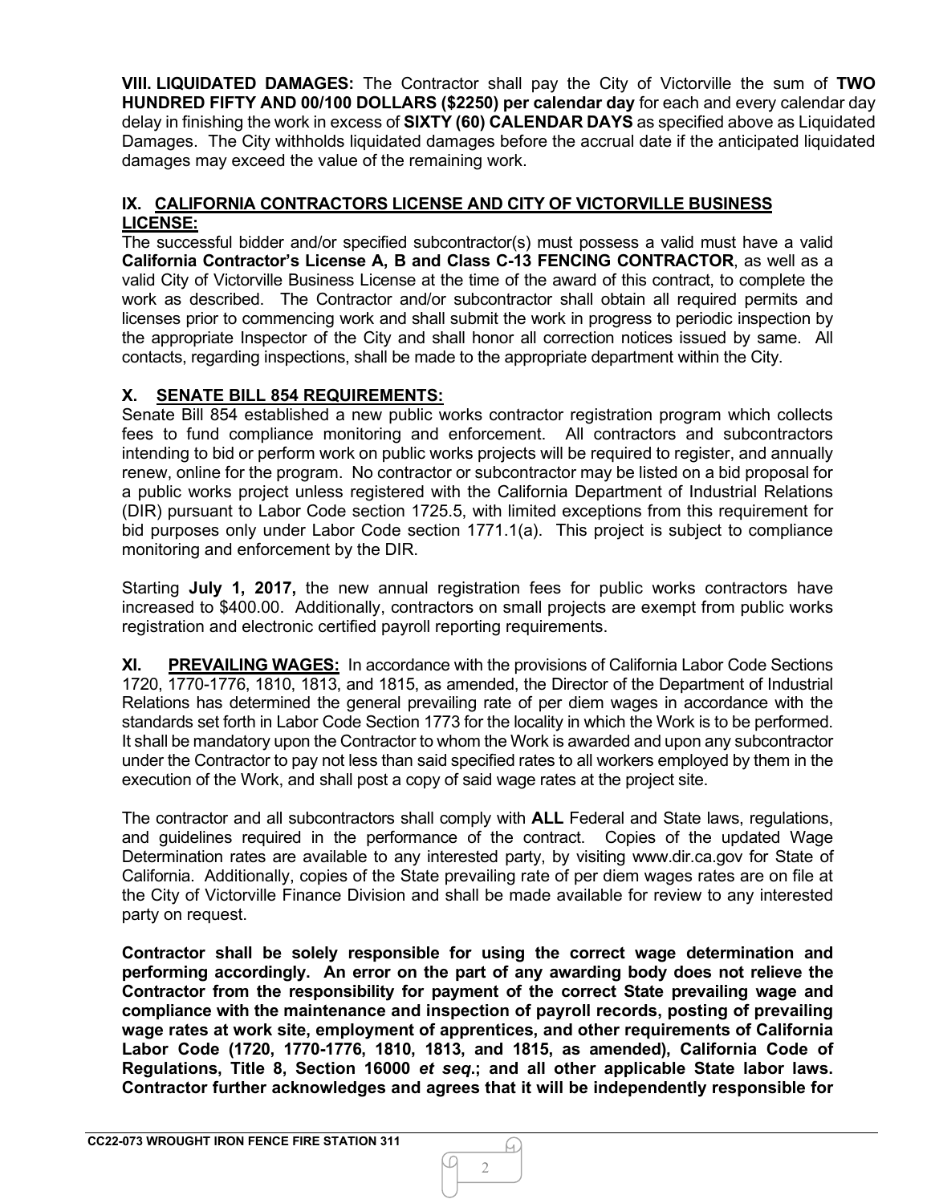**VIII. LIQUIDATED DAMAGES:** The Contractor shall pay the City of Victorville the sum of **TWO HUNDRED FIFTY AND 00/100 DOLLARS ($2250) per calendar day** for each and every calendar day delay in finishing the work in excess of **SIXTY (60) CALENDAR DAYS** as specified above as Liquidated Damages. The City withholds liquidated damages before the accrual date if the anticipated liquidated damages may exceed the value of the remaining work.

## IX. CALIFORNIA CONTRACTORS LICENSE AND CITY OF VICTORVILLE BUSINESS LICENSE:

The successful bidder and/or specified subcontractor(s) must possess a valid must have a valid **California Contractor's License A, B and Class C-13 FENCING CONTRACTOR**, as well as a valid City of Victorville Business License at the time of the award of this contract, to complete the work as described. The Contractor and/or subcontractor shall obtain all required permits and licenses prior to commencing work and shall submit the work in progress to periodic inspection by the appropriate Inspector of the City and shall honor all correction notices issued by same. All contacts, regarding inspections, shall be made to the appropriate department within the City.

## X. SENATE BILL 854 REQUIREMENTS:

Senate Bill 854 established a new public works contractor registration program which collects fees to fund compliance monitoring and enforcement. All contractors and subcontractors intending to bid or perform work on public works projects will be required to register, and annually renew, online for the program. No contractor or subcontractor may be listed on a bid proposal for a public works project unless registered with the California Department of Industrial Relations (DIR) pursuant to Labor Code section 1725.5, with limited exceptions from this requirement for bid purposes only under Labor Code section 1771.1(a). This project is subject to compliance monitoring and enforcement by the DIR.

Starting **July 1, 2017,** the new annual registration fees for public works contractors have increased to $400.00. Additionally, contractors on small projects are exempt from public works registration and electronic certified payroll reporting requirements.

**XI. PREVAILING WAGES:** In accordance with the provisions of California Labor Code Sections 1720, 1770-1776, 1810, 1813, and 1815, as amended, the Director of the Department of Industrial Relations has determined the general prevailing rate of per diem wages in accordance with the standards set forth in Labor Code Section 1773 for the locality in which the Work is to be performed. It shall be mandatory upon the Contractor to whom the Work is awarded and upon any subcontractor under the Contractor to pay not less than said specified rates to all workers employed by them in the execution of the Work, and shall post a copy of said wage rates at the project site.

The contractor and all subcontractors shall comply with **ALL** Federal and State laws, regulations, and guidelines required in the performance of the contract. Copies of the updated Wage Determination rates are available to any interested party, by visiting www.dir.ca.gov for State of California. Additionally, copies of the State prevailing rate of per diem wages rates are on file at the City of Victorville Finance Division and shall be made available for review to any interested party on request.

**Contractor shall be solely responsible for using the correct wage determination and performing accordingly. An error on the part of any awarding body does not relieve the Contractor from the responsibility for payment of the correct State prevailing wage and compliance with the maintenance and inspection of payroll records, posting of prevailing wage rates at work site, employment of apprentices, and other requirements of California Labor Code (1720, 1770-1776, 1810, 1813, and 1815, as amended), California Code of Regulations, Title 8, Section 16000 *et seq.*; and all other applicable State labor laws. Contractor further acknowledges and agrees that it will be independently responsible for**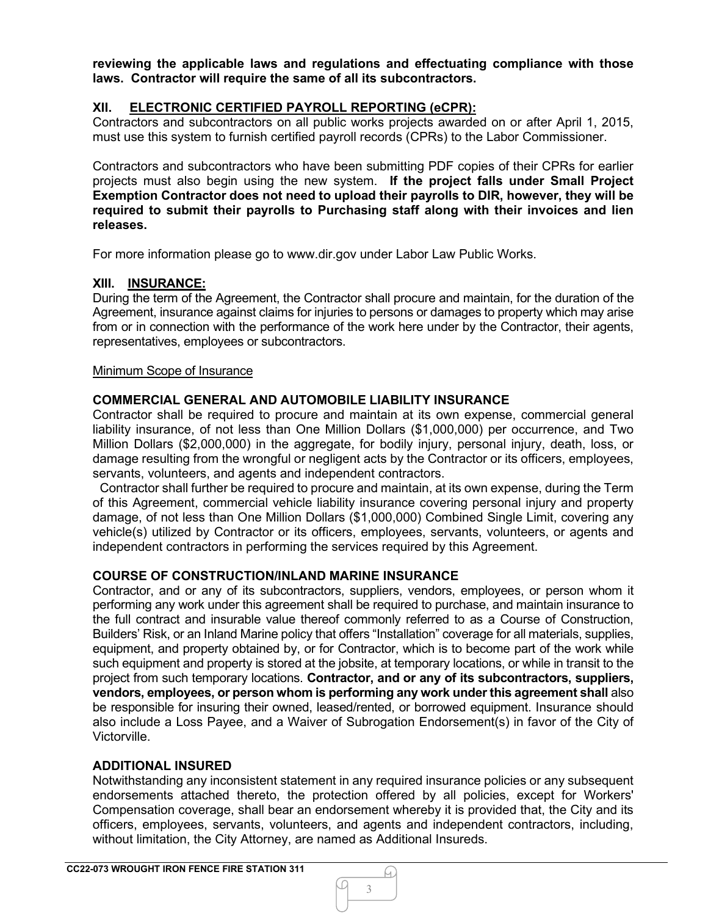**reviewing the applicable laws and regulations and effectuating compliance with those laws. Contractor will require the same of all its subcontractors.**

## XII. ELECTRONIC CERTIFIED PAYROLL REPORTING (eCPR):

Contractors and subcontractors on all public works projects awarded on or after April 1, 2015, must use this system to furnish certified payroll records (CPRs) to the Labor Commissioner.

Contractors and subcontractors who have been submitting PDF copies of their CPRs for earlier projects must also begin using the new system. **If the project falls under Small Project Exemption Contractor does not need to upload their payrolls to DIR, however, they will be required to submit their payrolls to Purchasing staff along with their invoices and lien releases.**

For more information please go to www.dir.gov under Labor Law Public Works.

## XIII. INSURANCE:

During the term of the Agreement, the Contractor shall procure and maintain, for the duration of the Agreement, insurance against claims for injuries to persons or damages to property which may arise from or in connection with the performance of the work here under by the Contractor, their agents, representatives, employees or subcontractors.

Minimum Scope of Insurance

**COMMERCIAL GENERAL AND AUTOMOBILE LIABILITY INSURANCE**

Contractor shall be required to procure and maintain at its own expense, commercial general liability insurance, of not less than One Million Dollars ($1,000,000) per occurrence, and Two Million Dollars ($2,000,000) in the aggregate, for bodily injury, personal injury, death, loss, or damage resulting from the wrongful or negligent acts by the Contractor or its officers, employees, servants, volunteers, and agents and independent contractors.

Contractor shall further be required to procure and maintain, at its own expense, during the Term of this Agreement, commercial vehicle liability insurance covering personal injury and property damage, of not less than One Million Dollars ($1,000,000) Combined Single Limit, covering any vehicle(s) utilized by Contractor or its officers, employees, servants, volunteers, or agents and independent contractors in performing the services required by this Agreement.

**COURSE OF CONSTRUCTION/INLAND MARINE INSURANCE**

Contractor, and or any of its subcontractors, suppliers, vendors, employees, or person whom it performing any work under this agreement shall be required to purchase, and maintain insurance to the full contract and insurable value thereof commonly referred to as a Course of Construction, Builders' Risk, or an Inland Marine policy that offers "Installation" coverage for all materials, supplies, equipment, and property obtained by, or for Contractor, which is to become part of the work while such equipment and property is stored at the jobsite, at temporary locations, or while in transit to the project from such temporary locations. **Contractor, and or any of its subcontractors, suppliers, vendors, employees, or person whom is performing any work under this agreement shall** also be responsible for insuring their owned, leased/rented, or borrowed equipment. Insurance should also include a Loss Payee, and a Waiver of Subrogation Endorsement(s) in favor of the City of Victorville.

**ADDITIONAL INSURED**

Notwithstanding any inconsistent statement in any required insurance policies or any subsequent endorsements attached thereto, the protection offered by all policies, except for Workers' Compensation coverage, shall bear an endorsement whereby it is provided that, the City and its officers, employees, servants, volunteers, and agents and independent contractors, including, without limitation, the City Attorney, are named as Additional Insureds.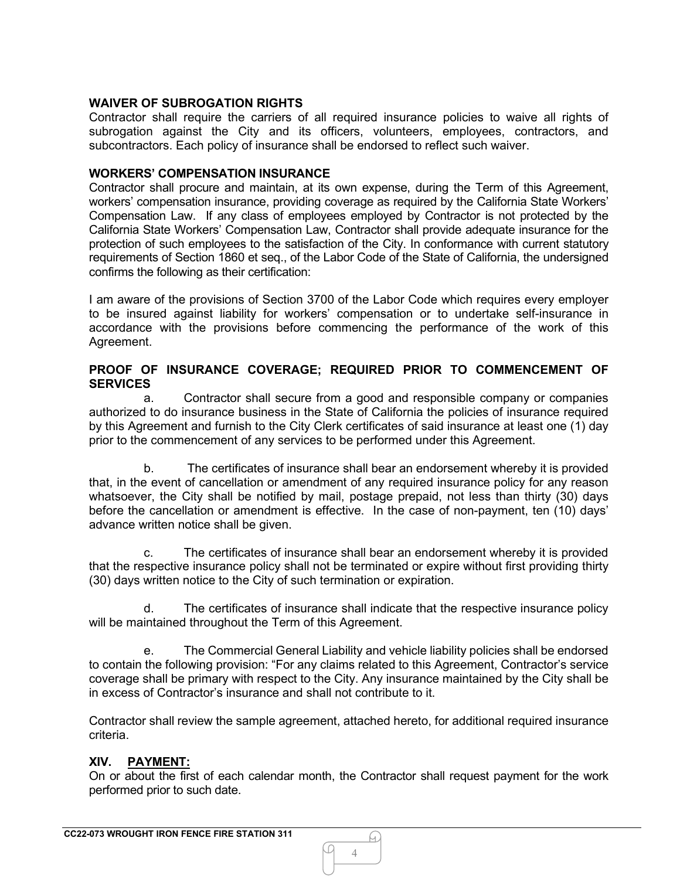**WAIVER OF SUBROGATION RIGHTS**
Contractor shall require the carriers of all required insurance policies to waive all rights of subrogation against the City and its officers, volunteers, employees, contractors, and subcontractors. Each policy of insurance shall be endorsed to reflect such waiver.

**WORKERS' COMPENSATION INSURANCE**
Contractor shall procure and maintain, at its own expense, during the Term of this Agreement, workers' compensation insurance, providing coverage as required by the California State Workers' Compensation Law. If any class of employees employed by Contractor is not protected by the California State Workers' Compensation Law, Contractor shall provide adequate insurance for the protection of such employees to the satisfaction of the City. In conformance with current statutory requirements of Section 1860 et seq., of the Labor Code of the State of California, the undersigned confirms the following as their certification:

I am aware of the provisions of Section 3700 of the Labor Code which requires every employer to be insured against liability for workers' compensation or to undertake self-insurance in accordance with the provisions before commencing the performance of the work of this Agreement.

**PROOF OF INSURANCE COVERAGE; REQUIRED PRIOR TO COMMENCEMENT OF SERVICES**

a. Contractor shall secure from a good and responsible company or companies authorized to do insurance business in the State of California the policies of insurance required by this Agreement and furnish to the City Clerk certificates of said insurance at least one (1) day prior to the commencement of any services to be performed under this Agreement.

b. The certificates of insurance shall bear an endorsement whereby it is provided that, in the event of cancellation or amendment of any required insurance policy for any reason whatsoever, the City shall be notified by mail, postage prepaid, not less than thirty (30) days before the cancellation or amendment is effective. In the case of non-payment, ten (10) days' advance written notice shall be given.

c. The certificates of insurance shall bear an endorsement whereby it is provided that the respective insurance policy shall not be terminated or expire without first providing thirty (30) days written notice to the City of such termination or expiration.

d. The certificates of insurance shall indicate that the respective insurance policy will be maintained throughout the Term of this Agreement.

e. The Commercial General Liability and vehicle liability policies shall be endorsed to contain the following provision: "For any claims related to this Agreement, Contractor's service coverage shall be primary with respect to the City. Any insurance maintained by the City shall be in excess of Contractor's insurance and shall not contribute to it.

Contractor shall review the sample agreement, attached hereto, for additional required insurance criteria.

## XIV. PAYMENT:

On or about the first of each calendar month, the Contractor shall request payment for the work performed prior to such date.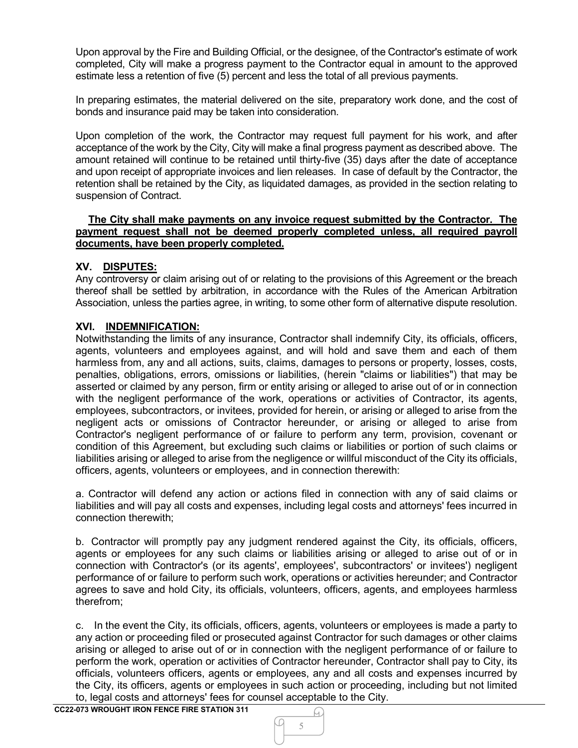Upon approval by the Fire and Building Official, or the designee, of the Contractor's estimate of work completed, City will make a progress payment to the Contractor equal in amount to the approved estimate less a retention of five (5) percent and less the total of all previous payments.

In preparing estimates, the material delivered on the site, preparatory work done, and the cost of bonds and insurance paid may be taken into consideration.

Upon completion of the work, the Contractor may request full payment for his work, and after acceptance of the work by the City, City will make a final progress payment as described above. The amount retained will continue to be retained until thirty-five (35) days after the date of acceptance and upon receipt of appropriate invoices and lien releases. In case of default by the Contractor, the retention shall be retained by the City, as liquidated damages, as provided in the section relating to suspension of Contract.

**The City shall make payments on any invoice request submitted by the Contractor. The payment request shall not be deemed properly completed unless, all required payroll documents, have been properly completed.**

## XV. DISPUTES:

Any controversy or claim arising out of or relating to the provisions of this Agreement or the breach thereof shall be settled by arbitration, in accordance with the Rules of the American Arbitration Association, unless the parties agree, in writing, to some other form of alternative dispute resolution.

## XVI. INDEMNIFICATION:

Notwithstanding the limits of any insurance, Contractor shall indemnify City, its officials, officers, agents, volunteers and employees against, and will hold and save them and each of them harmless from, any and all actions, suits, claims, damages to persons or property, losses, costs, penalties, obligations, errors, omissions or liabilities, (herein "claims or liabilities") that may be asserted or claimed by any person, firm or entity arising or alleged to arise out of or in connection with the negligent performance of the work, operations or activities of Contractor, its agents, employees, subcontractors, or invitees, provided for herein, or arising or alleged to arise from the negligent acts or omissions of Contractor hereunder, or arising or alleged to arise from Contractor's negligent performance of or failure to perform any term, provision, covenant or condition of this Agreement, but excluding such claims or liabilities or portion of such claims or liabilities arising or alleged to arise from the negligence or willful misconduct of the City its officials, officers, agents, volunteers or employees, and in connection therewith:

a. Contractor will defend any action or actions filed in connection with any of said claims or liabilities and will pay all costs and expenses, including legal costs and attorneys' fees incurred in connection therewith;

b. Contractor will promptly pay any judgment rendered against the City, its officials, officers, agents or employees for any such claims or liabilities arising or alleged to arise out of or in connection with Contractor's (or its agents', employees', subcontractors' or invitees') negligent performance of or failure to perform such work, operations or activities hereunder; and Contractor agrees to save and hold City, its officials, volunteers, officers, agents, and employees harmless therefrom;

c. In the event the City, its officials, officers, agents, volunteers or employees is made a party to any action or proceeding filed or prosecuted against Contractor for such damages or other claims arising or alleged to arise out of or in connection with the negligent performance of or failure to perform the work, operation or activities of Contractor hereunder, Contractor shall pay to City, its officials, volunteers officers, agents or employees, any and all costs and expenses incurred by the City, its officers, agents or employees in such action or proceeding, including but not limited to, legal costs and attorneys' fees for counsel acceptable to the City.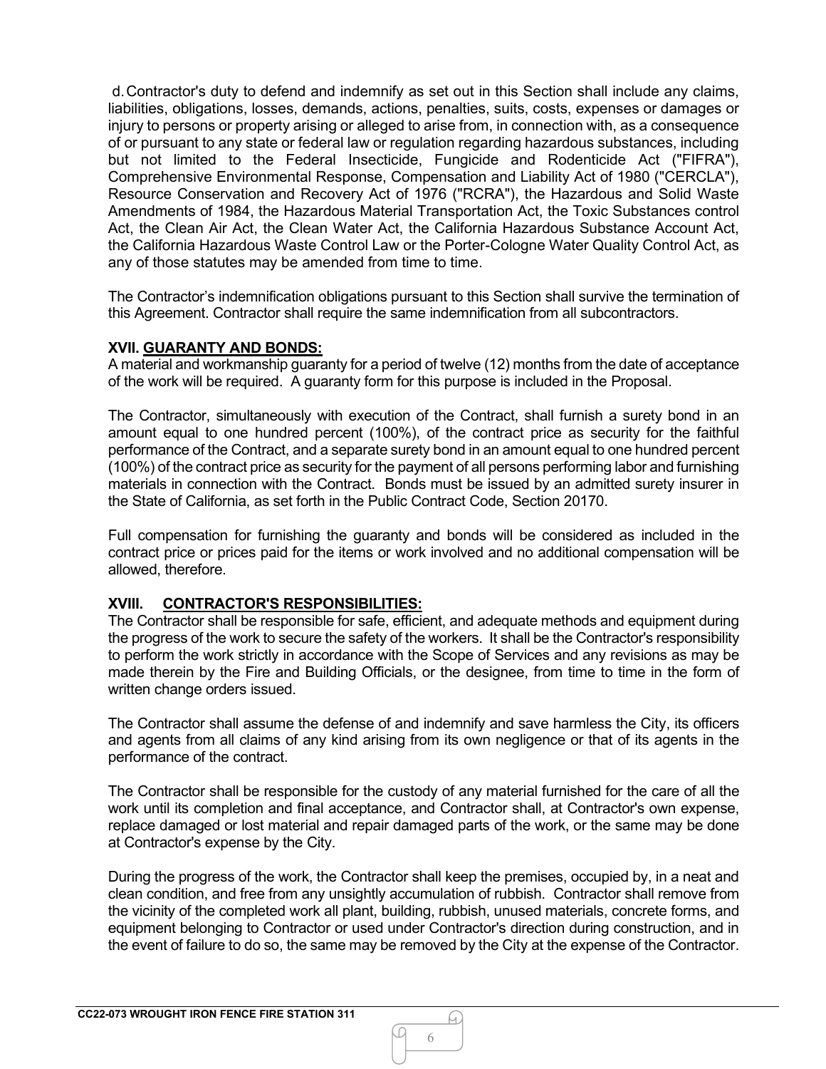d. Contractor's duty to defend and indemnify as set out in this Section shall include any claims, liabilities, obligations, losses, demands, actions, penalties, suits, costs, expenses or damages or injury to persons or property arising or alleged to arise from, in connection with, as a consequence of or pursuant to any state or federal law or regulation regarding hazardous substances, including but not limited to the Federal Insecticide, Fungicide and Rodenticide Act ("FIFRA"), Comprehensive Environmental Response, Compensation and Liability Act of 1980 ("CERCLA"), Resource Conservation and Recovery Act of 1976 ("RCRA"), the Hazardous and Solid Waste Amendments of 1984, the Hazardous Material Transportation Act, the Toxic Substances control Act, the Clean Air Act, the Clean Water Act, the California Hazardous Substance Account Act, the California Hazardous Waste Control Law or the Porter-Cologne Water Quality Control Act, as any of those statutes may be amended from time to time.

The Contractor's indemnification obligations pursuant to this Section shall survive the termination of this Agreement. Contractor shall require the same indemnification from all subcontractors.

## XVII. GUARANTY AND BONDS:

A material and workmanship guaranty for a period of twelve (12) months from the date of acceptance of the work will be required. A guaranty form for this purpose is included in the Proposal.

The Contractor, simultaneously with execution of the Contract, shall furnish a surety bond in an amount equal to one hundred percent (100%), of the contract price as security for the faithful performance of the Contract, and a separate surety bond in an amount equal to one hundred percent (100%) of the contract price as security for the payment of all persons performing labor and furnishing materials in connection with the Contract. Bonds must be issued by an admitted surety insurer in the State of California, as set forth in the Public Contract Code, Section 20170.

Full compensation for furnishing the guaranty and bonds will be considered as included in the contract price or prices paid for the items or work involved and no additional compensation will be allowed, therefore.

## XVIII. CONTRACTOR'S RESPONSIBILITIES:

The Contractor shall be responsible for safe, efficient, and adequate methods and equipment during the progress of the work to secure the safety of the workers. It shall be the Contractor's responsibility to perform the work strictly in accordance with the Scope of Services and any revisions as may be made therein by the Fire and Building Officials, or the designee, from time to time in the form of written change orders issued.

The Contractor shall assume the defense of and indemnify and save harmless the City, its officers and agents from all claims of any kind arising from its own negligence or that of its agents in the performance of the contract.

The Contractor shall be responsible for the custody of any material furnished for the care of all the work until its completion and final acceptance, and Contractor shall, at Contractor's own expense, replace damaged or lost material and repair damaged parts of the work, or the same may be done at Contractor's expense by the City.

During the progress of the work, the Contractor shall keep the premises, occupied by, in a neat and clean condition, and free from any unsightly accumulation of rubbish. Contractor shall remove from the vicinity of the completed work all plant, building, rubbish, unused materials, concrete forms, and equipment belonging to Contractor or used under Contractor's direction during construction, and in the event of failure to do so, the same may be removed by the City at the expense of the Contractor.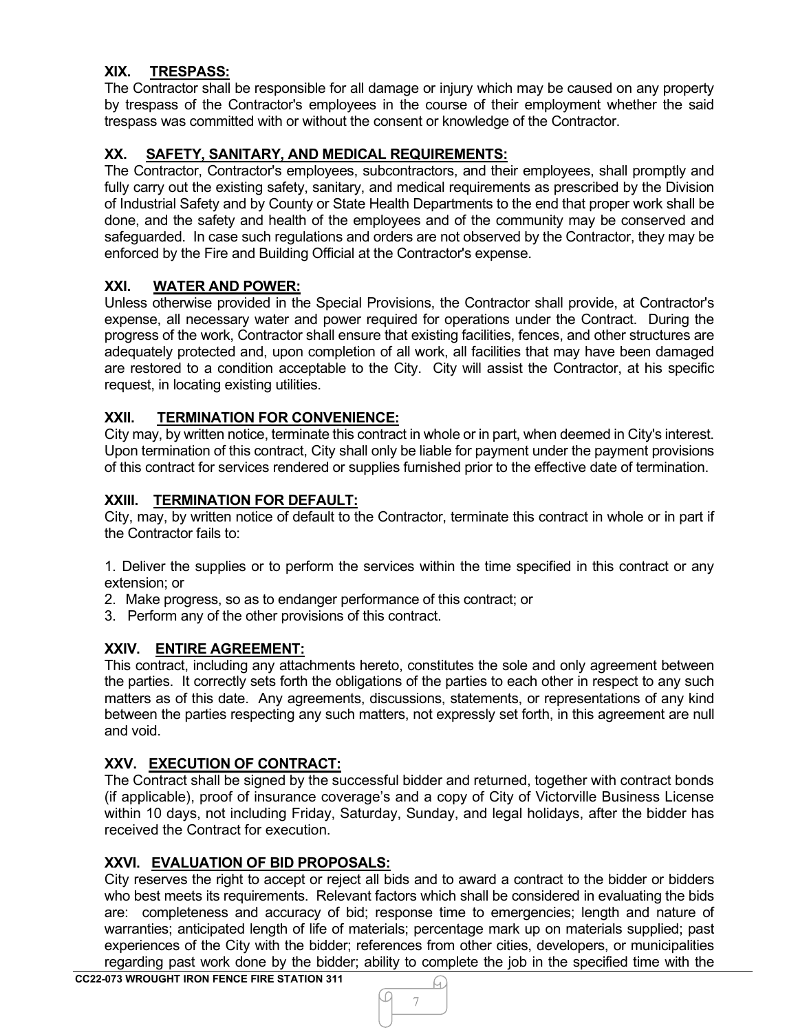## XIX. TRESPASS:

The Contractor shall be responsible for all damage or injury which may be caused on any property by trespass of the Contractor's employees in the course of their employment whether the said trespass was committed with or without the consent or knowledge of the Contractor.

## XX. SAFETY, SANITARY, AND MEDICAL REQUIREMENTS:

The Contractor, Contractor's employees, subcontractors, and their employees, shall promptly and fully carry out the existing safety, sanitary, and medical requirements as prescribed by the Division of Industrial Safety and by County or State Health Departments to the end that proper work shall be done, and the safety and health of the employees and of the community may be conserved and safeguarded. In case such regulations and orders are not observed by the Contractor, they may be enforced by the Fire and Building Official at the Contractor's expense.

## XXI. WATER AND POWER:

Unless otherwise provided in the Special Provisions, the Contractor shall provide, at Contractor's expense, all necessary water and power required for operations under the Contract. During the progress of the work, Contractor shall ensure that existing facilities, fences, and other structures are adequately protected and, upon completion of all work, all facilities that may have been damaged are restored to a condition acceptable to the City. City will assist the Contractor, at his specific request, in locating existing utilities.

## XXII. TERMINATION FOR CONVENIENCE:

City may, by written notice, terminate this contract in whole or in part, when deemed in City's interest. Upon termination of this contract, City shall only be liable for payment under the payment provisions of this contract for services rendered or supplies furnished prior to the effective date of termination.

## XXIII. TERMINATION FOR DEFAULT:

City, may, by written notice of default to the Contractor, terminate this contract in whole or in part if the Contractor fails to:

1. Deliver the supplies or to perform the services within the time specified in this contract or any extension; or
2. Make progress, so as to endanger performance of this contract; or
3. Perform any of the other provisions of this contract.

## XXIV. ENTIRE AGREEMENT:

This contract, including any attachments hereto, constitutes the sole and only agreement between the parties. It correctly sets forth the obligations of the parties to each other in respect to any such matters as of this date. Any agreements, discussions, statements, or representations of any kind between the parties respecting any such matters, not expressly set forth, in this agreement are null and void.

## XXV. EXECUTION OF CONTRACT:

The Contract shall be signed by the successful bidder and returned, together with contract bonds (if applicable), proof of insurance coverage's and a copy of City of Victorville Business License within 10 days, not including Friday, Saturday, Sunday, and legal holidays, after the bidder has received the Contract for execution.

## XXVI. EVALUATION OF BID PROPOSALS:

City reserves the right to accept or reject all bids and to award a contract to the bidder or bidders who best meets its requirements. Relevant factors which shall be considered in evaluating the bids are: completeness and accuracy of bid; response time to emergencies; length and nature of warranties; anticipated length of life of materials; percentage mark up on materials supplied; past experiences of the City with the bidder; references from other cities, developers, or municipalities regarding past work done by the bidder; ability to complete the job in the specified time with the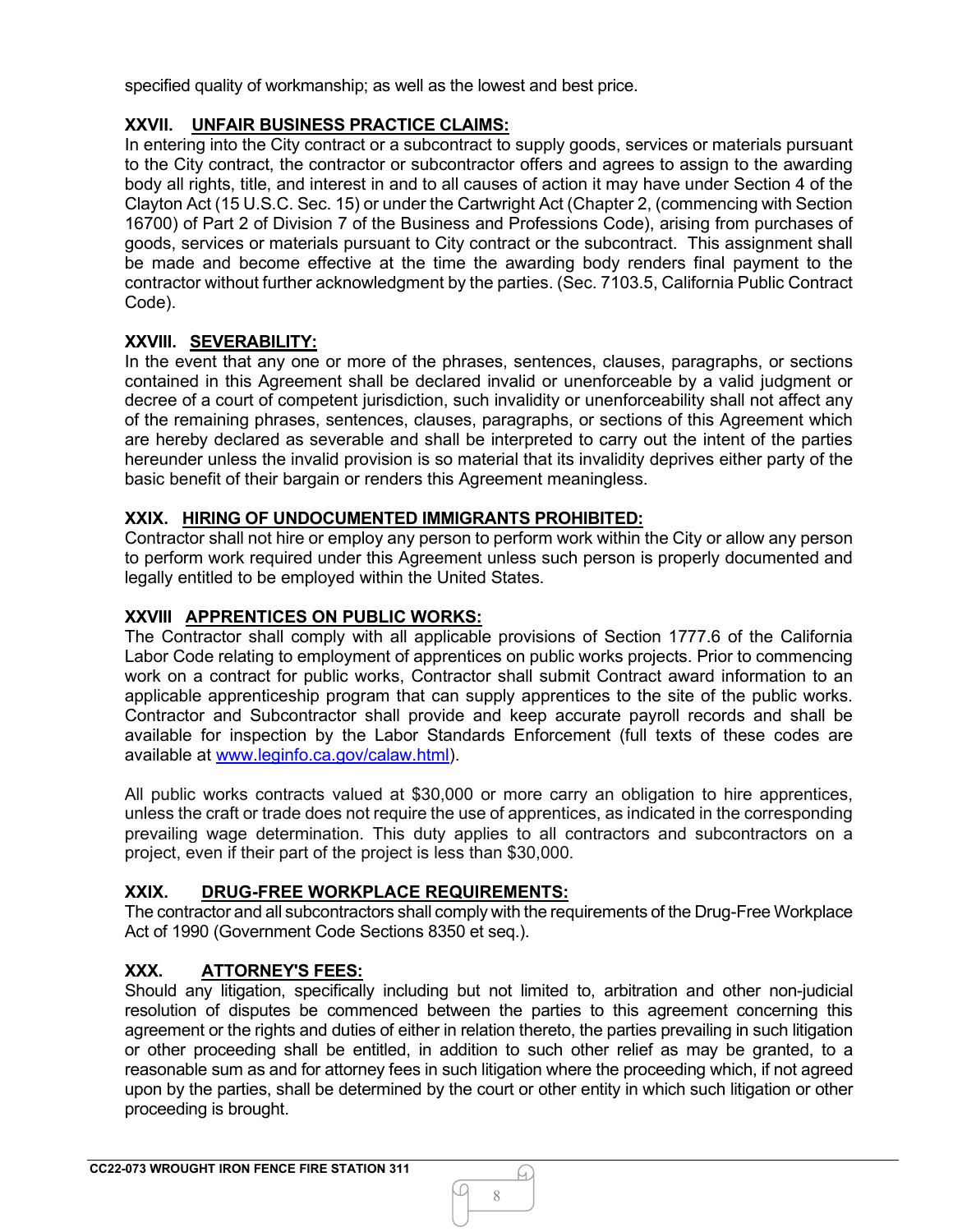specified quality of workmanship; as well as the lowest and best price.

### XXVII. UNFAIR BUSINESS PRACTICE CLAIMS:

In entering into the City contract or a subcontract to supply goods, services or materials pursuant to the City contract, the contractor or subcontractor offers and agrees to assign to the awarding body all rights, title, and interest in and to all causes of action it may have under Section 4 of the Clayton Act (15 U.S.C. Sec. 15) or under the Cartwright Act (Chapter 2, (commencing with Section 16700) of Part 2 of Division 7 of the Business and Professions Code), arising from purchases of goods, services or materials pursuant to City contract or the subcontract. This assignment shall be made and become effective at the time the awarding body renders final payment to the contractor without further acknowledgment by the parties. (Sec. 7103.5, California Public Contract Code).

### XXVIII. SEVERABILITY:

In the event that any one or more of the phrases, sentences, clauses, paragraphs, or sections contained in this Agreement shall be declared invalid or unenforceable by a valid judgment or decree of a court of competent jurisdiction, such invalidity or unenforceability shall not affect any of the remaining phrases, sentences, clauses, paragraphs, or sections of this Agreement which are hereby declared as severable and shall be interpreted to carry out the intent of the parties hereunder unless the invalid provision is so material that its invalidity deprives either party of the basic benefit of their bargain or renders this Agreement meaningless.

### XXIX. HIRING OF UNDOCUMENTED IMMIGRANTS PROHIBITED:

Contractor shall not hire or employ any person to perform work within the City or allow any person to perform work required under this Agreement unless such person is properly documented and legally entitled to be employed within the United States.

### XXVIII APPRENTICES ON PUBLIC WORKS:

The Contractor shall comply with all applicable provisions of Section 1777.6 of the California Labor Code relating to employment of apprentices on public works projects. Prior to commencing work on a contract for public works, Contractor shall submit Contract award information to an applicable apprenticeship program that can supply apprentices to the site of the public works. Contractor and Subcontractor shall provide and keep accurate payroll records and shall be available for inspection by the Labor Standards Enforcement (full texts of these codes are available at www.leginfo.ca.gov/calaw.html).

All public works contracts valued at $30,000 or more carry an obligation to hire apprentices, unless the craft or trade does not require the use of apprentices, as indicated in the corresponding prevailing wage determination. This duty applies to all contractors and subcontractors on a project, even if their part of the project is less than $30,000.

### XXIX. DRUG-FREE WORKPLACE REQUIREMENTS:

The contractor and all subcontractors shall comply with the requirements of the Drug-Free Workplace Act of 1990 (Government Code Sections 8350 et seq.).

### XXX. ATTORNEY'S FEES:

Should any litigation, specifically including but not limited to, arbitration and other non-judicial resolution of disputes be commenced between the parties to this agreement concerning this agreement or the rights and duties of either in relation thereto, the parties prevailing in such litigation or other proceeding shall be entitled, in addition to such other relief as may be granted, to a reasonable sum as and for attorney fees in such litigation where the proceeding which, if not agreed upon by the parties, shall be determined by the court or other entity in which such litigation or other proceeding is brought.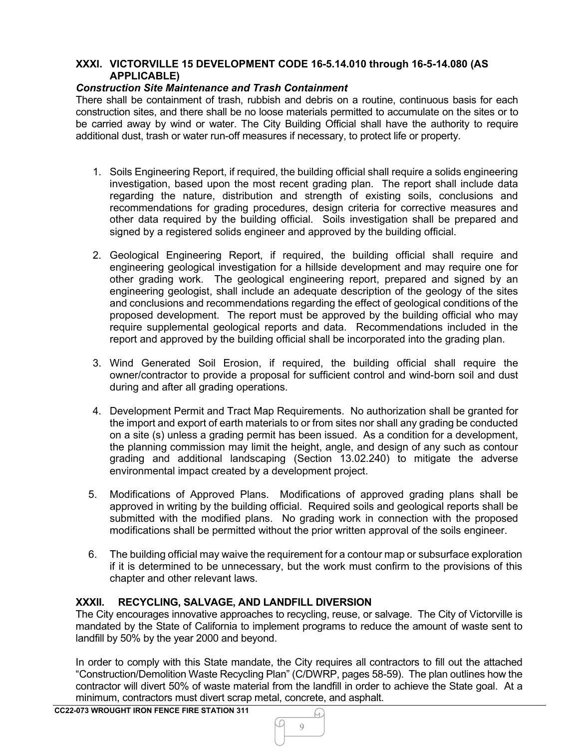## XXXI. VICTORVILLE 15 DEVELOPMENT CODE 16-5.14.010 through 16-5-14.080 (AS APPLICABLE)

***Construction Site Maintenance and Trash Containment***

There shall be containment of trash, rubbish and debris on a routine, continuous basis for each construction sites, and there shall be no loose materials permitted to accumulate on the sites or to be carried away by wind or water. The City Building Official shall have the authority to require additional dust, trash or water run-off measures if necessary, to protect life or property.

1. Soils Engineering Report, if required, the building official shall require a solids engineering investigation, based upon the most recent grading plan. The report shall include data regarding the nature, distribution and strength of existing soils, conclusions and recommendations for grading procedures, design criteria for corrective measures and other data required by the building official. Soils investigation shall be prepared and signed by a registered solids engineer and approved by the building official.

2. Geological Engineering Report, if required, the building official shall require and engineering geological investigation for a hillside development and may require one for other grading work. The geological engineering report, prepared and signed by an engineering geologist, shall include an adequate description of the geology of the sites and conclusions and recommendations regarding the effect of geological conditions of the proposed development. The report must be approved by the building official who may require supplemental geological reports and data. Recommendations included in the report and approved by the building official shall be incorporated into the grading plan.

3. Wind Generated Soil Erosion, if required, the building official shall require the owner/contractor to provide a proposal for sufficient control and wind-born soil and dust during and after all grading operations.

4. Development Permit and Tract Map Requirements. No authorization shall be granted for the import and export of earth materials to or from sites nor shall any grading be conducted on a site (s) unless a grading permit has been issued. As a condition for a development, the planning commission may limit the height, angle, and design of any such as contour grading and additional landscaping (Section 13.02.240) to mitigate the adverse environmental impact created by a development project.

5. Modifications of Approved Plans. Modifications of approved grading plans shall be approved in writing by the building official. Required soils and geological reports shall be submitted with the modified plans. No grading work in connection with the proposed modifications shall be permitted without the prior written approval of the soils engineer.

6. The building official may waive the requirement for a contour map or subsurface exploration if it is determined to be unnecessary, but the work must confirm to the provisions of this chapter and other relevant laws.

## XXXII. RECYCLING, SALVAGE, AND LANDFILL DIVERSION

The City encourages innovative approaches to recycling, reuse, or salvage. The City of Victorville is mandated by the State of California to implement programs to reduce the amount of waste sent to landfill by 50% by the year 2000 and beyond.

In order to comply with this State mandate, the City requires all contractors to fill out the attached "Construction/Demolition Waste Recycling Plan" (C/DWRP, pages 58-59). The plan outlines how the contractor will divert 50% of waste material from the landfill in order to achieve the State goal. At a minimum, contractors must divert scrap metal, concrete, and asphalt.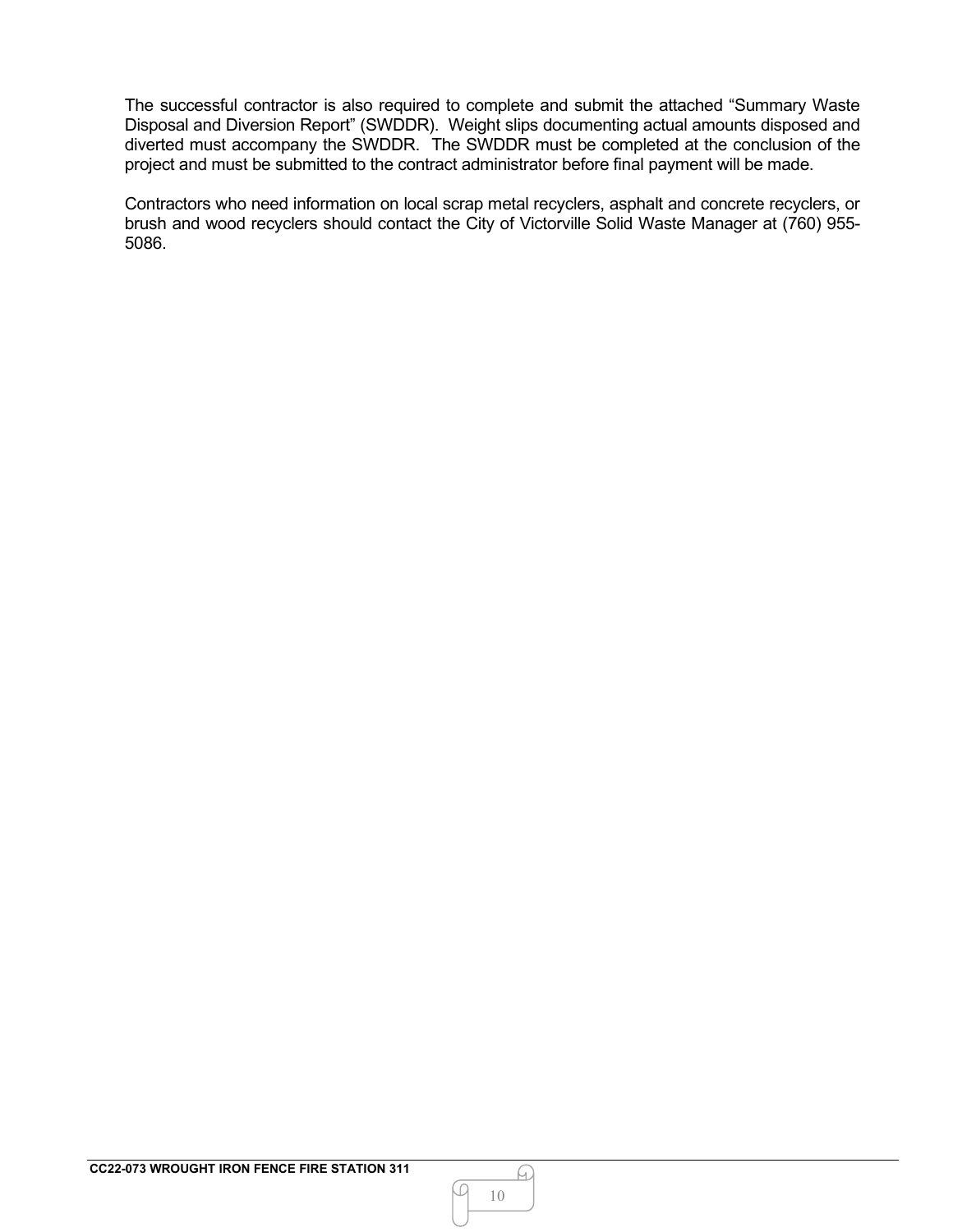The successful contractor is also required to complete and submit the attached "Summary Waste Disposal and Diversion Report" (SWDDR). Weight slips documenting actual amounts disposed and diverted must accompany the SWDDR. The SWDDR must be completed at the conclusion of the project and must be submitted to the contract administrator before final payment will be made.

Contractors who need information on local scrap metal recyclers, asphalt and concrete recyclers, or brush and wood recyclers should contact the City of Victorville Solid Waste Manager at (760) 955-5086.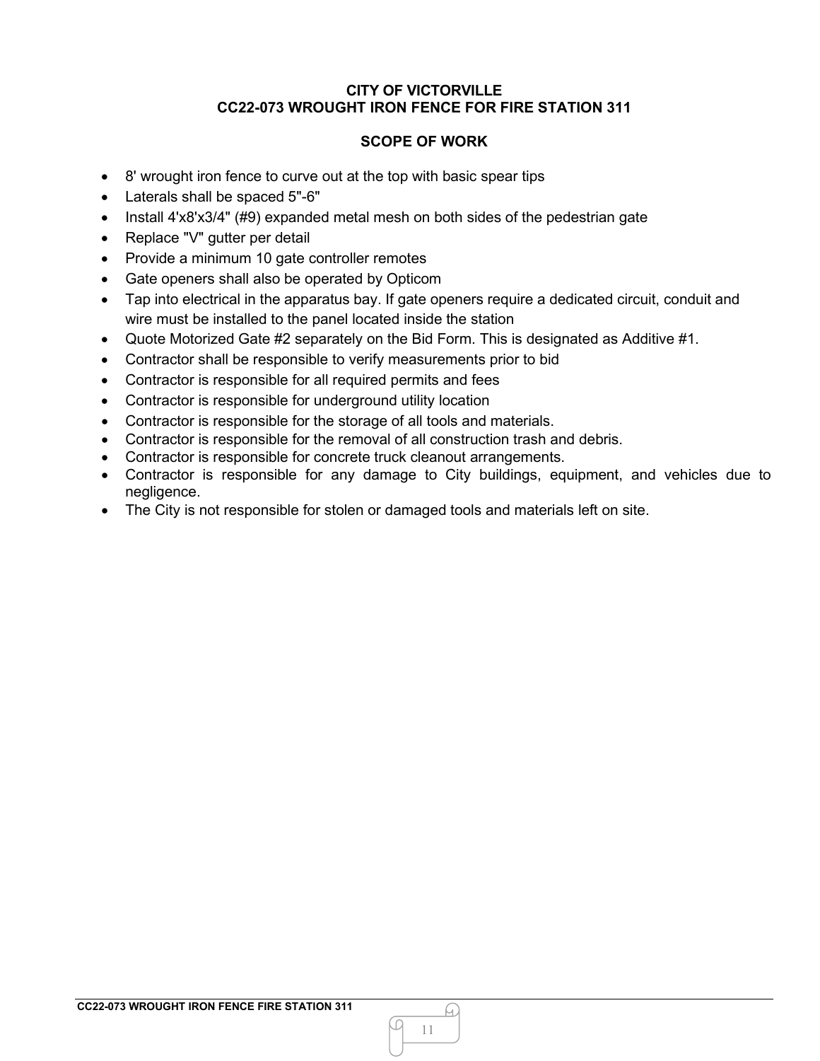**CITY OF VICTORVILLE**
**CC22-073 WROUGHT IRON FENCE FOR FIRE STATION 311**

**SCOPE OF WORK**

- 8' wrought iron fence to curve out at the top with basic spear tips
- Laterals shall be spaced 5"-6"
- Install 4'x8'x3/4" (#9) expanded metal mesh on both sides of the pedestrian gate
- Replace "V" gutter per detail
- Provide a minimum 10 gate controller remotes
- Gate openers shall also be operated by Opticom
- Tap into electrical in the apparatus bay. If gate openers require a dedicated circuit, conduit and wire must be installed to the panel located inside the station
- Quote Motorized Gate #2 separately on the Bid Form. This is designated as Additive #1.
- Contractor shall be responsible to verify measurements prior to bid
- Contractor is responsible for all required permits and fees
- Contractor is responsible for underground utility location
- Contractor is responsible for the storage of all tools and materials.
- Contractor is responsible for the removal of all construction trash and debris.
- Contractor is responsible for concrete truck cleanout arrangements.
- Contractor is responsible for any damage to City buildings, equipment, and vehicles due to negligence.
- The City is not responsible for stolen or damaged tools and materials left on site.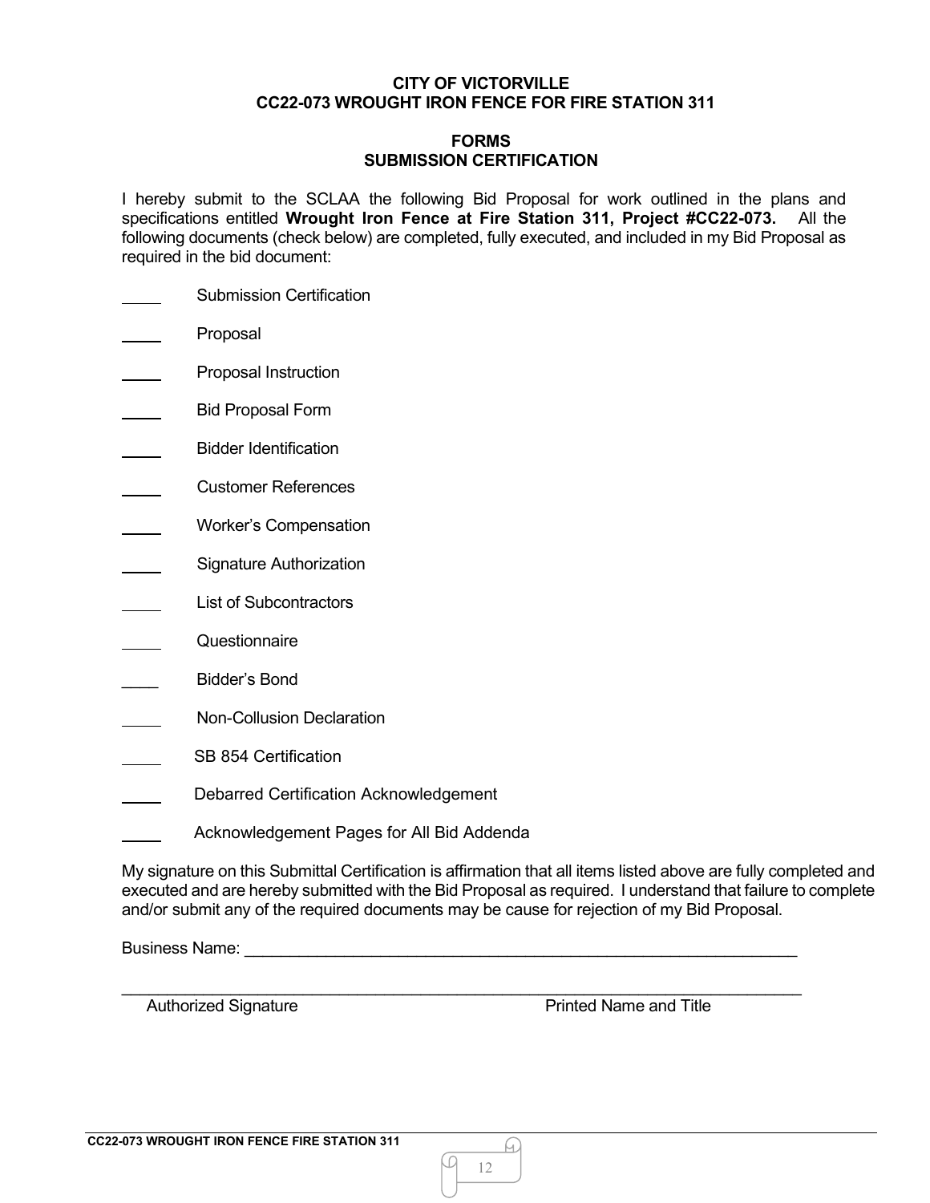**CITY OF VICTORVILLE**
**CC22-073 WROUGHT IRON FENCE FOR FIRE STATION 311**

**FORMS**
**SUBMISSION CERTIFICATION**

I hereby submit to the SCLAA the following Bid Proposal for work outlined in the plans and specifications entitled **Wrought Iron Fence at Fire Station 311, Project #CC22-073.** All the following documents (check below) are completed, fully executed, and included in my Bid Proposal as required in the bid document:

_____ Submission Certification

_____ Proposal

_____ Proposal Instruction

_____ Bid Proposal Form

_____ Bidder Identification

_____ Customer References

_____ Worker's Compensation

_____ Signature Authorization

_____ List of Subcontractors

_____ Questionnaire

_____ Bidder's Bond

_____ Non-Collusion Declaration

_____ SB 854 Certification

_____ Debarred Certification Acknowledgement

_____ Acknowledgement Pages for All Bid Addenda

My signature on this Submittal Certification is affirmation that all items listed above are fully completed and executed and are hereby submitted with the Bid Proposal as required. I understand that failure to complete and/or submit any of the required documents may be cause for rejection of my Bid Proposal.

Business Name: ____________________________________________________________

_______________________________________________________________________
Authorized Signature                                                    Printed Name and Title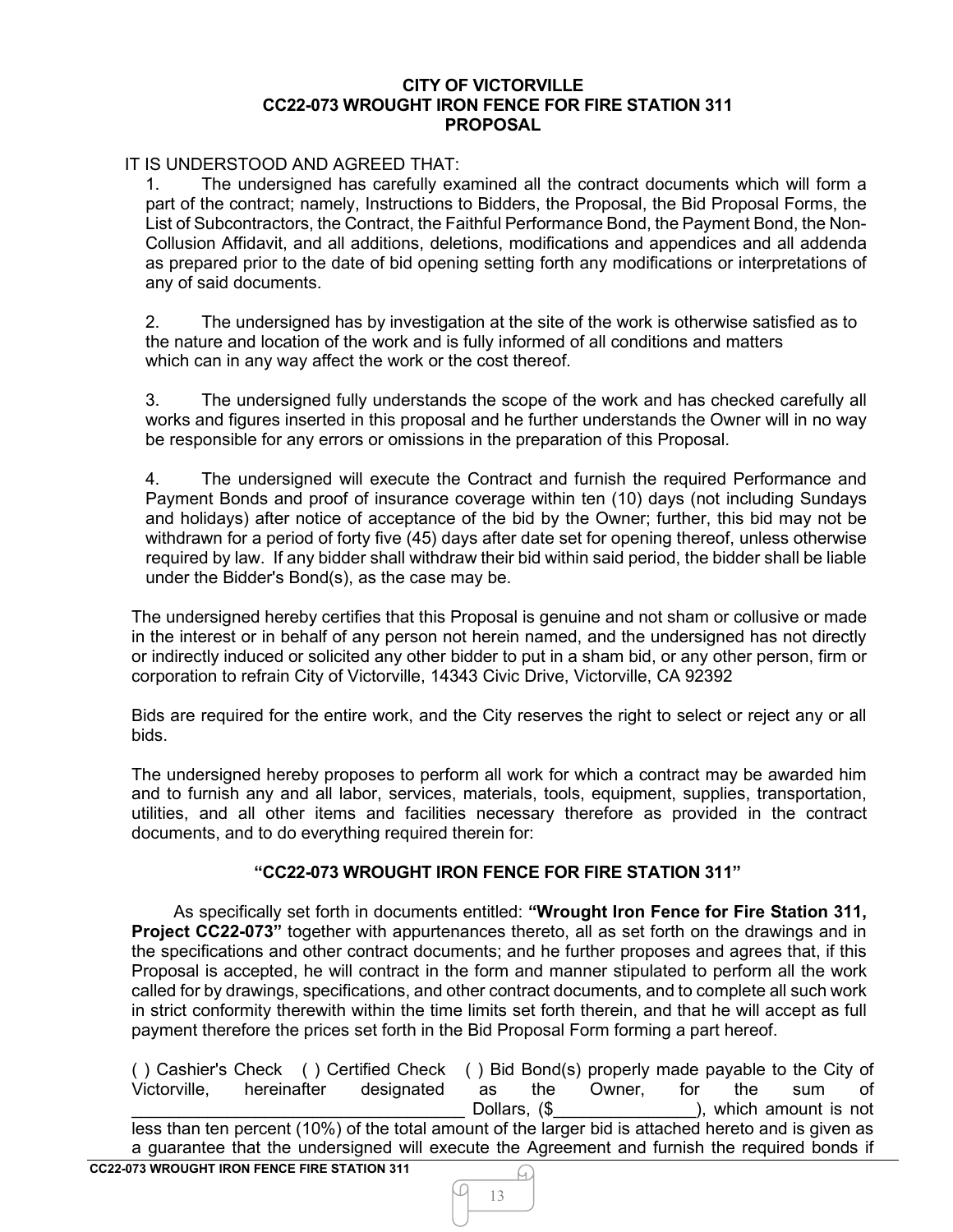**CITY OF VICTORVILLE**
**CC22-073 WROUGHT IRON FENCE FOR FIRE STATION 311**
**PROPOSAL**

IT IS UNDERSTOOD AND AGREED THAT:

1. The undersigned has carefully examined all the contract documents which will form a part of the contract; namely, Instructions to Bidders, the Proposal, the Bid Proposal Forms, the List of Subcontractors, the Contract, the Faithful Performance Bond, the Payment Bond, the Non-Collusion Affidavit, and all additions, deletions, modifications and appendices and all addenda as prepared prior to the date of bid opening setting forth any modifications or interpretations of any of said documents.

2. The undersigned has by investigation at the site of the work is otherwise satisfied as to the nature and location of the work and is fully informed of all conditions and matters which can in any way affect the work or the cost thereof.

3. The undersigned fully understands the scope of the work and has checked carefully all works and figures inserted in this proposal and he further understands the Owner will in no way be responsible for any errors or omissions in the preparation of this Proposal.

4. The undersigned will execute the Contract and furnish the required Performance and Payment Bonds and proof of insurance coverage within ten (10) days (not including Sundays and holidays) after notice of acceptance of the bid by the Owner; further, this bid may not be withdrawn for a period of forty five (45) days after date set for opening thereof, unless otherwise required by law. If any bidder shall withdraw their bid within said period, the bidder shall be liable under the Bidder's Bond(s), as the case may be.

The undersigned hereby certifies that this Proposal is genuine and not sham or collusive or made in the interest or in behalf of any person not herein named, and the undersigned has not directly or indirectly induced or solicited any other bidder to put in a sham bid, or any other person, firm or corporation to refrain City of Victorville, 14343 Civic Drive, Victorville, CA 92392

Bids are required for the entire work, and the City reserves the right to select or reject any or all bids.

The undersigned hereby proposes to perform all work for which a contract may be awarded him and to furnish any and all labor, services, materials, tools, equipment, supplies, transportation, utilities, and all other items and facilities necessary therefore as provided in the contract documents, and to do everything required therein for:

**"CC22-073 WROUGHT IRON FENCE FOR FIRE STATION 311"**

As specifically set forth in documents entitled: **"Wrought Iron Fence for Fire Station 311, Project CC22-073"** together with appurtenances thereto, all as set forth on the drawings and in the specifications and other contract documents; and he further proposes and agrees that, if this Proposal is accepted, he will contract in the form and manner stipulated to perform all the work called for by drawings, specifications, and other contract documents, and to complete all such work in strict conformity therewith within the time limits set forth therein, and that he will accept as full payment therefore the prices set forth in the Bid Proposal Form forming a part hereof.

( ) Cashier's Check ( ) Certified Check ( ) Bid Bond(s) properly made payable to the City of Victorville, hereinafter designated as the Owner, for the sum of ____________________________________ Dollars, ($_______________), which amount is not less than ten percent (10%) of the total amount of the larger bid is attached hereto and is given as a guarantee that the undersigned will execute the Agreement and furnish the required bonds if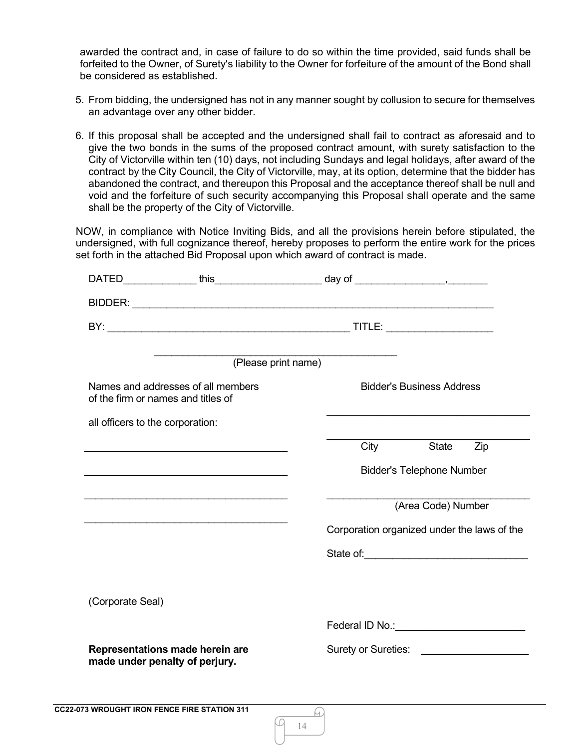awarded the contract and, in case of failure to do so within the time provided, said funds shall be forfeited to the Owner, of Surety's liability to the Owner for forfeiture of the amount of the Bond shall be considered as established.

5. From bidding, the undersigned has not in any manner sought by collusion to secure for themselves an advantage over any other bidder.

6. If this proposal shall be accepted and the undersigned shall fail to contract as aforesaid and to give the two bonds in the sums of the proposed contract amount, with surety satisfaction to the City of Victorville within ten (10) days, not including Sundays and legal holidays, after award of the contract by the City Council, the City of Victorville, may, at its option, determine that the bidder has abandoned the contract, and thereupon this Proposal and the acceptance thereof shall be null and void and the forfeiture of such security accompanying this Proposal shall operate and the same shall be the property of the City of Victorville.

NOW, in compliance with Notice Inviting Bids, and all the provisions herein before stipulated, the undersigned, with full cognizance thereof, hereby proposes to perform the entire work for the prices set forth in the attached Bid Proposal upon which award of contract is made.

DATED_____________ this__________________ day of _______________,_______

BIDDER: _________________________________________________________________

BY: ____________________________________________ TITLE: __________________

_____________________________________________
(Please print name)

Names and addresses of all members of the firm or names and titles of all officers to the corporation:

___________________________________

___________________________________

___________________________________

___________________________________

Bidder's Business Address

_____________________________________

_____________________________________
City State Zip

Bidder's Telephone Number

_____________________________________
(Area Code) Number

Corporation organized under the laws of the State of:_____________________________

(Corporate Seal)

Federal ID No.:_______________________

**Representations made herein are made under penalty of perjury.**

Surety or Sureties: ___________________

CC22-073 WROUGHT IRON FENCE FIRE STATION 311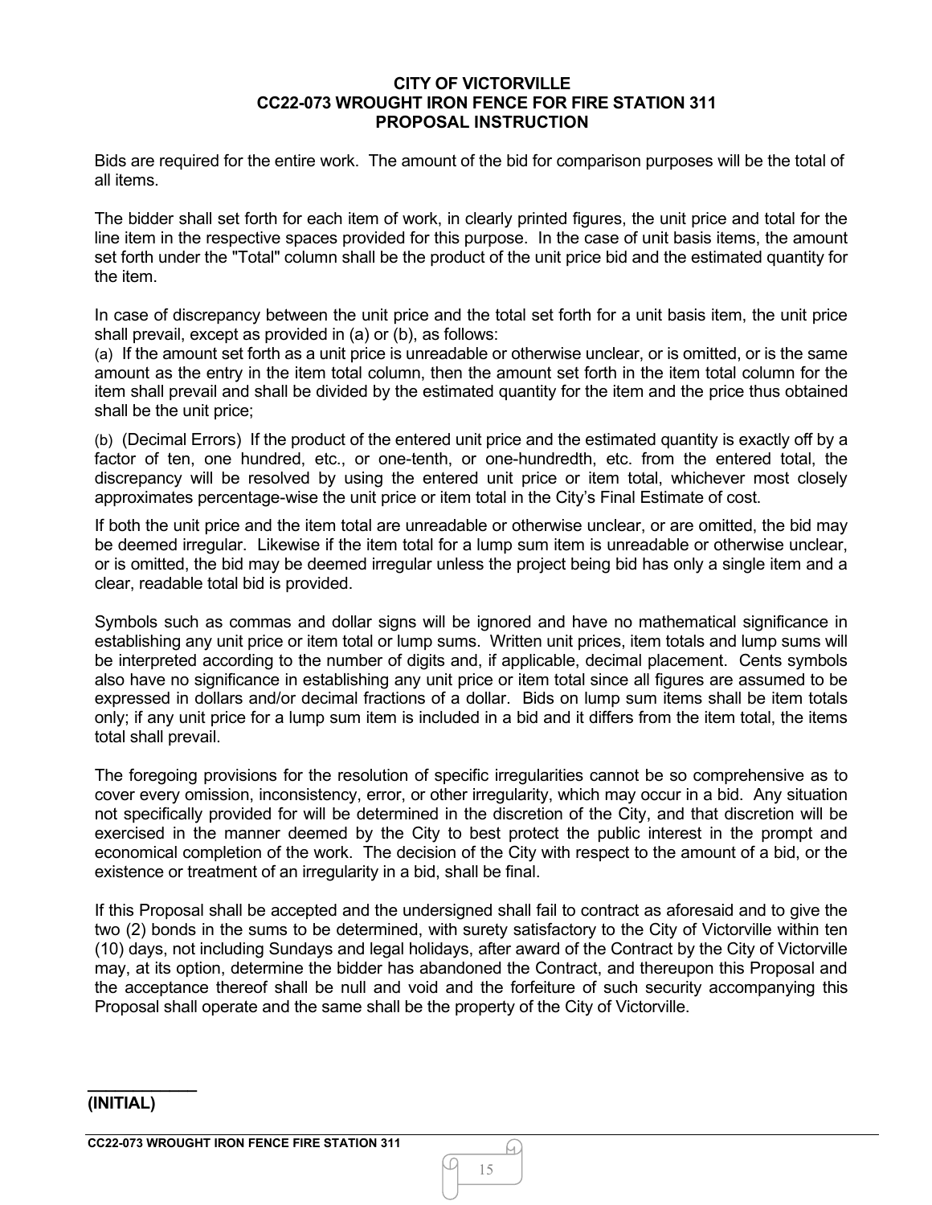# CITY OF VICTORVILLE
## CC22-073 WROUGHT IRON FENCE FOR FIRE STATION 311
## PROPOSAL INSTRUCTION

Bids are required for the entire work. The amount of the bid for comparison purposes will be the total of all items.

The bidder shall set forth for each item of work, in clearly printed figures, the unit price and total for the line item in the respective spaces provided for this purpose. In the case of unit basis items, the amount set forth under the "Total" column shall be the product of the unit price bid and the estimated quantity for the item.

In case of discrepancy between the unit price and the total set forth for a unit basis item, the unit price shall prevail, except as provided in (a) or (b), as follows:

(a) If the amount set forth as a unit price is unreadable or otherwise unclear, or is omitted, or is the same amount as the entry in the item total column, then the amount set forth in the item total column for the item shall prevail and shall be divided by the estimated quantity for the item and the price thus obtained shall be the unit price;

(b) (Decimal Errors) If the product of the entered unit price and the estimated quantity is exactly off by a factor of ten, one hundred, etc., or one-tenth, or one-hundredth, etc. from the entered total, the discrepancy will be resolved by using the entered unit price or item total, whichever most closely approximates percentage-wise the unit price or item total in the City's Final Estimate of cost.

If both the unit price and the item total are unreadable or otherwise unclear, or are omitted, the bid may be deemed irregular. Likewise if the item total for a lump sum item is unreadable or otherwise unclear, or is omitted, the bid may be deemed irregular unless the project being bid has only a single item and a clear, readable total bid is provided.

Symbols such as commas and dollar signs will be ignored and have no mathematical significance in establishing any unit price or item total or lump sums. Written unit prices, item totals and lump sums will be interpreted according to the number of digits and, if applicable, decimal placement. Cents symbols also have no significance in establishing any unit price or item total since all figures are assumed to be expressed in dollars and/or decimal fractions of a dollar. Bids on lump sum items shall be item totals only; if any unit price for a lump sum item is included in a bid and it differs from the item total, the items total shall prevail.

The foregoing provisions for the resolution of specific irregularities cannot be so comprehensive as to cover every omission, inconsistency, error, or other irregularity, which may occur in a bid. Any situation not specifically provided for will be determined in the discretion of the City, and that discretion will be exercised in the manner deemed by the City to best protect the public interest in the prompt and economical completion of the work. The decision of the City with respect to the amount of a bid, or the existence or treatment of an irregularity in a bid, shall be final.

If this Proposal shall be accepted and the undersigned shall fail to contract as aforesaid and to give the two (2) bonds in the sums to be determined, with surety satisfactory to the City of Victorville within ten (10) days, not including Sundays and legal holidays, after award of the Contract by the City of Victorville may, at its option, determine the bidder has abandoned the Contract, and thereupon this Proposal and the acceptance thereof shall be null and void and the forfeiture of such security accompanying this Proposal shall operate and the same shall be the property of the City of Victorville.

\_\_\_\_\_\_\_\_\_\_\_\_

**(INITIAL)**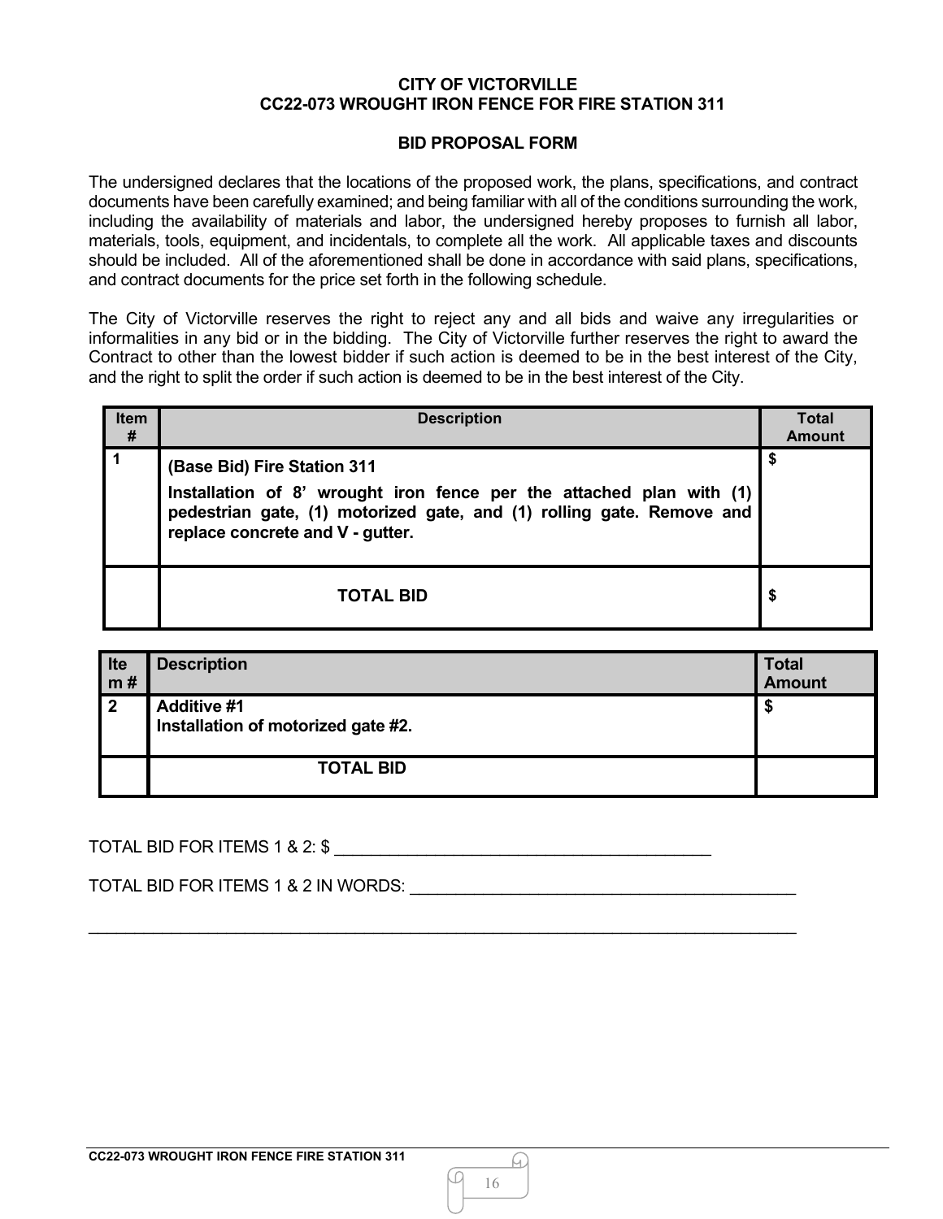**CITY OF VICTORVILLE**
**CC22-073 WROUGHT IRON FENCE FOR FIRE STATION 311**

**BID PROPOSAL FORM**

The undersigned declares that the locations of the proposed work, the plans, specifications, and contract documents have been carefully examined; and being familiar with all of the conditions surrounding the work, including the availability of materials and labor, the undersigned hereby proposes to furnish all labor, materials, tools, equipment, and incidentals, to complete all the work. All applicable taxes and discounts should be included. All of the aforementioned shall be done in accordance with said plans, specifications, and contract documents for the price set forth in the following schedule.

The City of Victorville reserves the right to reject any and all bids and waive any irregularities or informalities in any bid or in the bidding. The City of Victorville further reserves the right to award the Contract to other than the lowest bidder if such action is deemed to be in the best interest of the City, and the right to split the order if such action is deemed to be in the best interest of the City.

| Item # | Description | Total Amount |
|---|---|---|
| 1 | **(Base Bid) Fire Station 311** **Installation of 8' wrought iron fence per the attached plan with (1) pedestrian gate, (1) motorized gate, and (1) rolling gate. Remove and replace concrete and V - gutter.** | $ |
| | **TOTAL BID** | $ |

| Item # | Description | Total Amount |
|---|---|---|
| 2 | **Additive #1** **Installation of motorized gate #2.** | $ |
| | **TOTAL BID** | |

TOTAL BID FOR ITEMS 1 & 2: $ ________________________________________

TOTAL BID FOR ITEMS 1 & 2 IN WORDS: ________________________________________

______________________________________________________________________________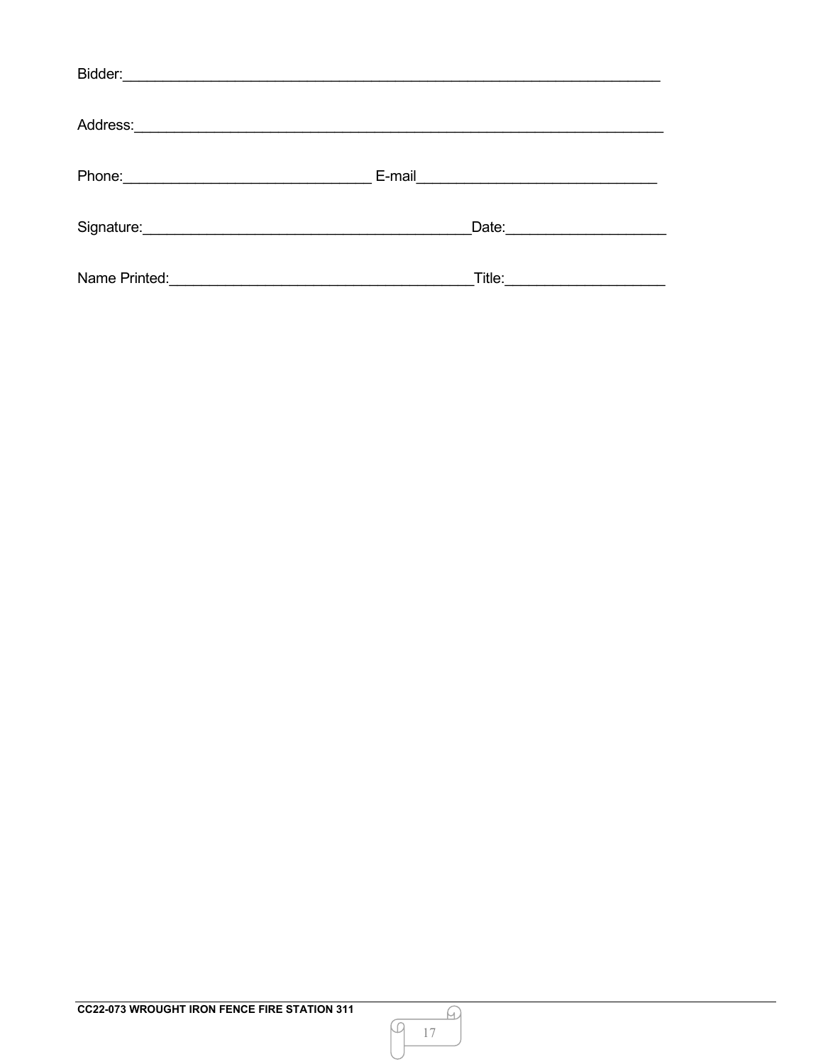Bidder:_______________________________________________________________

Address:______________________________________________________________

Phone:______________________________ E-mail_____________________________

Signature:_______________________________________Date:___________________

Name Printed:____________________________________Title:___________________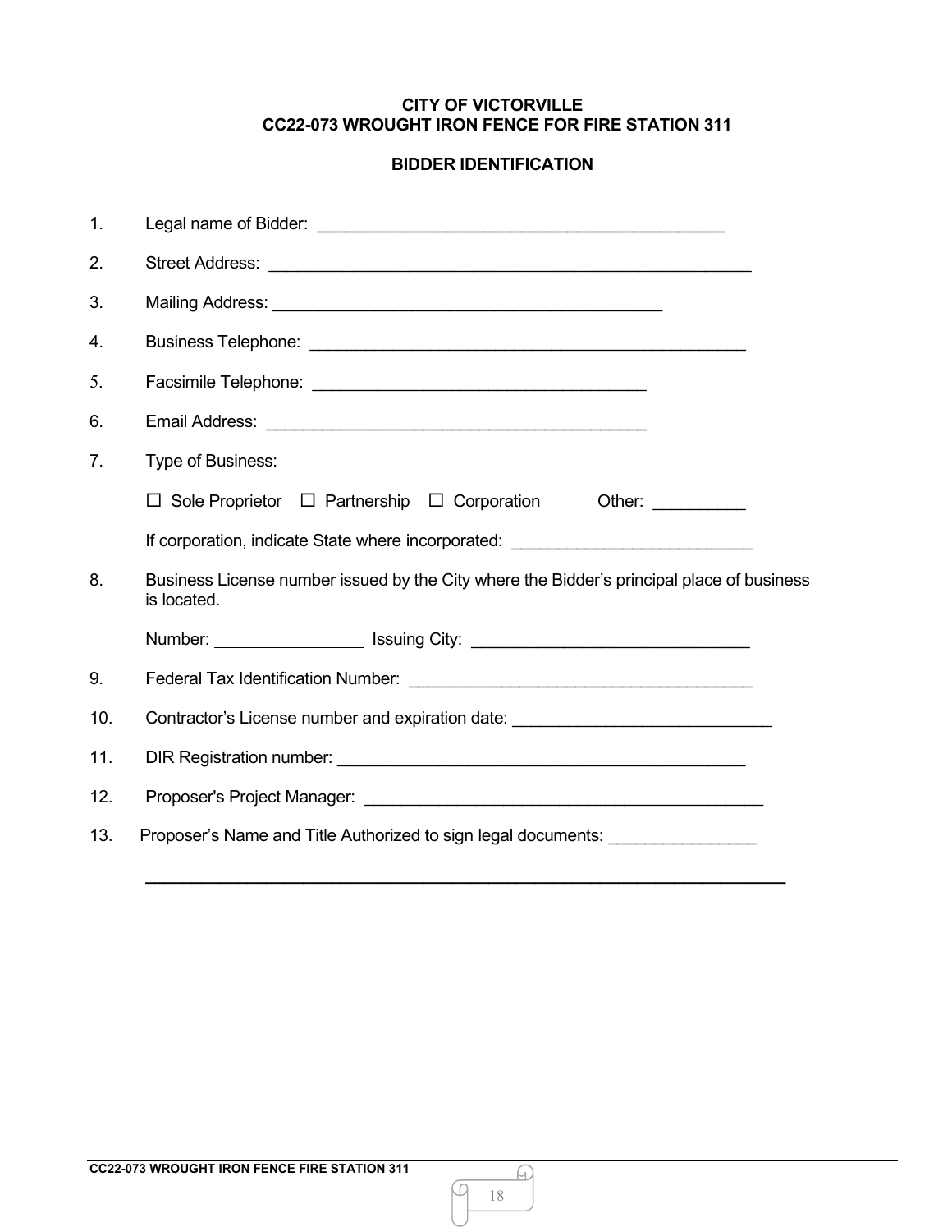**CITY OF VICTORVILLE**
**CC22-073 WROUGHT IRON FENCE FOR FIRE STATION 311**

**BIDDER IDENTIFICATION**

1. Legal name of Bidder: _____________________________________________

2. Street Address: _____________________________________________________

3. Mailing Address: ___________________________________________

4. Business Telephone: ________________________________________________

5. Facsimile Telephone: _____________________________________

6. Email Address: __________________________________________

7. Type of Business:

   ☐ Sole Proprietor ☐ Partnership ☐ Corporation Other: __________

   If corporation, indicate State where incorporated: __________________________

8. Business License number issued by the City where the Bidder's principal place of business is located.

   Number: ________________ Issuing City: ______________________________

9. Federal Tax Identification Number: ______________________________________

10. Contractor's License number and expiration date: ____________________________

11. DIR Registration number: _____________________________________________

12. Proposer's Project Manager: ____________________________________________

13. Proposer's Name and Title Authorized to sign legal documents: ________________

    ________________________________________________________________________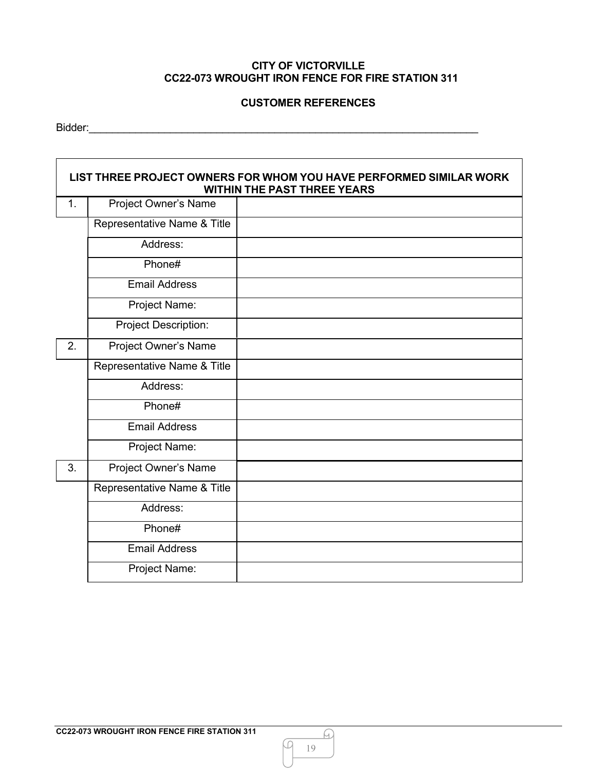**CITY OF VICTORVILLE**
**CC22-073 WROUGHT IRON FENCE FOR FIRE STATION 311**

**CUSTOMER REFERENCES**

Bidder:_______________________________________________________________________

| **LIST THREE PROJECT OWNERS FOR WHOM YOU HAVE PERFORMED SIMILAR WORK WITHIN THE PAST THREE YEARS** | | |
|---|---|---|
| 1. | Project Owner's Name | |
| | Representative Name & Title | |
| | Address: | |
| | Phone# | |
| | Email Address | |
| | Project Name: | |
| | Project Description: | |
| 2. | Project Owner's Name | |
| | Representative Name & Title | |
| | Address: | |
| | Phone# | |
| | Email Address | |
| | Project Name: | |
| 3. | Project Owner's Name | |
| | Representative Name & Title | |
| | Address: | |
| | Phone# | |
| | Email Address | |
| | Project Name: | |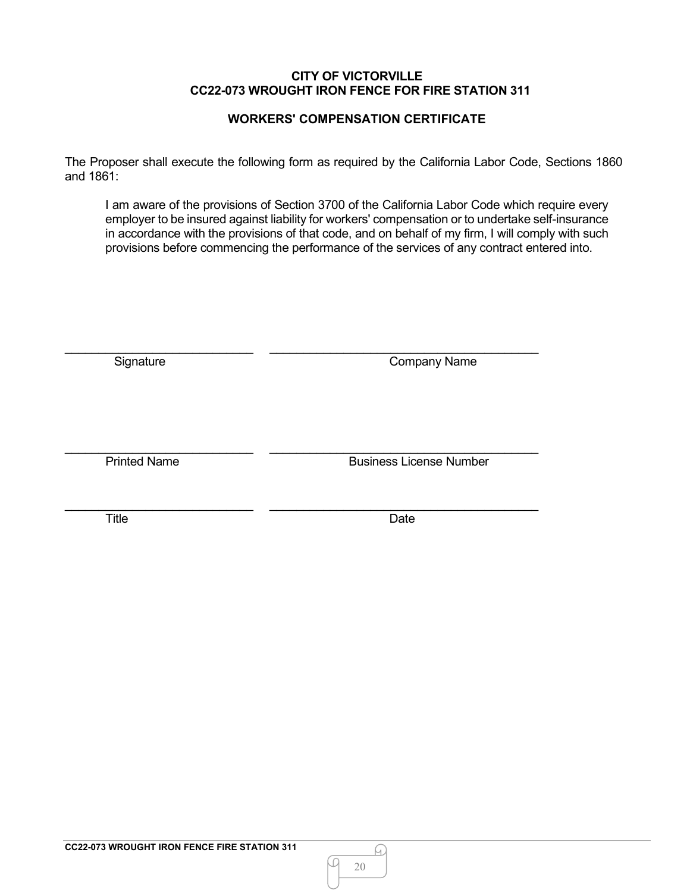**CITY OF VICTORVILLE**
**CC22-073 WROUGHT IRON FENCE FOR FIRE STATION 311**

## WORKERS' COMPENSATION CERTIFICATE

The Proposer shall execute the following form as required by the California Labor Code, Sections 1860 and 1861:

> I am aware of the provisions of Section 3700 of the California Labor Code which require every employer to be insured against liability for workers' compensation or to undertake self-insurance in accordance with the provisions of that code, and on behalf of my firm, I will comply with such provisions before commencing the performance of the services of any contract entered into.

| | |
|---|---|
| ____________________________ | ________________________________________ |
| Signature | Company Name |
| ____________________________ | ________________________________________ |
| Printed Name | Business License Number |
| ____________________________ | ________________________________________ |
| Title | Date |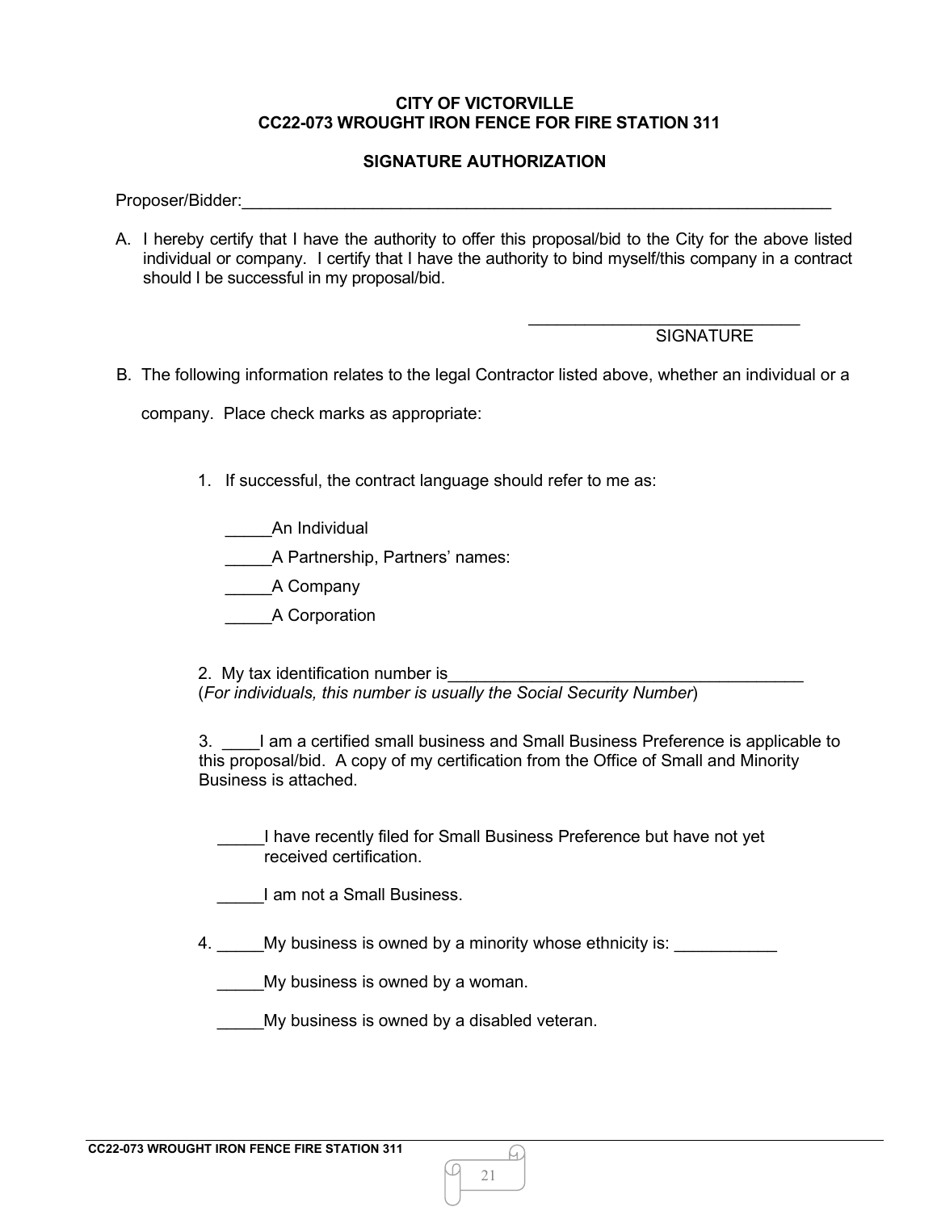**CITY OF VICTORVILLE**
**CC22-073 WROUGHT IRON FENCE FOR FIRE STATION 311**

**SIGNATURE AUTHORIZATION**

Proposer/Bidder:_______________________________________________________________________

A. I hereby certify that I have the authority to offer this proposal/bid to the City for the above listed individual or company. I certify that I have the authority to bind myself/this company in a contract should I be successful in my proposal/bid.

_______________________________
SIGNATURE

B. The following information relates to the legal Contractor listed above, whether an individual or a company. Place check marks as appropriate:

1. If successful, the contract language should refer to me as:

_____An Individual

_____A Partnership, Partners' names:

_____A Company

_____A Corporation

2. My tax identification number is_______________________________________
(*For individuals, this number is usually the Social Security Number*)

3. ____I am a certified small business and Small Business Preference is applicable to this proposal/bid. A copy of my certification from the Office of Small and Minority Business is attached.

_____I have recently filed for Small Business Preference but have not yet received certification.

_____I am not a Small Business.

4. _____My business is owned by a minority whose ethnicity is: ___________

_____My business is owned by a woman.

_____My business is owned by a disabled veteran.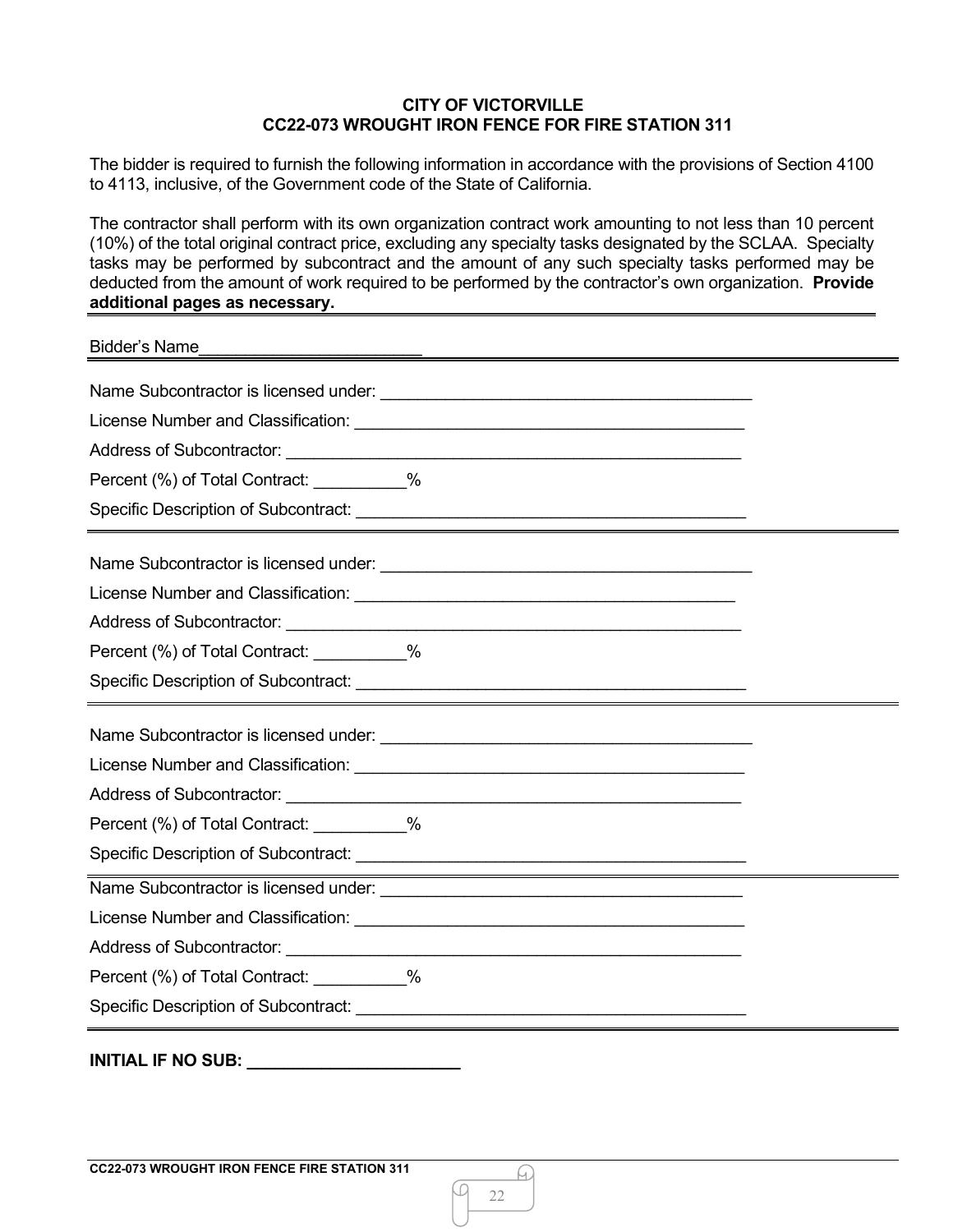**CITY OF VICTORVILLE**
**CC22-073 WROUGHT IRON FENCE FOR FIRE STATION 311**

The bidder is required to furnish the following information in accordance with the provisions of Section 4100 to 4113, inclusive, of the Government code of the State of California.

The contractor shall perform with its own organization contract work amounting to not less than 10 percent (10%) of the total original contract price, excluding any specialty tasks designated by the SCLAA. Specialty tasks may be performed by subcontract and the amount of any such specialty tasks performed may be deducted from the amount of work required to be performed by the contractor's own organization. **Provide additional pages as necessary.**

---

Bidder's Name________________________

---

Name Subcontractor is licensed under: ________________________________________

License Number and Classification: ___________________________________________

Address of Subcontractor: ________________________________________________

Percent (%) of Total Contract: __________%

Specific Description of Subcontract: ___________________________________________

---

Name Subcontractor is licensed under: ________________________________________

License Number and Classification: __________________________________________

Address of Subcontractor: ________________________________________________

Percent (%) of Total Contract: __________%

Specific Description of Subcontract: ___________________________________________

---

Name Subcontractor is licensed under: ________________________________________

License Number and Classification: ___________________________________________

Address of Subcontractor: ________________________________________________

Percent (%) of Total Contract: __________%

Specific Description of Subcontract: ___________________________________________

---

Name Subcontractor is licensed under: _______________________________________

License Number and Classification: ___________________________________________

Address of Subcontractor: ________________________________________________

Percent (%) of Total Contract: __________%

Specific Description of Subcontract: ___________________________________________

---

**INITIAL IF NO SUB: ______________________**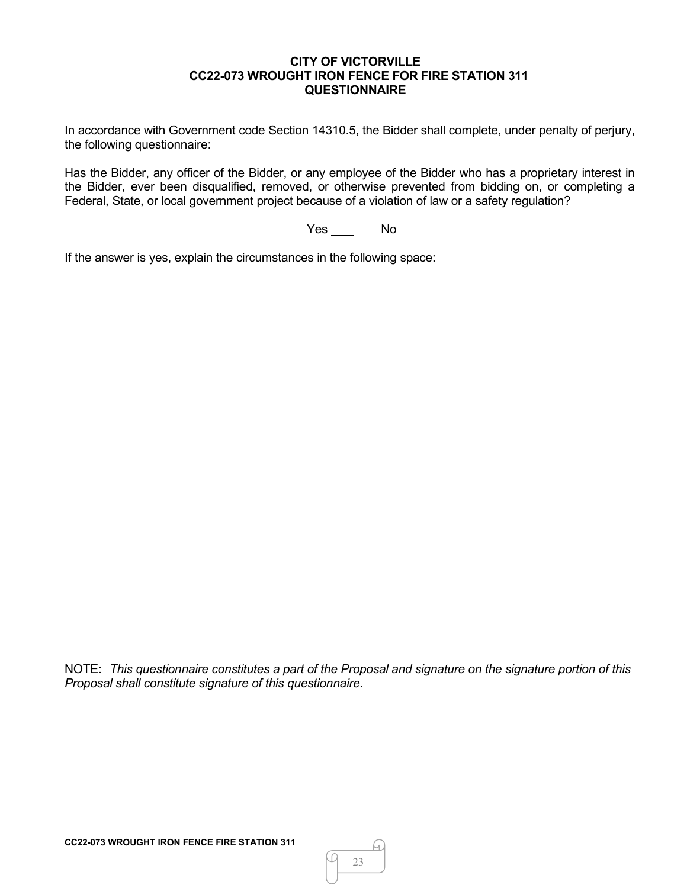**CITY OF VICTORVILLE**
**CC22-073 WROUGHT IRON FENCE FOR FIRE STATION 311**
**QUESTIONNAIRE**

In accordance with Government code Section 14310.5, the Bidder shall complete, under penalty of perjury, the following questionnaire:

Has the Bidder, any officer of the Bidder, or any employee of the Bidder who has a proprietary interest in the Bidder, ever been disqualified, removed, or otherwise prevented from bidding on, or completing a Federal, State, or local government project because of a violation of law or a safety regulation?

Yes \_\_\_\_ No

If the answer is yes, explain the circumstances in the following space:

NOTE: *This questionnaire constitutes a part of the Proposal and signature on the signature portion of this Proposal shall constitute signature of this questionnaire.*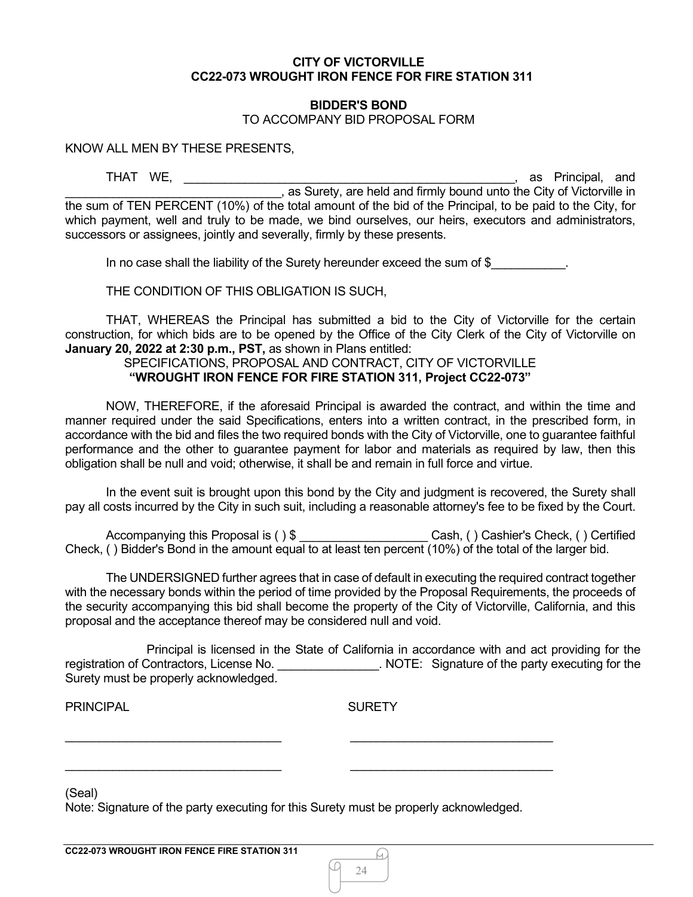**CITY OF VICTORVILLE**
**CC22-073 WROUGHT IRON FENCE FOR FIRE STATION 311**

**BIDDER'S BOND**
TO ACCOMPANY BID PROPOSAL FORM

KNOW ALL MEN BY THESE PRESENTS,

THAT WE, ____________________________________________________, as Principal, and ________________________________, as Surety, are held and firmly bound unto the City of Victorville in the sum of TEN PERCENT (10%) of the total amount of the bid of the Principal, to be paid to the City, for which payment, well and truly to be made, we bind ourselves, our heirs, executors and administrators, successors or assignees, jointly and severally, firmly by these presents.

In no case shall the liability of the Surety hereunder exceed the sum of $___________.

THE CONDITION OF THIS OBLIGATION IS SUCH,

THAT, WHEREAS the Principal has submitted a bid to the City of Victorville for the certain construction, for which bids are to be opened by the Office of the City Clerk of the City of Victorville on **January 20, 2022 at 2:30 p.m., PST,** as shown in Plans entitled:

SPECIFICATIONS, PROPOSAL AND CONTRACT, CITY OF VICTORVILLE
**"WROUGHT IRON FENCE FOR FIRE STATION 311, Project CC22-073"**

NOW, THEREFORE, if the aforesaid Principal is awarded the contract, and within the time and manner required under the said Specifications, enters into a written contract, in the prescribed form, in accordance with the bid and files the two required bonds with the City of Victorville, one to guarantee faithful performance and the other to guarantee payment for labor and materials as required by law, then this obligation shall be null and void; otherwise, it shall be and remain in full force and virtue.

In the event suit is brought upon this bond by the City and judgment is recovered, the Surety shall pay all costs incurred by the City in such suit, including a reasonable attorney's fee to be fixed by the Court.

Accompanying this Proposal is ( ) $ ___________________ Cash, ( ) Cashier's Check, ( ) Certified Check, ( ) Bidder's Bond in the amount equal to at least ten percent (10%) of the total of the larger bid.

The UNDERSIGNED further agrees that in case of default in executing the required contract together with the necessary bonds within the period of time provided by the Proposal Requirements, the proceeds of the security accompanying this bid shall become the property of the City of Victorville, California, and this proposal and the acceptance thereof may be considered null and void.

Principal is licensed in the State of California in accordance with and act providing for the registration of Contractors, License No. _______________. NOTE: Signature of the party executing for the Surety must be properly acknowledged.

| PRINCIPAL | SURETY |
|---|---|
| ________________________________ | ______________________________ |
| ________________________________ | ______________________________ |

(Seal)
Note: Signature of the party executing for this Surety must be properly acknowledged.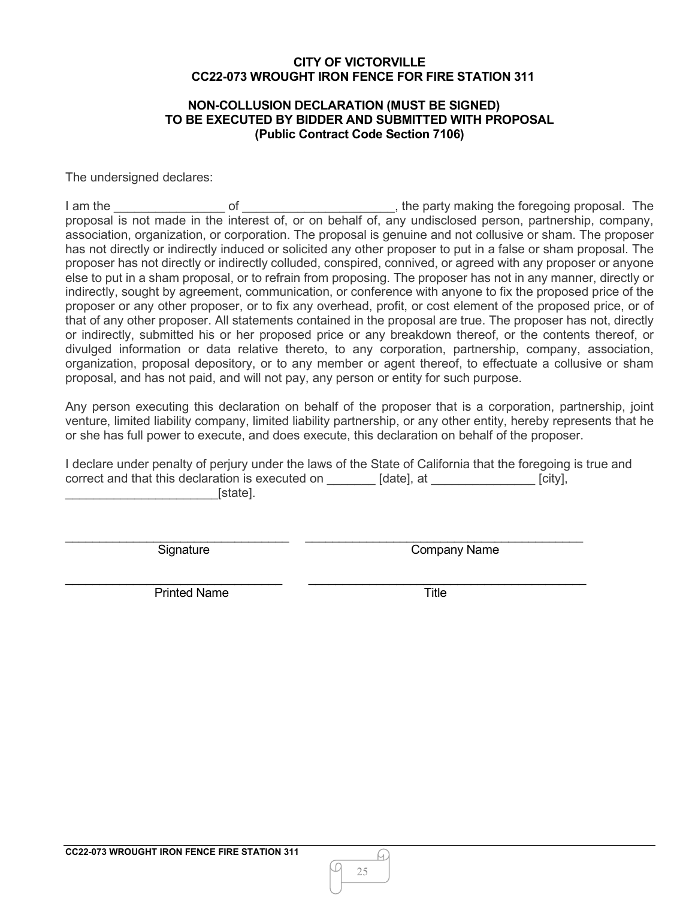**CITY OF VICTORVILLE**
**CC22-073 WROUGHT IRON FENCE FOR FIRE STATION 311**

**NON-COLLUSION DECLARATION (MUST BE SIGNED)**
**TO BE EXECUTED BY BIDDER AND SUBMITTED WITH PROPOSAL**
**(Public Contract Code Section 7106)**

The undersigned declares:

I am the ________________ of ______________________, the party making the foregoing proposal. The proposal is not made in the interest of, or on behalf of, any undisclosed person, partnership, company, association, organization, or corporation. The proposal is genuine and not collusive or sham. The proposer has not directly or indirectly induced or solicited any other proposer to put in a false or sham proposal. The proposer has not directly or indirectly colluded, conspired, connived, or agreed with any proposer or anyone else to put in a sham proposal, or to refrain from proposing. The proposer has not in any manner, directly or indirectly, sought by agreement, communication, or conference with anyone to fix the proposed price of the proposer or any other proposer, or to fix any overhead, profit, or cost element of the proposed price, or of that of any other proposer. All statements contained in the proposal are true. The proposer has not, directly or indirectly, submitted his or her proposed price or any breakdown thereof, or the contents thereof, or divulged information or data relative thereto, to any corporation, partnership, company, association, organization, proposal depository, or to any member or agent thereof, to effectuate a collusive or sham proposal, and has not paid, and will not pay, any person or entity for such purpose.

Any person executing this declaration on behalf of the proposer that is a corporation, partnership, joint venture, limited liability company, limited liability partnership, or any other entity, hereby represents that he or she has full power to execute, and does execute, this declaration on behalf of the proposer.

I declare under penalty of perjury under the laws of the State of California that the foregoing is true and correct and that this declaration is executed on _______ [date], at _______________ [city], ______________________[state].

_________________________________ Signature

_________________________________ Company Name

_________________________________ Printed Name

_________________________________ Title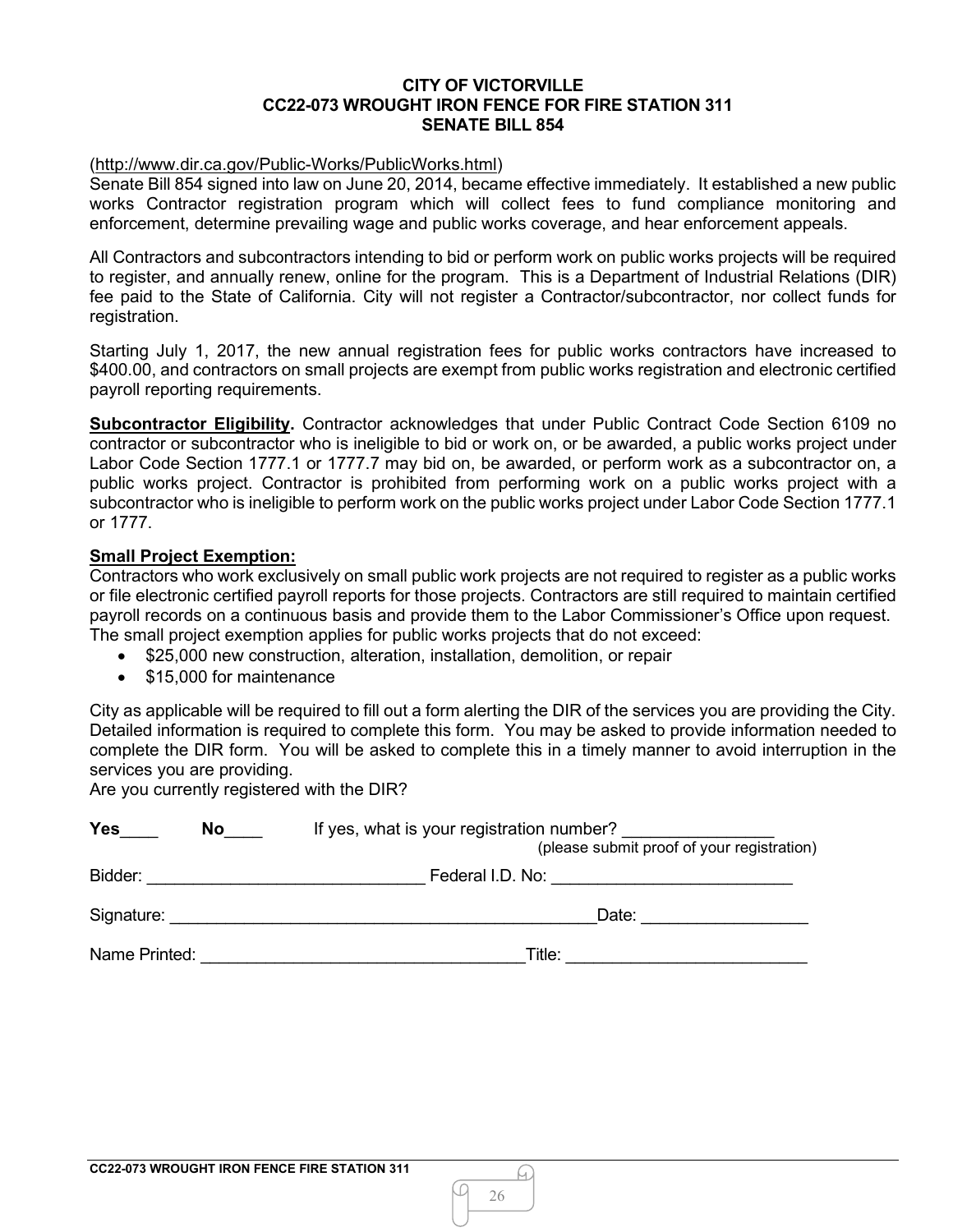**CITY OF VICTORVILLE**
**CC22-073 WROUGHT IRON FENCE FOR FIRE STATION 311**
**SENATE BILL 854**

(http://www.dir.ca.gov/Public-Works/PublicWorks.html)
Senate Bill 854 signed into law on June 20, 2014, became effective immediately. It established a new public works Contractor registration program which will collect fees to fund compliance monitoring and enforcement, determine prevailing wage and public works coverage, and hear enforcement appeals.

All Contractors and subcontractors intending to bid or perform work on public works projects will be required to register, and annually renew, online for the program. This is a Department of Industrial Relations (DIR) fee paid to the State of California. City will not register a Contractor/subcontractor, nor collect funds for registration.

Starting July 1, 2017, the new annual registration fees for public works contractors have increased to $400.00, and contractors on small projects are exempt from public works registration and electronic certified payroll reporting requirements.

**Subcontractor Eligibility.** Contractor acknowledges that under Public Contract Code Section 6109 no contractor or subcontractor who is ineligible to bid or work on, or be awarded, a public works project under Labor Code Section 1777.1 or 1777.7 may bid on, be awarded, or perform work as a subcontractor on, a public works project. Contractor is prohibited from performing work on a public works project with a subcontractor who is ineligible to perform work on the public works project under Labor Code Section 1777.1 or 1777.

**Small Project Exemption:**
Contractors who work exclusively on small public work projects are not required to register as a public works or file electronic certified payroll reports for those projects. Contractors are still required to maintain certified payroll records on a continuous basis and provide them to the Labor Commissioner's Office upon request. The small project exemption applies for public works projects that do not exceed:

- $25,000 new construction, alteration, installation, demolition, or repair
- $15,000 for maintenance

City as applicable will be required to fill out a form alerting the DIR of the services you are providing the City. Detailed information is required to complete this form. You may be asked to provide information needed to complete the DIR form. You will be asked to complete this in a timely manner to avoid interruption in the services you are providing.
Are you currently registered with the DIR?

**Yes**____ **No**____ If yes, what is your registration number? ________________
(please submit proof of your registration)

Bidder: ______________________________ Federal I.D. No: __________________________

Signature: ______________________________________________Date: __________________

Name Printed: ___________________________________Title: __________________________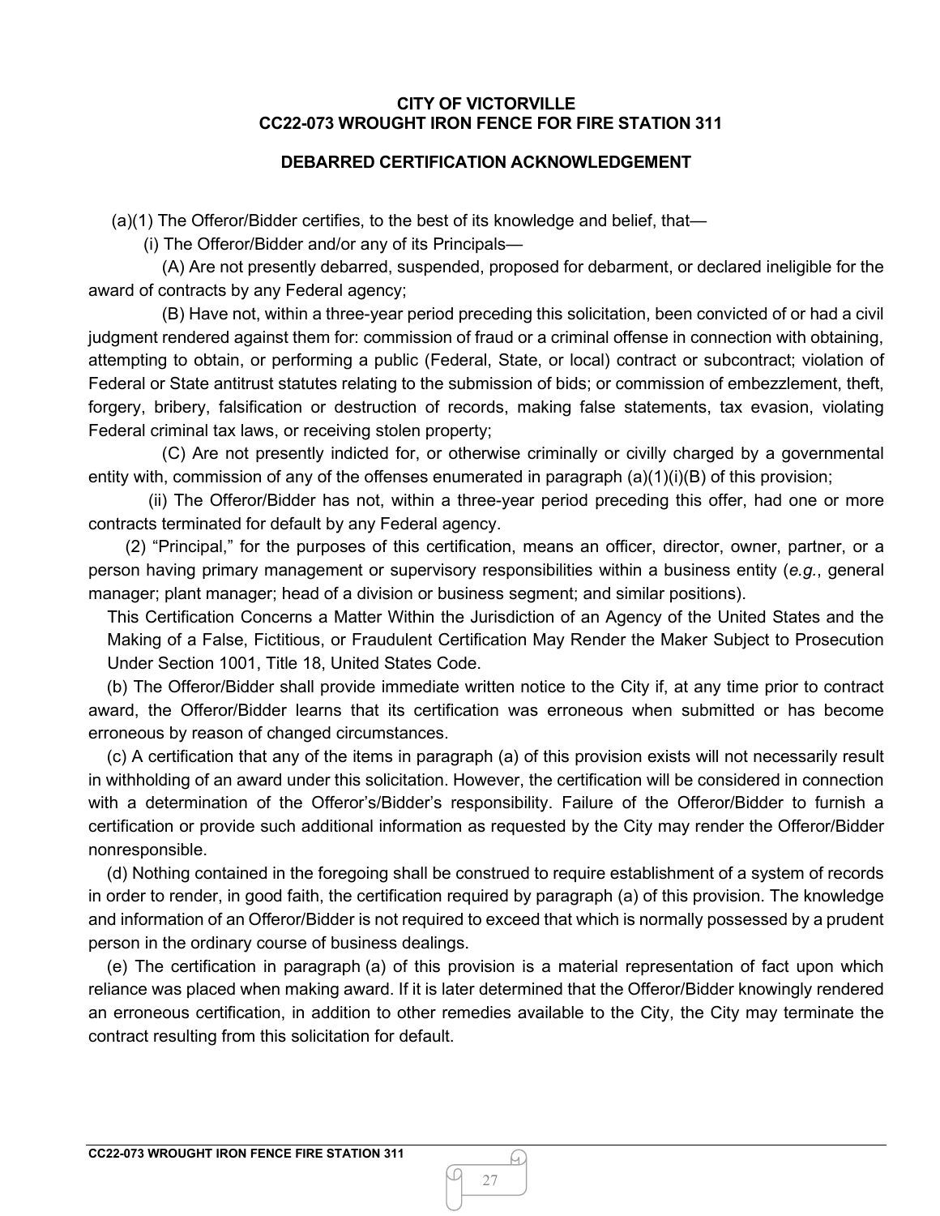**CITY OF VICTORVILLE**
**CC22-073 WROUGHT IRON FENCE FOR FIRE STATION 311**

**DEBARRED CERTIFICATION ACKNOWLEDGEMENT**

(a)(1) The Offeror/Bidder certifies, to the best of its knowledge and belief, that—

(i) The Offeror/Bidder and/or any of its Principals—

(A) Are not presently debarred, suspended, proposed for debarment, or declared ineligible for the award of contracts by any Federal agency;

(B) Have not, within a three-year period preceding this solicitation, been convicted of or had a civil judgment rendered against them for: commission of fraud or a criminal offense in connection with obtaining, attempting to obtain, or performing a public (Federal, State, or local) contract or subcontract; violation of Federal or State antitrust statutes relating to the submission of bids; or commission of embezzlement, theft, forgery, bribery, falsification or destruction of records, making false statements, tax evasion, violating Federal criminal tax laws, or receiving stolen property;

(C) Are not presently indicted for, or otherwise criminally or civilly charged by a governmental entity with, commission of any of the offenses enumerated in paragraph (a)(1)(i)(B) of this provision;

(ii) The Offeror/Bidder has not, within a three-year period preceding this offer, had one or more contracts terminated for default by any Federal agency.

(2) "Principal," for the purposes of this certification, means an officer, director, owner, partner, or a person having primary management or supervisory responsibilities within a business entity (*e.g.*, general manager; plant manager; head of a division or business segment; and similar positions).

This Certification Concerns a Matter Within the Jurisdiction of an Agency of the United States and the Making of a False, Fictitious, or Fraudulent Certification May Render the Maker Subject to Prosecution Under Section 1001, Title 18, United States Code.

(b) The Offeror/Bidder shall provide immediate written notice to the City if, at any time prior to contract award, the Offeror/Bidder learns that its certification was erroneous when submitted or has become erroneous by reason of changed circumstances.

(c) A certification that any of the items in paragraph (a) of this provision exists will not necessarily result in withholding of an award under this solicitation. However, the certification will be considered in connection with a determination of the Offeror's/Bidder's responsibility. Failure of the Offeror/Bidder to furnish a certification or provide such additional information as requested by the City may render the Offeror/Bidder nonresponsible.

(d) Nothing contained in the foregoing shall be construed to require establishment of a system of records in order to render, in good faith, the certification required by paragraph (a) of this provision. The knowledge and information of an Offeror/Bidder is not required to exceed that which is normally possessed by a prudent person in the ordinary course of business dealings.

(e) The certification in paragraph (a) of this provision is a material representation of fact upon which reliance was placed when making award. If it is later determined that the Offeror/Bidder knowingly rendered an erroneous certification, in addition to other remedies available to the City, the City may terminate the contract resulting from this solicitation for default.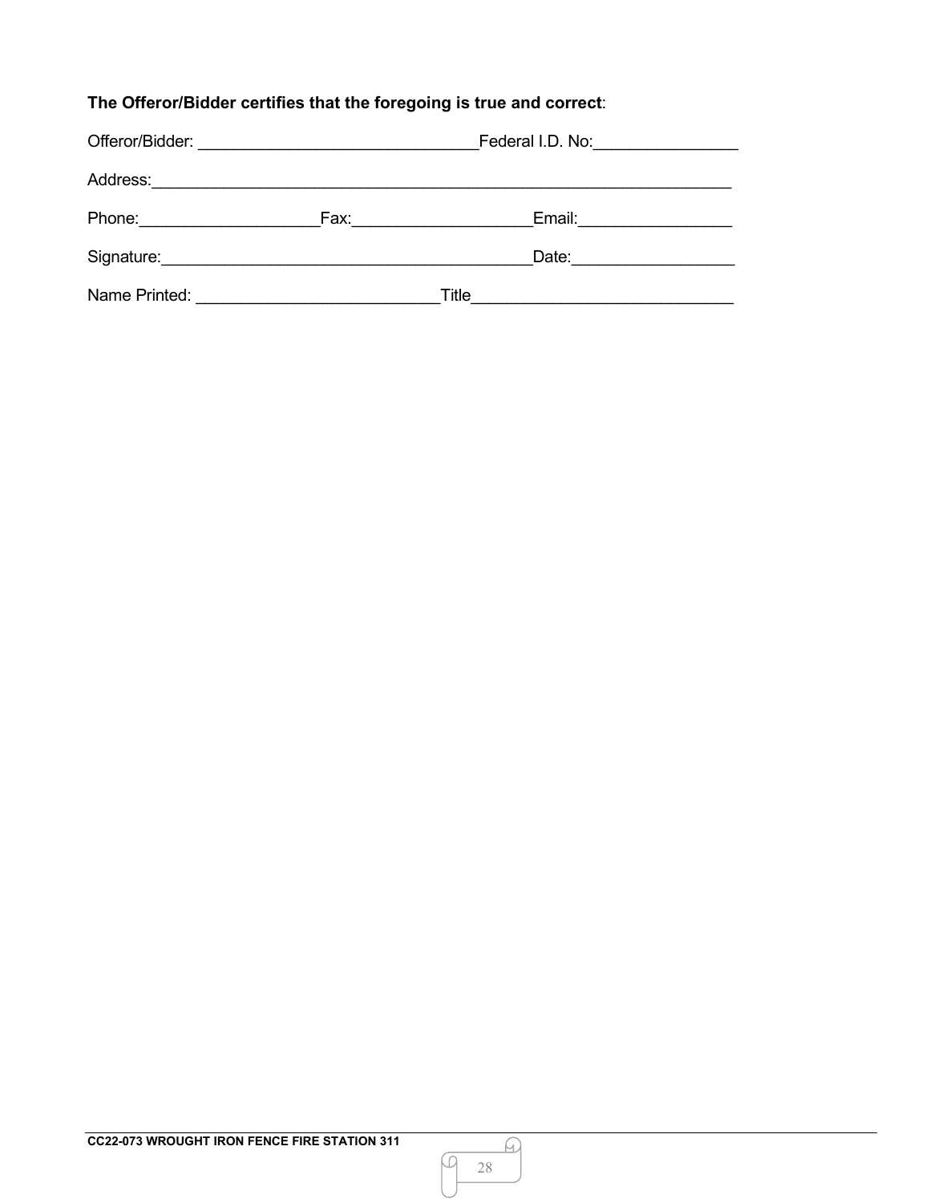**The Offeror/Bidder certifies that the foregoing is true and correct**:

Offeror/Bidder: ______________________________Federal I.D. No:_______________

Address:_________________________________________________________________

Phone:___________________Fax:___________________Email:________________

Signature:________________________________________Date:_________________

Name Printed: __________________________Title____________________________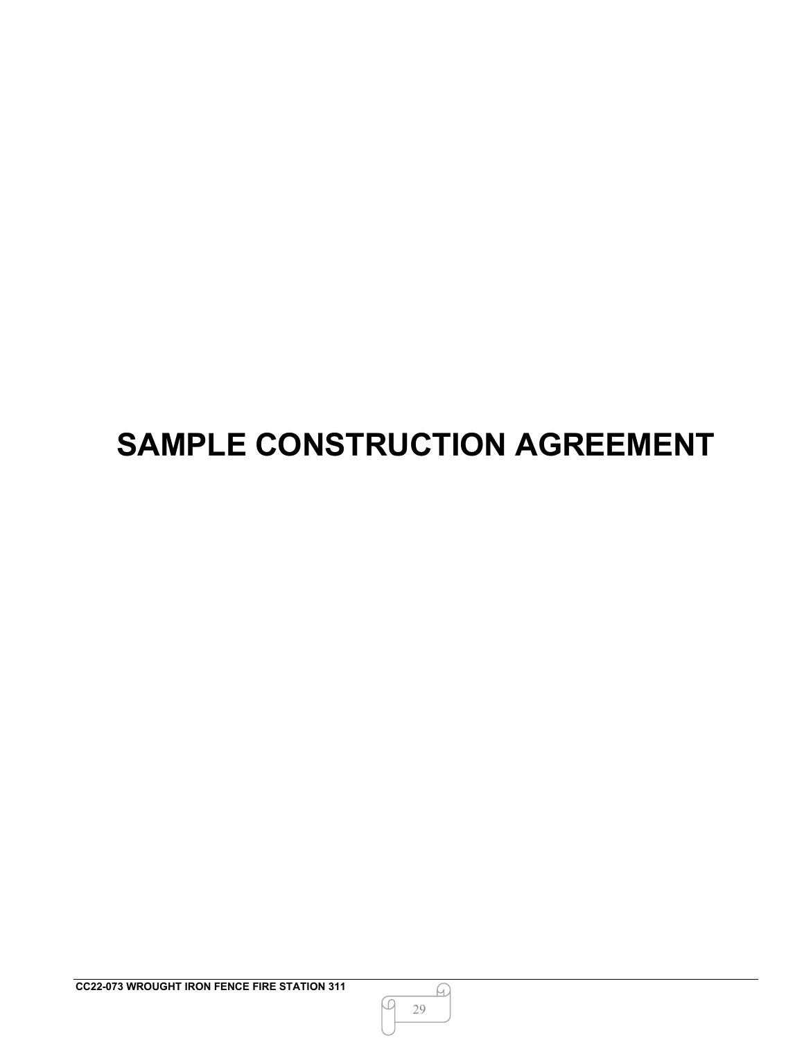# SAMPLE CONSTRUCTION AGREEMENT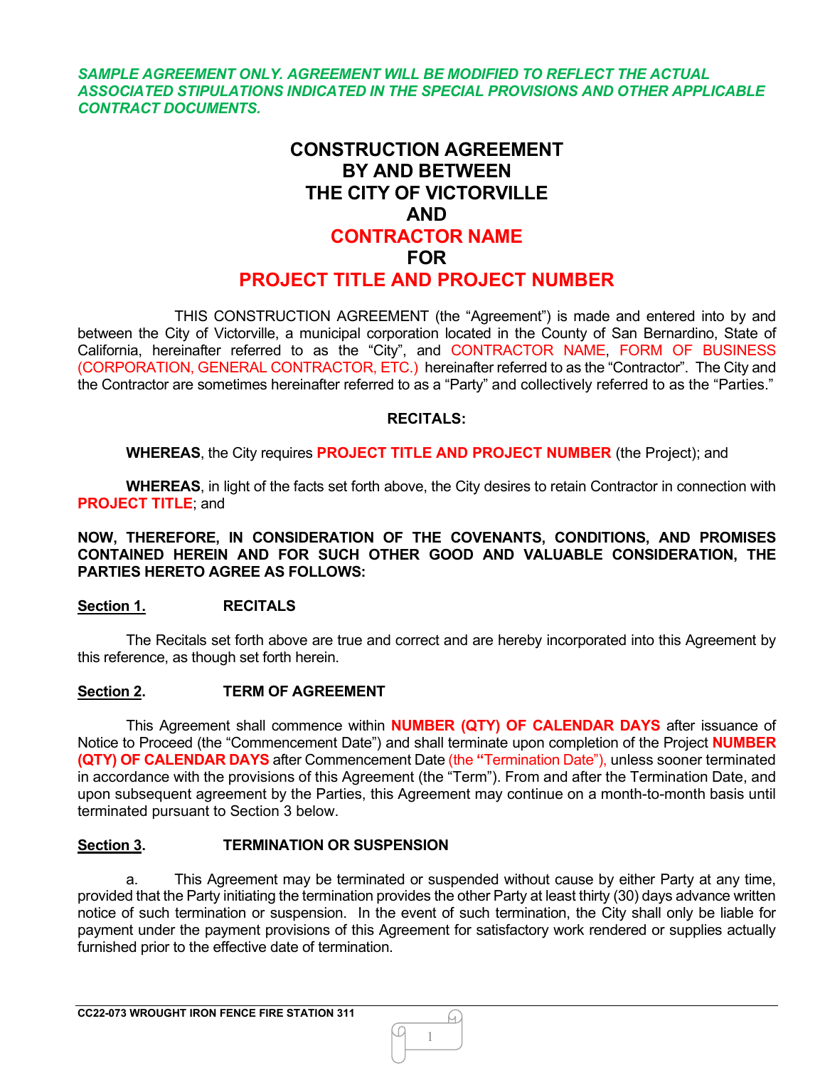***SAMPLE AGREEMENT ONLY. AGREEMENT WILL BE MODIFIED TO REFLECT THE ACTUAL ASSOCIATED STIPULATIONS INDICATED IN THE SPECIAL PROVISIONS AND OTHER APPLICABLE CONTRACT DOCUMENTS.***

# CONSTRUCTION AGREEMENT BY AND BETWEEN THE CITY OF VICTORVILLE AND CONTRACTOR NAME FOR PROJECT TITLE AND PROJECT NUMBER

THIS CONSTRUCTION AGREEMENT (the "Agreement") is made and entered into by and between the City of Victorville, a municipal corporation located in the County of San Bernardino, State of California, hereinafter referred to as the "City", and CONTRACTOR NAME, FORM OF BUSINESS (CORPORATION, GENERAL CONTRACTOR, ETC.) hereinafter referred to as the "Contractor". The City and the Contractor are sometimes hereinafter referred to as a "Party" and collectively referred to as the "Parties."

**RECITALS:**

**WHEREAS**, the City requires **PROJECT TITLE AND PROJECT NUMBER** (the Project); and

**WHEREAS**, in light of the facts set forth above, the City desires to retain Contractor in connection with **PROJECT TITLE**; and

**NOW, THEREFORE, IN CONSIDERATION OF THE COVENANTS, CONDITIONS, AND PROMISES CONTAINED HEREIN AND FOR SUCH OTHER GOOD AND VALUABLE CONSIDERATION, THE PARTIES HERETO AGREE AS FOLLOWS:**

**Section 1. RECITALS**

The Recitals set forth above are true and correct and are hereby incorporated into this Agreement by this reference, as though set forth herein.

**Section 2. TERM OF AGREEMENT**

This Agreement shall commence within **NUMBER (QTY) OF CALENDAR DAYS** after issuance of Notice to Proceed (the "Commencement Date") and shall terminate upon completion of the Project **NUMBER (QTY) OF CALENDAR DAYS** after Commencement Date (the "Termination Date"), unless sooner terminated in accordance with the provisions of this Agreement (the "Term"). From and after the Termination Date, and upon subsequent agreement by the Parties, this Agreement may continue on a month-to-month basis until terminated pursuant to Section 3 below.

**Section 3. TERMINATION OR SUSPENSION**

a. This Agreement may be terminated or suspended without cause by either Party at any time, provided that the Party initiating the termination provides the other Party at least thirty (30) days advance written notice of such termination or suspension. In the event of such termination, the City shall only be liable for payment under the payment provisions of this Agreement for satisfactory work rendered or supplies actually furnished prior to the effective date of termination.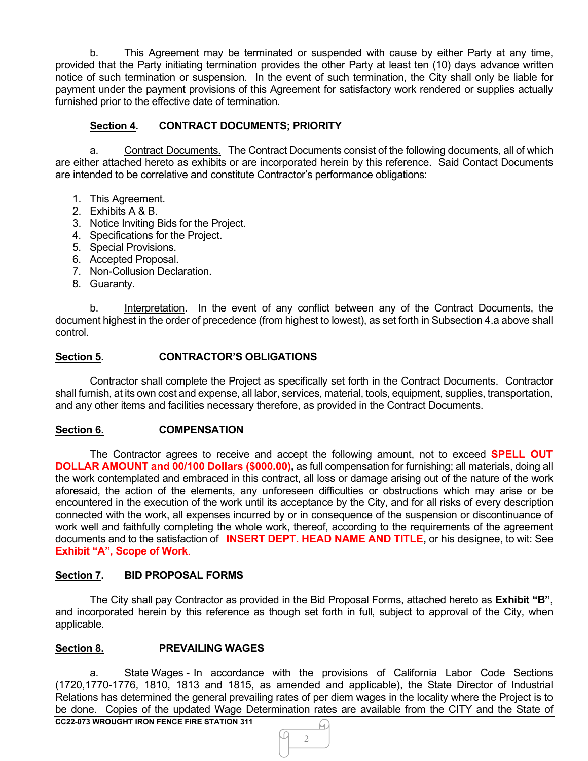b. This Agreement may be terminated or suspended with cause by either Party at any time, provided that the Party initiating termination provides the other Party at least ten (10) days advance written notice of such termination or suspension. In the event of such termination, the City shall only be liable for payment under the payment provisions of this Agreement for satisfactory work rendered or supplies actually furnished prior to the effective date of termination.

**Section 4. CONTRACT DOCUMENTS; PRIORITY**

a. Contract Documents. The Contract Documents consist of the following documents, all of which are either attached hereto as exhibits or are incorporated herein by this reference. Said Contact Documents are intended to be correlative and constitute Contractor's performance obligations:

1. This Agreement.
2. Exhibits A & B.
3. Notice Inviting Bids for the Project.
4. Specifications for the Project.
5. Special Provisions.
6. Accepted Proposal.
7. Non-Collusion Declaration.
8. Guaranty.

b. Interpretation. In the event of any conflict between any of the Contract Documents, the document highest in the order of precedence (from highest to lowest), as set forth in Subsection 4.a above shall control.

**Section 5. CONTRACTOR'S OBLIGATIONS**

Contractor shall complete the Project as specifically set forth in the Contract Documents. Contractor shall furnish, at its own cost and expense, all labor, services, material, tools, equipment, supplies, transportation, and any other items and facilities necessary therefore, as provided in the Contract Documents.

**Section 6. COMPENSATION**

The Contractor agrees to receive and accept the following amount, not to exceed **SPELL OUT DOLLAR AMOUNT and 00/100 Dollars ($000.00),** as full compensation for furnishing; all materials, doing all the work contemplated and embraced in this contract, all loss or damage arising out of the nature of the work aforesaid, the action of the elements, any unforeseen difficulties or obstructions which may arise or be encountered in the execution of the work until its acceptance by the City, and for all risks of every description connected with the work, all expenses incurred by or in consequence of the suspension or discontinuance of work well and faithfully completing the whole work, thereof, according to the requirements of the agreement documents and to the satisfaction of **INSERT DEPT. HEAD NAME AND TITLE,** or his designee, to wit: See **Exhibit "A", Scope of Work**.

**Section 7. BID PROPOSAL FORMS**

The City shall pay Contractor as provided in the Bid Proposal Forms, attached hereto as **Exhibit "B"**, and incorporated herein by this reference as though set forth in full, subject to approval of the City, when applicable.

**Section 8. PREVAILING WAGES**

a. State Wages - In accordance with the provisions of California Labor Code Sections (1720,1770-1776, 1810, 1813 and 1815, as amended and applicable), the State Director of Industrial Relations has determined the general prevailing rates of per diem wages in the locality where the Project is to be done. Copies of the updated Wage Determination rates are available from the CITY and the State of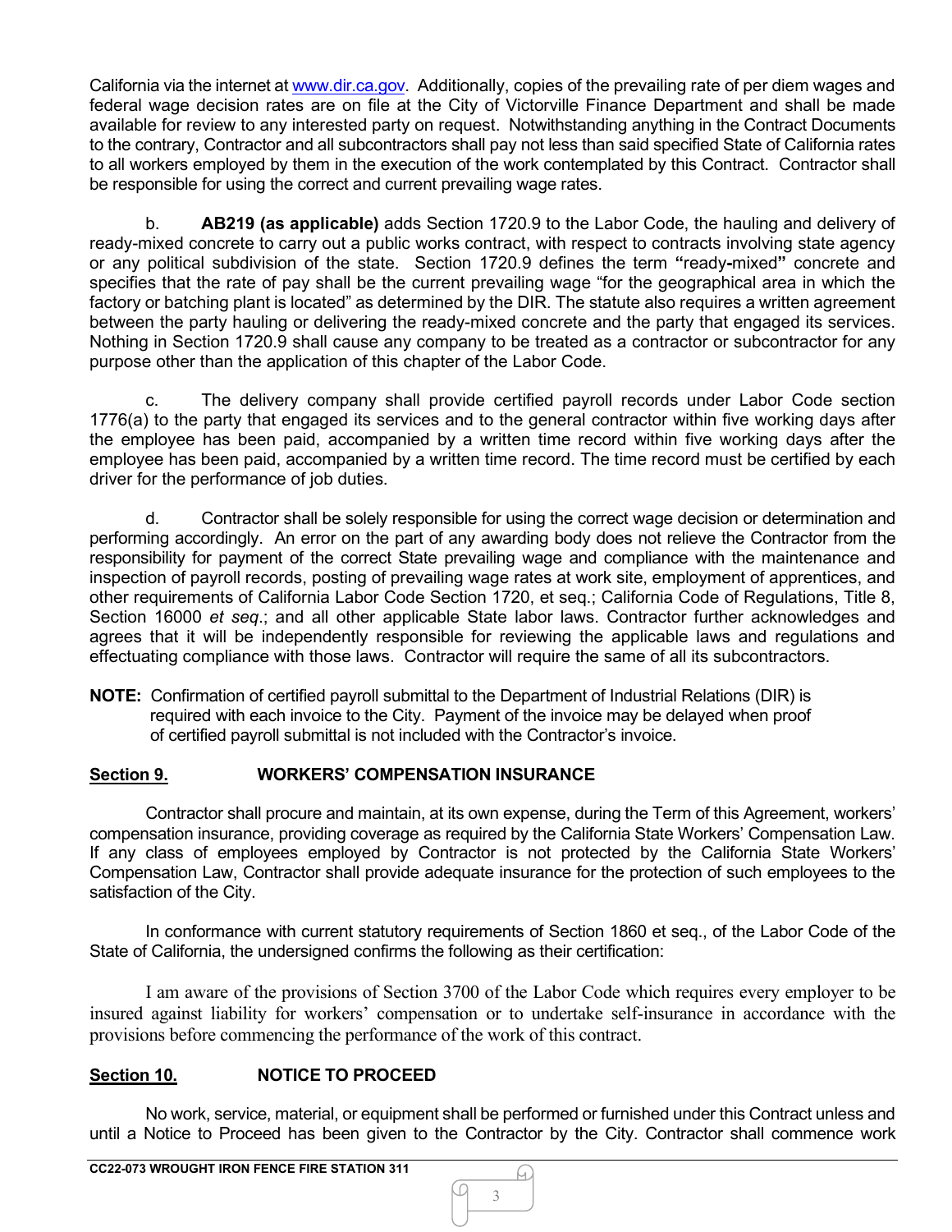California via the internet at www.dir.ca.gov. Additionally, copies of the prevailing rate of per diem wages and federal wage decision rates are on file at the City of Victorville Finance Department and shall be made available for review to any interested party on request. Notwithstanding anything in the Contract Documents to the contrary, Contractor and all subcontractors shall pay not less than said specified State of California rates to all workers employed by them in the execution of the work contemplated by this Contract. Contractor shall be responsible for using the correct and current prevailing wage rates.

b. **AB219 (as applicable)** adds Section 1720.9 to the Labor Code, the hauling and delivery of ready-mixed concrete to carry out a public works contract, with respect to contracts involving state agency or any political subdivision of the state. Section 1720.9 defines the term **"**ready**-**mixed**"** concrete and specifies that the rate of pay shall be the current prevailing wage "for the geographical area in which the factory or batching plant is located" as determined by the DIR. The statute also requires a written agreement between the party hauling or delivering the ready-mixed concrete and the party that engaged its services. Nothing in Section 1720.9 shall cause any company to be treated as a contractor or subcontractor for any purpose other than the application of this chapter of the Labor Code.

c. The delivery company shall provide certified payroll records under Labor Code section 1776(a) to the party that engaged its services and to the general contractor within five working days after the employee has been paid, accompanied by a written time record within five working days after the employee has been paid, accompanied by a written time record. The time record must be certified by each driver for the performance of job duties.

d. Contractor shall be solely responsible for using the correct wage decision or determination and performing accordingly. An error on the part of any awarding body does not relieve the Contractor from the responsibility for payment of the correct State prevailing wage and compliance with the maintenance and inspection of payroll records, posting of prevailing wage rates at work site, employment of apprentices, and other requirements of California Labor Code Section 1720, et seq.; California Code of Regulations, Title 8, Section 16000 *et seq*.; and all other applicable State labor laws. Contractor further acknowledges and agrees that it will be independently responsible for reviewing the applicable laws and regulations and effectuating compliance with those laws. Contractor will require the same of all its subcontractors.

**NOTE:** Confirmation of certified payroll submittal to the Department of Industrial Relations (DIR) is required with each invoice to the City. Payment of the invoice may be delayed when proof of certified payroll submittal is not included with the Contractor's invoice.

## Section 9. WORKERS' COMPENSATION INSURANCE

Contractor shall procure and maintain, at its own expense, during the Term of this Agreement, workers' compensation insurance, providing coverage as required by the California State Workers' Compensation Law. If any class of employees employed by Contractor is not protected by the California State Workers' Compensation Law, Contractor shall provide adequate insurance for the protection of such employees to the satisfaction of the City.

In conformance with current statutory requirements of Section 1860 et seq., of the Labor Code of the State of California, the undersigned confirms the following as their certification:

I am aware of the provisions of Section 3700 of the Labor Code which requires every employer to be insured against liability for workers' compensation or to undertake self-insurance in accordance with the provisions before commencing the performance of the work of this contract.

## Section 10. NOTICE TO PROCEED

No work, service, material, or equipment shall be performed or furnished under this Contract unless and until a Notice to Proceed has been given to the Contractor by the City. Contractor shall commence work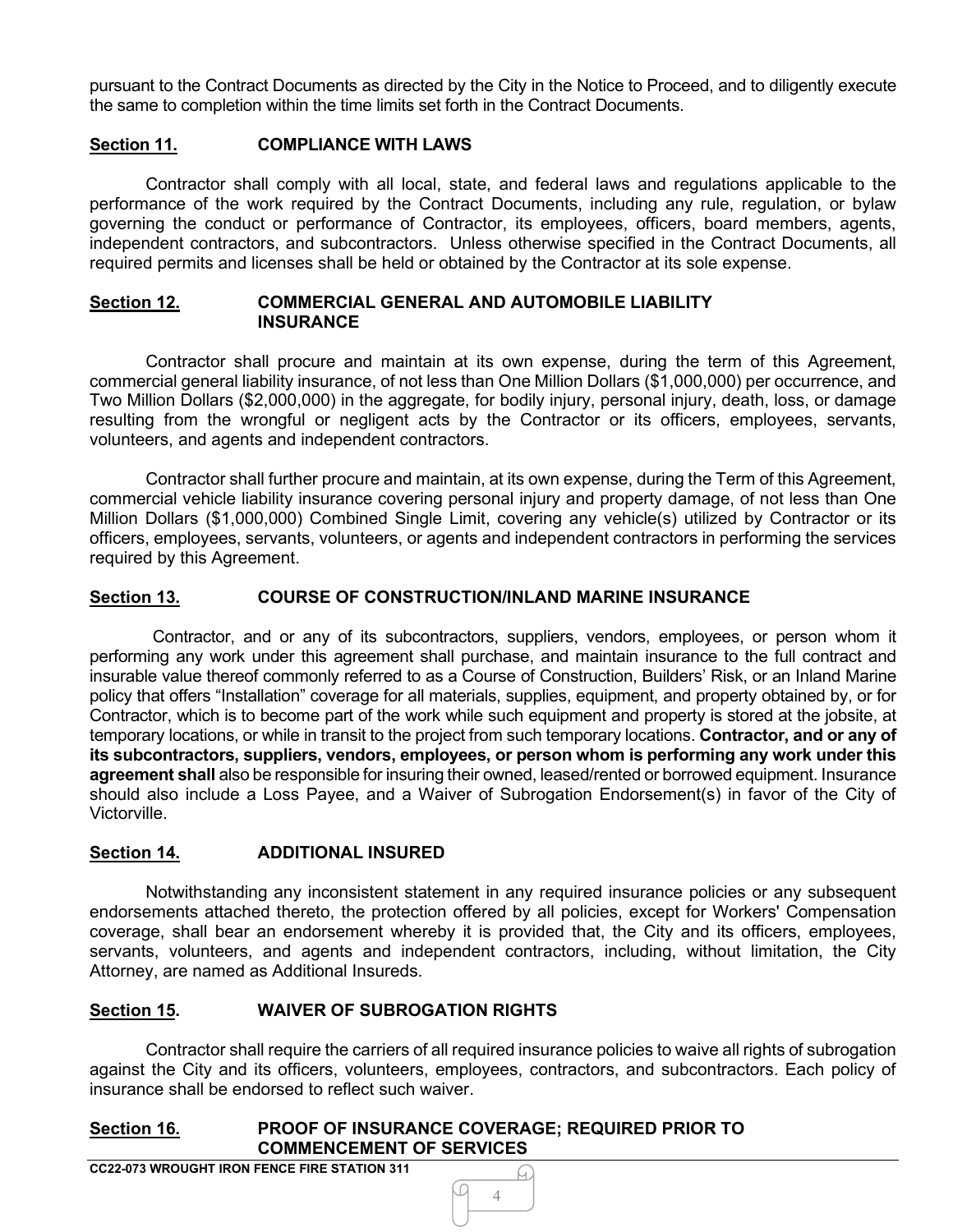pursuant to the Contract Documents as directed by the City in the Notice to Proceed, and to diligently execute the same to completion within the time limits set forth in the Contract Documents.

**Section 11. COMPLIANCE WITH LAWS**

Contractor shall comply with all local, state, and federal laws and regulations applicable to the performance of the work required by the Contract Documents, including any rule, regulation, or bylaw governing the conduct or performance of Contractor, its employees, officers, board members, agents, independent contractors, and subcontractors. Unless otherwise specified in the Contract Documents, all required permits and licenses shall be held or obtained by the Contractor at its sole expense.

**Section 12. COMMERCIAL GENERAL AND AUTOMOBILE LIABILITY INSURANCE**

Contractor shall procure and maintain at its own expense, during the term of this Agreement, commercial general liability insurance, of not less than One Million Dollars ($1,000,000) per occurrence, and Two Million Dollars ($2,000,000) in the aggregate, for bodily injury, personal injury, death, loss, or damage resulting from the wrongful or negligent acts by the Contractor or its officers, employees, servants, volunteers, and agents and independent contractors.

Contractor shall further procure and maintain, at its own expense, during the Term of this Agreement, commercial vehicle liability insurance covering personal injury and property damage, of not less than One Million Dollars ($1,000,000) Combined Single Limit, covering any vehicle(s) utilized by Contractor or its officers, employees, servants, volunteers, or agents and independent contractors in performing the services required by this Agreement.

**Section 13. COURSE OF CONSTRUCTION/INLAND MARINE INSURANCE**

Contractor, and or any of its subcontractors, suppliers, vendors, employees, or person whom it performing any work under this agreement shall purchase, and maintain insurance to the full contract and insurable value thereof commonly referred to as a Course of Construction, Builders' Risk, or an Inland Marine policy that offers "Installation" coverage for all materials, supplies, equipment, and property obtained by, or for Contractor, which is to become part of the work while such equipment and property is stored at the jobsite, at temporary locations, or while in transit to the project from such temporary locations. **Contractor, and or any of its subcontractors, suppliers, vendors, employees, or person whom is performing any work under this agreement shall** also be responsible for insuring their owned, leased/rented or borrowed equipment. Insurance should also include a Loss Payee, and a Waiver of Subrogation Endorsement(s) in favor of the City of Victorville.

**Section 14. ADDITIONAL INSURED**

Notwithstanding any inconsistent statement in any required insurance policies or any subsequent endorsements attached thereto, the protection offered by all policies, except for Workers' Compensation coverage, shall bear an endorsement whereby it is provided that, the City and its officers, employees, servants, volunteers, and agents and independent contractors, including, without limitation, the City Attorney, are named as Additional Insureds.

**Section 15. WAIVER OF SUBROGATION RIGHTS**

Contractor shall require the carriers of all required insurance policies to waive all rights of subrogation against the City and its officers, volunteers, employees, contractors, and subcontractors. Each policy of insurance shall be endorsed to reflect such waiver.

**Section 16. PROOF OF INSURANCE COVERAGE; REQUIRED PRIOR TO COMMENCEMENT OF SERVICES**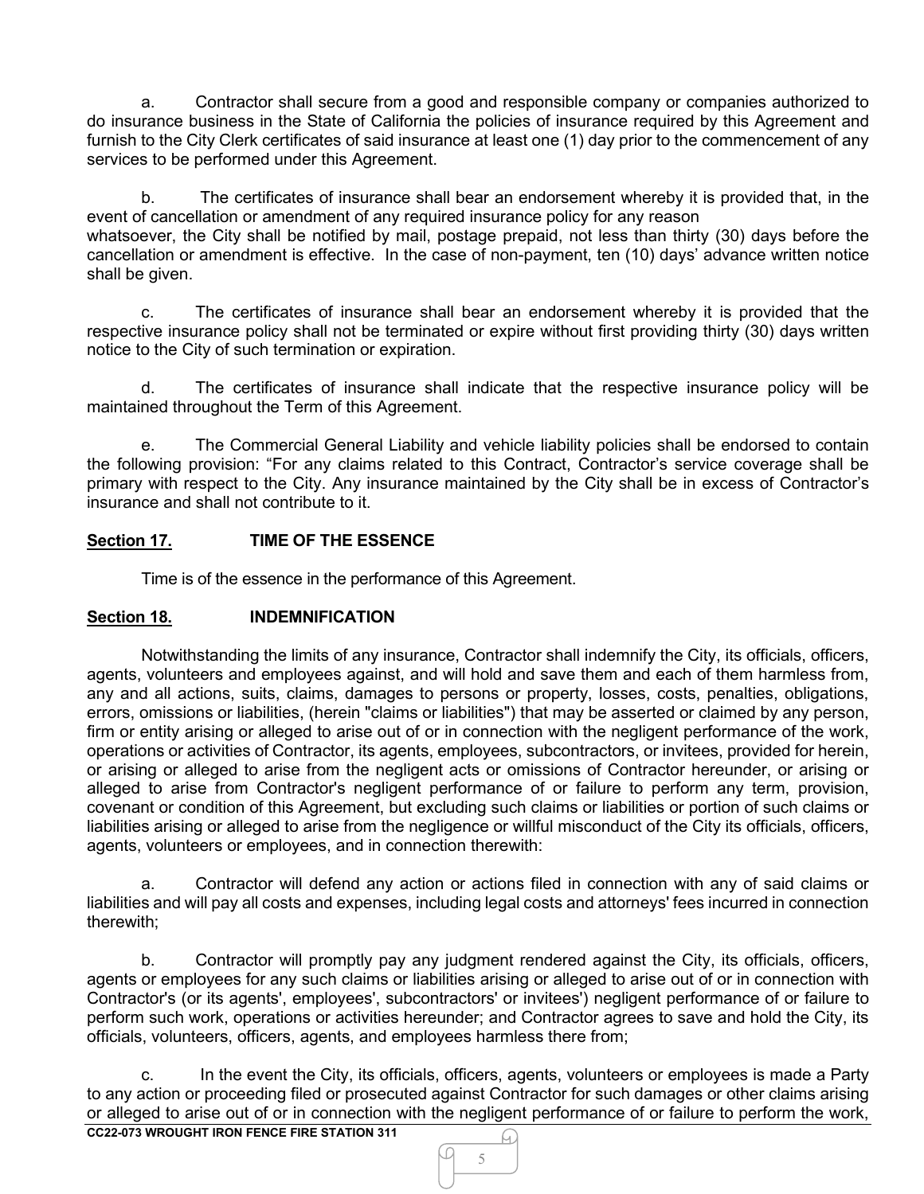a. Contractor shall secure from a good and responsible company or companies authorized to do insurance business in the State of California the policies of insurance required by this Agreement and furnish to the City Clerk certificates of said insurance at least one (1) day prior to the commencement of any services to be performed under this Agreement.

b. The certificates of insurance shall bear an endorsement whereby it is provided that, in the event of cancellation or amendment of any required insurance policy for any reason whatsoever, the City shall be notified by mail, postage prepaid, not less than thirty (30) days before the cancellation or amendment is effective. In the case of non-payment, ten (10) days' advance written notice shall be given.

c. The certificates of insurance shall bear an endorsement whereby it is provided that the respective insurance policy shall not be terminated or expire without first providing thirty (30) days written notice to the City of such termination or expiration.

d. The certificates of insurance shall indicate that the respective insurance policy will be maintained throughout the Term of this Agreement.

e. The Commercial General Liability and vehicle liability policies shall be endorsed to contain the following provision: "For any claims related to this Contract, Contractor's service coverage shall be primary with respect to the City. Any insurance maintained by the City shall be in excess of Contractor's insurance and shall not contribute to it.

**Section 17.** **TIME OF THE ESSENCE**

Time is of the essence in the performance of this Agreement.

**Section 18.** **INDEMNIFICATION**

Notwithstanding the limits of any insurance, Contractor shall indemnify the City, its officials, officers, agents, volunteers and employees against, and will hold and save them and each of them harmless from, any and all actions, suits, claims, damages to persons or property, losses, costs, penalties, obligations, errors, omissions or liabilities, (herein "claims or liabilities") that may be asserted or claimed by any person, firm or entity arising or alleged to arise out of or in connection with the negligent performance of the work, operations or activities of Contractor, its agents, employees, subcontractors, or invitees, provided for herein, or arising or alleged to arise from the negligent acts or omissions of Contractor hereunder, or arising or alleged to arise from Contractor's negligent performance of or failure to perform any term, provision, covenant or condition of this Agreement, but excluding such claims or liabilities or portion of such claims or liabilities arising or alleged to arise from the negligence or willful misconduct of the City its officials, officers, agents, volunteers or employees, and in connection therewith:

a. Contractor will defend any action or actions filed in connection with any of said claims or liabilities and will pay all costs and expenses, including legal costs and attorneys' fees incurred in connection therewith;

b. Contractor will promptly pay any judgment rendered against the City, its officials, officers, agents or employees for any such claims or liabilities arising or alleged to arise out of or in connection with Contractor's (or its agents', employees', subcontractors' or invitees') negligent performance of or failure to perform such work, operations or activities hereunder; and Contractor agrees to save and hold the City, its officials, volunteers, officers, agents, and employees harmless there from;

c. In the event the City, its officials, officers, agents, volunteers or employees is made a Party to any action or proceeding filed or prosecuted against Contractor for such damages or other claims arising or alleged to arise out of or in connection with the negligent performance of or failure to perform the work,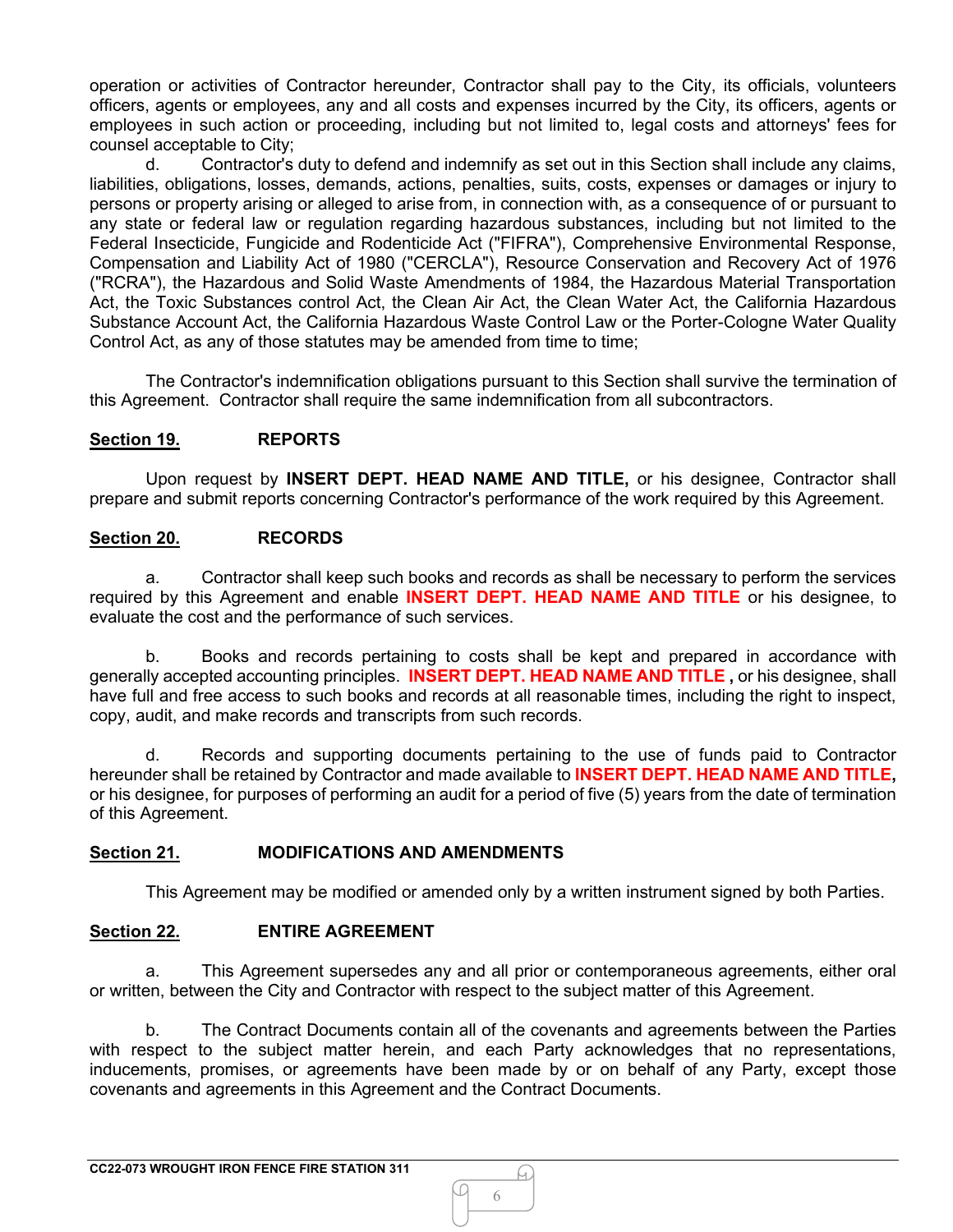operation or activities of Contractor hereunder, Contractor shall pay to the City, its officials, volunteers officers, agents or employees, any and all costs and expenses incurred by the City, its officers, agents or employees in such action or proceeding, including but not limited to, legal costs and attorneys' fees for counsel acceptable to City;

d. Contractor's duty to defend and indemnify as set out in this Section shall include any claims, liabilities, obligations, losses, demands, actions, penalties, suits, costs, expenses or damages or injury to persons or property arising or alleged to arise from, in connection with, as a consequence of or pursuant to any state or federal law or regulation regarding hazardous substances, including but not limited to the Federal Insecticide, Fungicide and Rodenticide Act ("FIFRA"), Comprehensive Environmental Response, Compensation and Liability Act of 1980 ("CERCLA"), Resource Conservation and Recovery Act of 1976 ("RCRA"), the Hazardous and Solid Waste Amendments of 1984, the Hazardous Material Transportation Act, the Toxic Substances control Act, the Clean Air Act, the Clean Water Act, the California Hazardous Substance Account Act, the California Hazardous Waste Control Law or the Porter-Cologne Water Quality Control Act, as any of those statutes may be amended from time to time;

The Contractor's indemnification obligations pursuant to this Section shall survive the termination of this Agreement. Contractor shall require the same indemnification from all subcontractors.

## Section 19. REPORTS

Upon request by **INSERT DEPT. HEAD NAME AND TITLE,** or his designee, Contractor shall prepare and submit reports concerning Contractor's performance of the work required by this Agreement.

## Section 20. RECORDS

a. Contractor shall keep such books and records as shall be necessary to perform the services required by this Agreement and enable **INSERT DEPT. HEAD NAME AND TITLE** or his designee, to evaluate the cost and the performance of such services.

b. Books and records pertaining to costs shall be kept and prepared in accordance with generally accepted accounting principles. **INSERT DEPT. HEAD NAME AND TITLE ,** or his designee, shall have full and free access to such books and records at all reasonable times, including the right to inspect, copy, audit, and make records and transcripts from such records.

d. Records and supporting documents pertaining to the use of funds paid to Contractor hereunder shall be retained by Contractor and made available to **INSERT DEPT. HEAD NAME AND TITLE,** or his designee, for purposes of performing an audit for a period of five (5) years from the date of termination of this Agreement.

## Section 21. MODIFICATIONS AND AMENDMENTS

This Agreement may be modified or amended only by a written instrument signed by both Parties.

## Section 22. ENTIRE AGREEMENT

a. This Agreement supersedes any and all prior or contemporaneous agreements, either oral or written, between the City and Contractor with respect to the subject matter of this Agreement.

b. The Contract Documents contain all of the covenants and agreements between the Parties with respect to the subject matter herein, and each Party acknowledges that no representations, inducements, promises, or agreements have been made by or on behalf of any Party, except those covenants and agreements in this Agreement and the Contract Documents.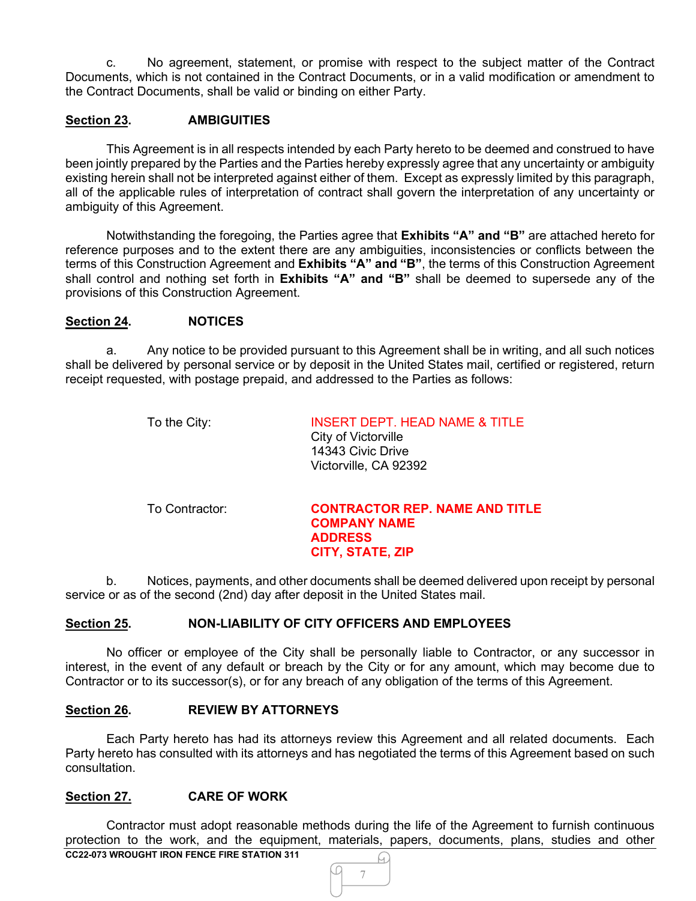c. No agreement, statement, or promise with respect to the subject matter of the Contract Documents, which is not contained in the Contract Documents, or in a valid modification or amendment to the Contract Documents, shall be valid or binding on either Party.

**Section 23.** **AMBIGUITIES**

This Agreement is in all respects intended by each Party hereto to be deemed and construed to have been jointly prepared by the Parties and the Parties hereby expressly agree that any uncertainty or ambiguity existing herein shall not be interpreted against either of them. Except as expressly limited by this paragraph, all of the applicable rules of interpretation of contract shall govern the interpretation of any uncertainty or ambiguity of this Agreement.

Notwithstanding the foregoing, the Parties agree that **Exhibits "A" and "B"** are attached hereto for reference purposes and to the extent there are any ambiguities, inconsistencies or conflicts between the terms of this Construction Agreement and **Exhibits "A" and "B"**, the terms of this Construction Agreement shall control and nothing set forth in **Exhibits "A" and "B"** shall be deemed to supersede any of the provisions of this Construction Agreement.

**Section 24.** **NOTICES**

a. Any notice to be provided pursuant to this Agreement shall be in writing, and all such notices shall be delivered by personal service or by deposit in the United States mail, certified or registered, return receipt requested, with postage prepaid, and addressed to the Parties as follows:

To the City:
INSERT DEPT. HEAD NAME & TITLE
City of Victorville
14343 Civic Drive
Victorville, CA 92392

To Contractor:
**CONTRACTOR REP. NAME AND TITLE**
**COMPANY NAME**
**ADDRESS**
**CITY, STATE, ZIP**

b. Notices, payments, and other documents shall be deemed delivered upon receipt by personal service or as of the second (2nd) day after deposit in the United States mail.

**Section 25.** **NON-LIABILITY OF CITY OFFICERS AND EMPLOYEES**

No officer or employee of the City shall be personally liable to Contractor, or any successor in interest, in the event of any default or breach by the City or for any amount, which may become due to Contractor or to its successor(s), or for any breach of any obligation of the terms of this Agreement.

**Section 26.** **REVIEW BY ATTORNEYS**

Each Party hereto has had its attorneys review this Agreement and all related documents. Each Party hereto has consulted with its attorneys and has negotiated the terms of this Agreement based on such consultation.

**Section 27.** **CARE OF WORK**

Contractor must adopt reasonable methods during the life of the Agreement to furnish continuous protection to the work, and the equipment, materials, papers, documents, plans, studies and other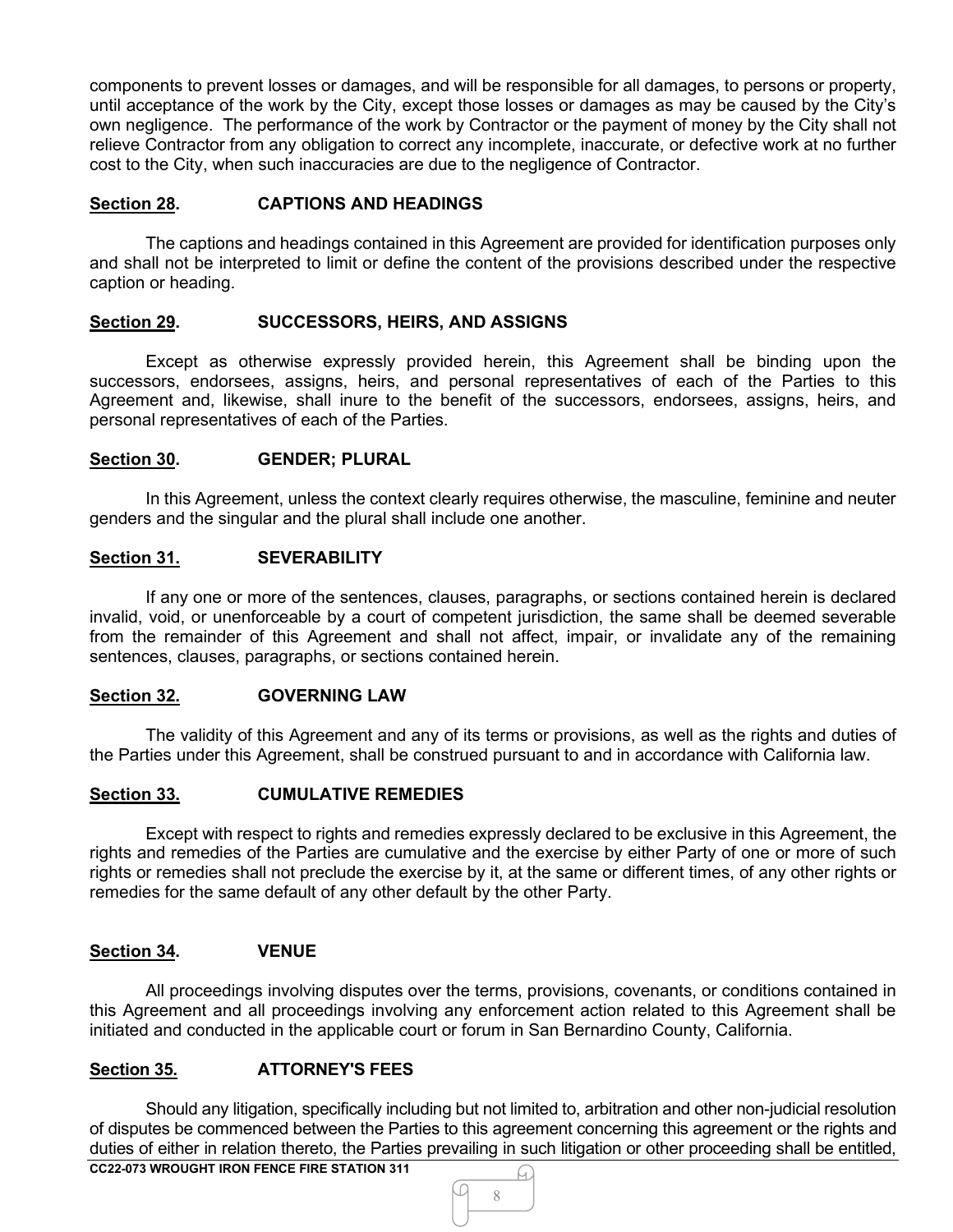components to prevent losses or damages, and will be responsible for all damages, to persons or property, until acceptance of the work by the City, except those losses or damages as may be caused by the City's own negligence. The performance of the work by Contractor or the payment of money by the City shall not relieve Contractor from any obligation to correct any incomplete, inaccurate, or defective work at no further cost to the City, when such inaccuracies are due to the negligence of Contractor.

**Section 28. CAPTIONS AND HEADINGS**

The captions and headings contained in this Agreement are provided for identification purposes only and shall not be interpreted to limit or define the content of the provisions described under the respective caption or heading.

**Section 29. SUCCESSORS, HEIRS, AND ASSIGNS**

Except as otherwise expressly provided herein, this Agreement shall be binding upon the successors, endorsees, assigns, heirs, and personal representatives of each of the Parties to this Agreement and, likewise, shall inure to the benefit of the successors, endorsees, assigns, heirs, and personal representatives of each of the Parties.

**Section 30. GENDER; PLURAL**

In this Agreement, unless the context clearly requires otherwise, the masculine, feminine and neuter genders and the singular and the plural shall include one another.

**Section 31. SEVERABILITY**

If any one or more of the sentences, clauses, paragraphs, or sections contained herein is declared invalid, void, or unenforceable by a court of competent jurisdiction, the same shall be deemed severable from the remainder of this Agreement and shall not affect, impair, or invalidate any of the remaining sentences, clauses, paragraphs, or sections contained herein.

**Section 32. GOVERNING LAW**

The validity of this Agreement and any of its terms or provisions, as well as the rights and duties of the Parties under this Agreement, shall be construed pursuant to and in accordance with California law.

**Section 33. CUMULATIVE REMEDIES**

Except with respect to rights and remedies expressly declared to be exclusive in this Agreement, the rights and remedies of the Parties are cumulative and the exercise by either Party of one or more of such rights or remedies shall not preclude the exercise by it, at the same or different times, of any other rights or remedies for the same default of any other default by the other Party.

**Section 34. VENUE**

All proceedings involving disputes over the terms, provisions, covenants, or conditions contained in this Agreement and all proceedings involving any enforcement action related to this Agreement shall be initiated and conducted in the applicable court or forum in San Bernardino County, California.

**Section 35. ATTORNEY'S FEES**

Should any litigation, specifically including but not limited to, arbitration and other non-judicial resolution of disputes be commenced between the Parties to this agreement concerning this agreement or the rights and duties of either in relation thereto, the Parties prevailing in such litigation or other proceeding shall be entitled,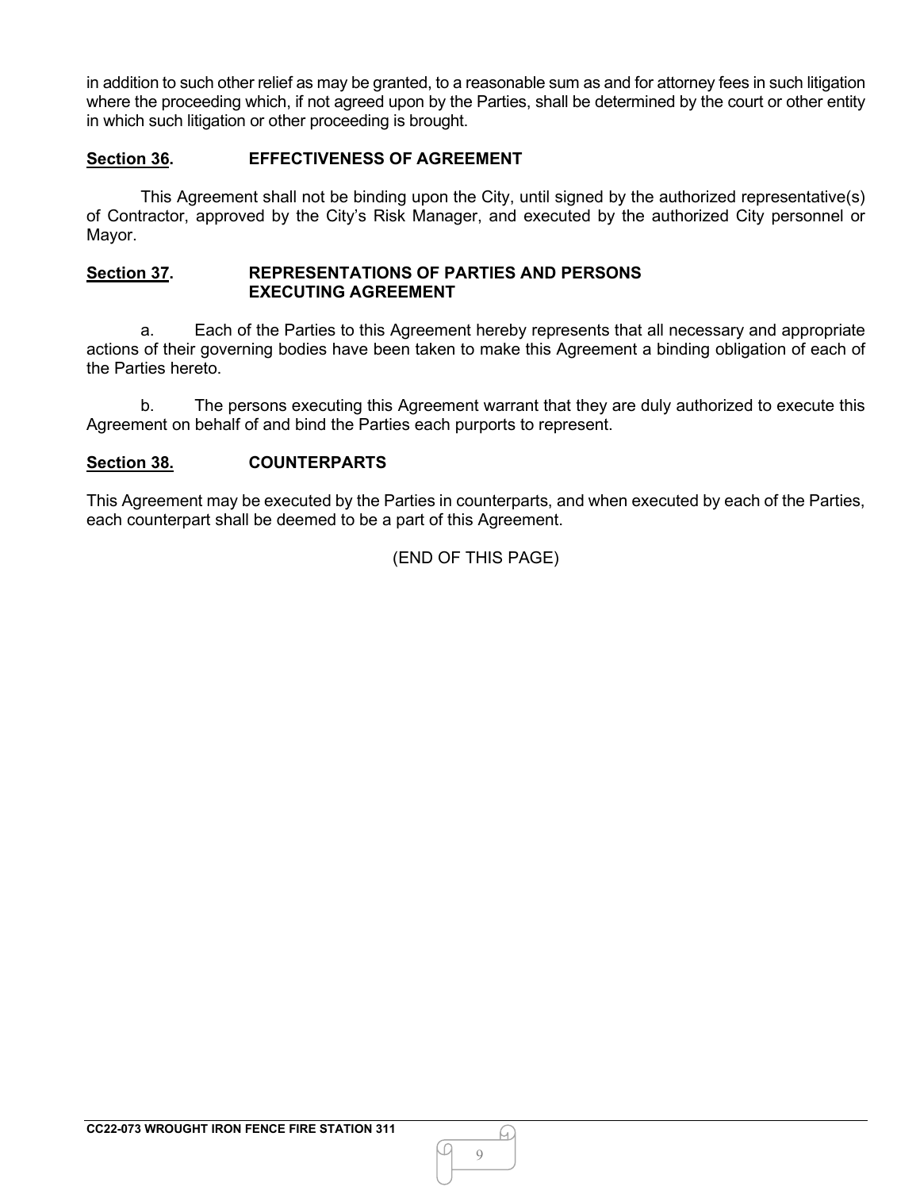in addition to such other relief as may be granted, to a reasonable sum as and for attorney fees in such litigation where the proceeding which, if not agreed upon by the Parties, shall be determined by the court or other entity in which such litigation or other proceeding is brought.

**Section 36. EFFECTIVENESS OF AGREEMENT**

This Agreement shall not be binding upon the City, until signed by the authorized representative(s) of Contractor, approved by the City's Risk Manager, and executed by the authorized City personnel or Mayor.

**Section 37. REPRESENTATIONS OF PARTIES AND PERSONS EXECUTING AGREEMENT**

a. Each of the Parties to this Agreement hereby represents that all necessary and appropriate actions of their governing bodies have been taken to make this Agreement a binding obligation of each of the Parties hereto.

b. The persons executing this Agreement warrant that they are duly authorized to execute this Agreement on behalf of and bind the Parties each purports to represent.

**Section 38. COUNTERPARTS**

This Agreement may be executed by the Parties in counterparts, and when executed by each of the Parties, each counterpart shall be deemed to be a part of this Agreement.

(END OF THIS PAGE)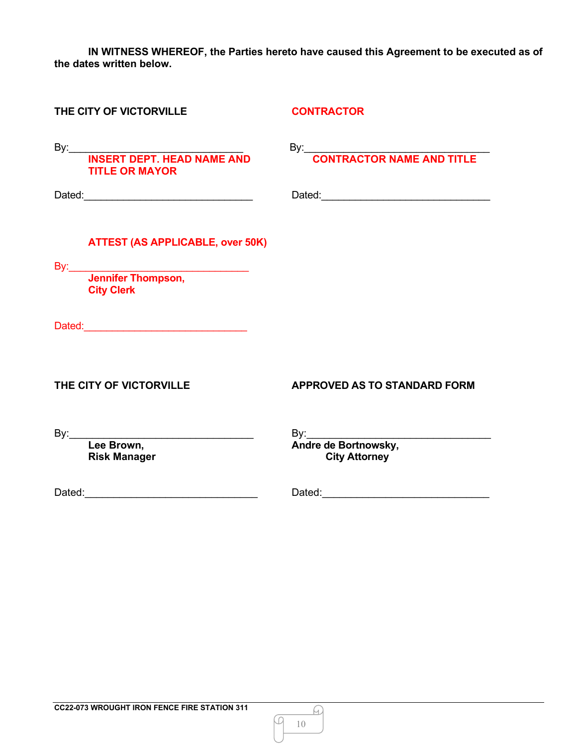**IN WITNESS WHEREOF, the Parties hereto have caused this Agreement to be executed as of the dates written below.**

**THE CITY OF VICTORVILLE**

By:_______________________________
**INSERT DEPT. HEAD NAME AND TITLE OR MAYOR**

Dated:_____________________________

**CONTRACTOR**

By:_______________________________
**CONTRACTOR NAME AND TITLE**

Dated:_____________________________

**ATTEST (AS APPLICABLE, over 50K)**

By:_______________________________
**Jennifer Thompson,**
**City Clerk**

Dated:_____________________________

**THE CITY OF VICTORVILLE**

By:_______________________________
**Lee Brown,**
**Risk Manager**

Dated:_____________________________

**APPROVED AS TO STANDARD FORM**

By:_______________________________
**Andre de Bortnowsky,**
**City Attorney**

Dated:_____________________________

**CC22-073 WROUGHT IRON FENCE FIRE STATION 311**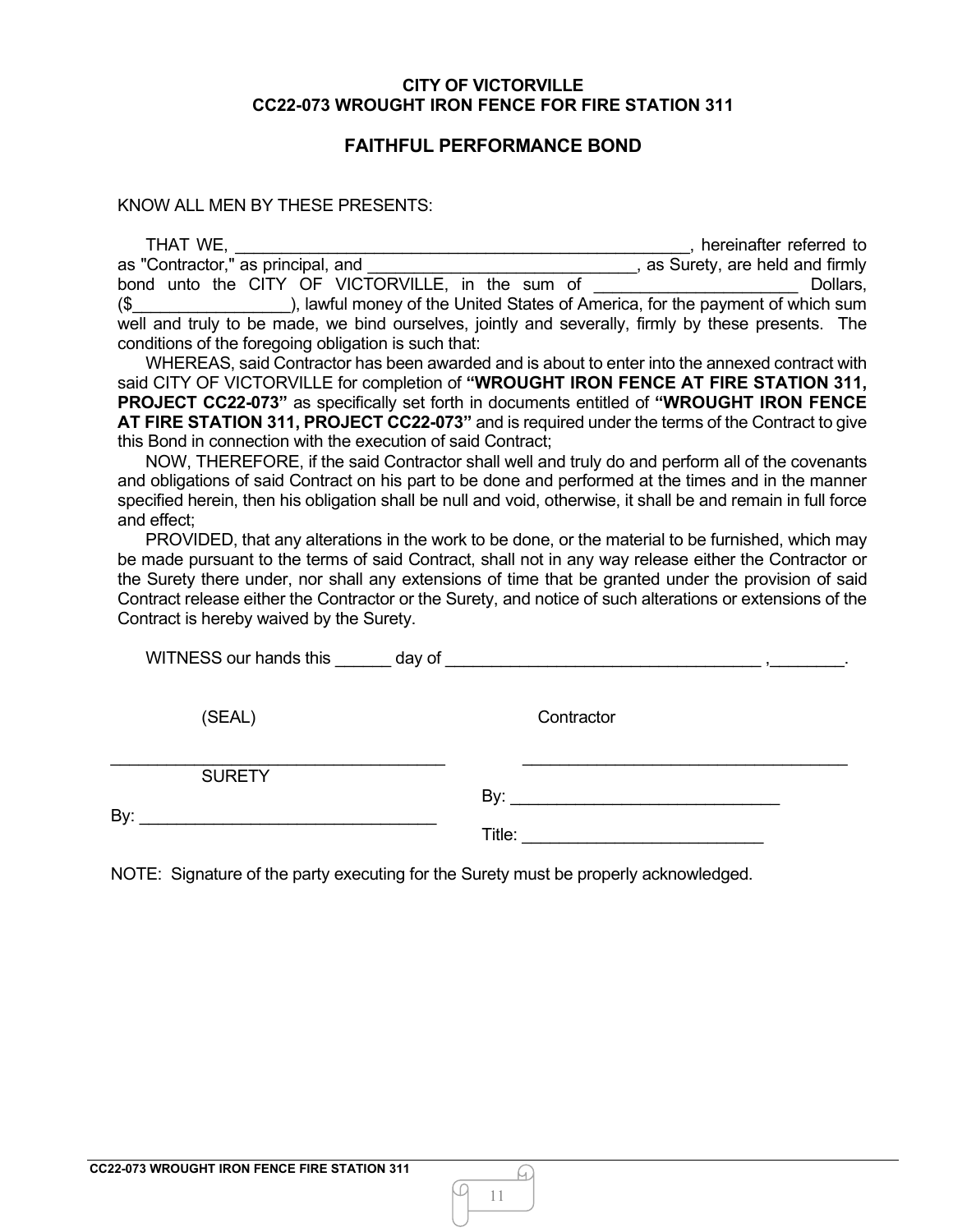**CITY OF VICTORVILLE**
**CC22-073 WROUGHT IRON FENCE FOR FIRE STATION 311**

## FAITHFUL PERFORMANCE BOND

KNOW ALL MEN BY THESE PRESENTS:

THAT WE, ___________________________________________________, hereinafter referred to as "Contractor," as principal, and _____________________________, as Surety, are held and firmly bond unto the CITY OF VICTORVILLE, in the sum of ______________________ Dollars, ($_________________), lawful money of the United States of America, for the payment of which sum well and truly to be made, we bind ourselves, jointly and severally, firmly by these presents. The conditions of the foregoing obligation is such that:

WHEREAS, said Contractor has been awarded and is about to enter into the annexed contract with said CITY OF VICTORVILLE for completion of **"WROUGHT IRON FENCE AT FIRE STATION 311, PROJECT CC22-073"** as specifically set forth in documents entitled of **"WROUGHT IRON FENCE AT FIRE STATION 311, PROJECT CC22-073"** and is required under the terms of the Contract to give this Bond in connection with the execution of said Contract;

NOW, THEREFORE, if the said Contractor shall well and truly do and perform all of the covenants and obligations of said Contract on his part to be done and performed at the times and in the manner specified herein, then his obligation shall be null and void, otherwise, it shall be and remain in full force and effect;

PROVIDED, that any alterations in the work to be done, or the material to be furnished, which may be made pursuant to the terms of said Contract, shall not in any way release either the Contractor or the Surety there under, nor shall any extensions of time that be granted under the provision of said Contract release either the Contractor or the Surety, and notice of such alterations or extensions of the Contract is hereby waived by the Surety.

WITNESS our hands this ______ day of ___________________________________ ,________.

(SEAL)                                                  Contractor

____________________________________          ____________________________________
SURETY

By: ________________________________          By: _____________________________

                                                                    Title: __________________________

NOTE: Signature of the party executing for the Surety must be properly acknowledged.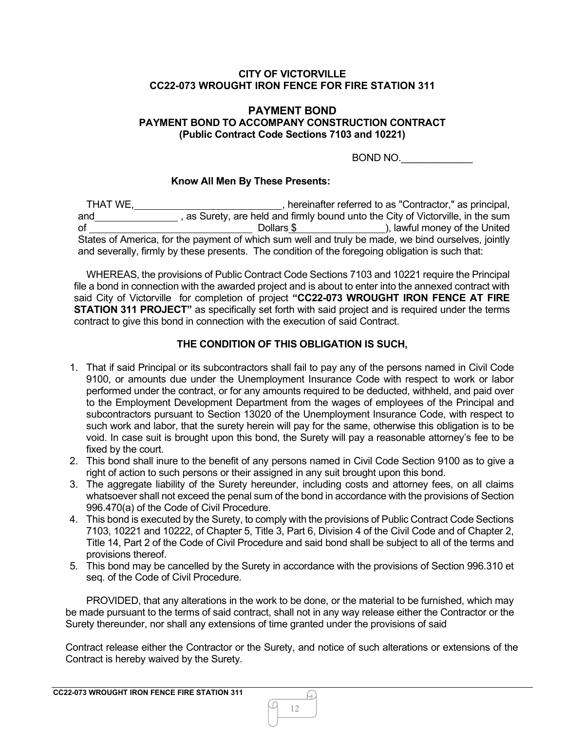**CITY OF VICTORVILLE**
**CC22-073 WROUGHT IRON FENCE FOR FIRE STATION 311**

# PAYMENT BOND

**PAYMENT BOND TO ACCOMPANY CONSTRUCTION CONTRACT**
**(Public Contract Code Sections 7103 and 10221)**

BOND NO.\_\_\_\_\_\_\_\_\_\_\_\_\_

**Know All Men By These Presents:**

THAT WE,\_\_\_\_\_\_\_\_\_\_\_\_\_\_\_\_\_\_\_\_\_\_\_\_\_\_\_\_, hereinafter referred to as "Contractor," as principal, and\_\_\_\_\_\_\_\_\_\_\_\_\_\_\_\_ , as Surety, are held and firmly bound unto the City of Victorville, in the sum of \_\_\_\_\_\_\_\_\_\_\_\_\_\_\_\_\_\_\_\_\_\_\_\_\_\_\_\_\_\_ Dollars $\_\_\_\_\_\_\_\_\_\_\_\_\_\_\_\_), lawful money of the United States of America, for the payment of which sum well and truly be made, we bind ourselves, jointly and severally, firmly by these presents. The condition of the foregoing obligation is such that:

WHEREAS, the provisions of Public Contract Code Sections 7103 and 10221 require the Principal file a bond in connection with the awarded project and is about to enter into the annexed contract with said City of Victorville for completion of project **"CC22-073 WROUGHT IRON FENCE AT FIRE STATION 311 PROJECT"** as specifically set forth with said project and is required under the terms contract to give this bond in connection with the execution of said Contract.

**THE CONDITION OF THIS OBLIGATION IS SUCH,**

1. That if said Principal or its subcontractors shall fail to pay any of the persons named in Civil Code 9100, or amounts due under the Unemployment Insurance Code with respect to work or labor performed under the contract, or for any amounts required to be deducted, withheld, and paid over to the Employment Development Department from the wages of employees of the Principal and subcontractors pursuant to Section 13020 of the Unemployment Insurance Code, with respect to such work and labor, that the surety herein will pay for the same, otherwise this obligation is to be void. In case suit is brought upon this bond, the Surety will pay a reasonable attorney's fee to be fixed by the court.
2. This bond shall inure to the benefit of any persons named in Civil Code Section 9100 as to give a right of action to such persons or their assigned in any suit brought upon this bond.
3. The aggregate liability of the Surety hereunder, including costs and attorney fees, on all claims whatsoever shall not exceed the penal sum of the bond in accordance with the provisions of Section 996.470(a) of the Code of Civil Procedure.
4. This bond is executed by the Surety, to comply with the provisions of Public Contract Code Sections 7103, 10221 and 10222, of Chapter 5, Title 3, Part 6, Division 4 of the Civil Code and of Chapter 2, Title 14, Part 2 of the Code of Civil Procedure and said bond shall be subject to all of the terms and provisions thereof.
5. This bond may be cancelled by the Surety in accordance with the provisions of Section 996.310 et seq. of the Code of Civil Procedure.

PROVIDED, that any alterations in the work to be done, or the material to be furnished, which may be made pursuant to the terms of said contract, shall not in any way release either the Contractor or the Surety thereunder, nor shall any extensions of time granted under the provisions of said

Contract release either the Contractor or the Surety, and notice of such alterations or extensions of the Contract is hereby waived by the Surety.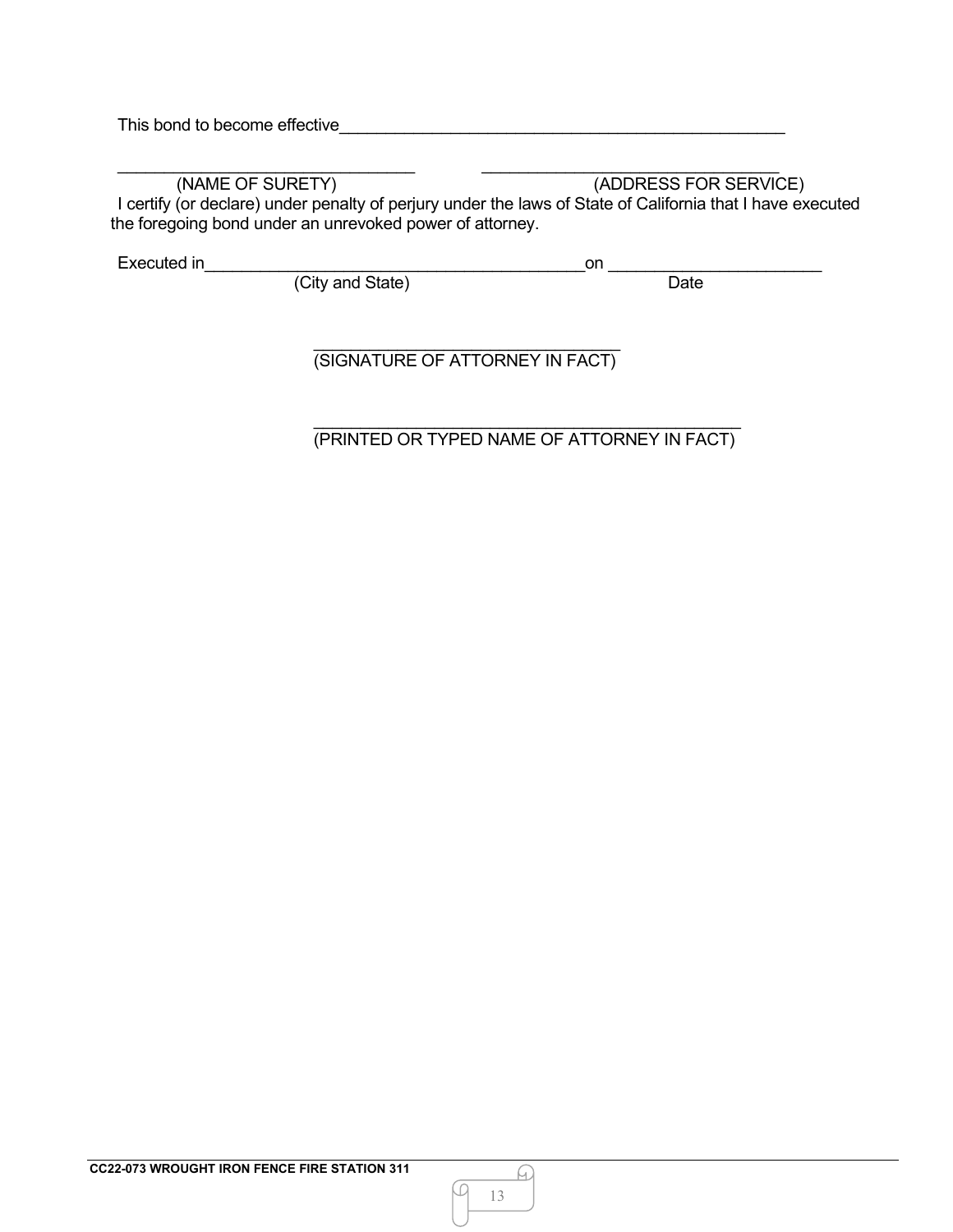This bond to become effective_______________________________________________

_______________________________ _______________________________
(NAME OF SURETY) (ADDRESS FOR SERVICE)

I certify (or declare) under penalty of perjury under the laws of State of California that I have executed the foregoing bond under an unrevoked power of attorney.

Executed in_______________________________________on ____________________
(City and State) Date

_______________________________
(SIGNATURE OF ATTORNEY IN FACT)

_____________________________________________
(PRINTED OR TYPED NAME OF ATTORNEY IN FACT)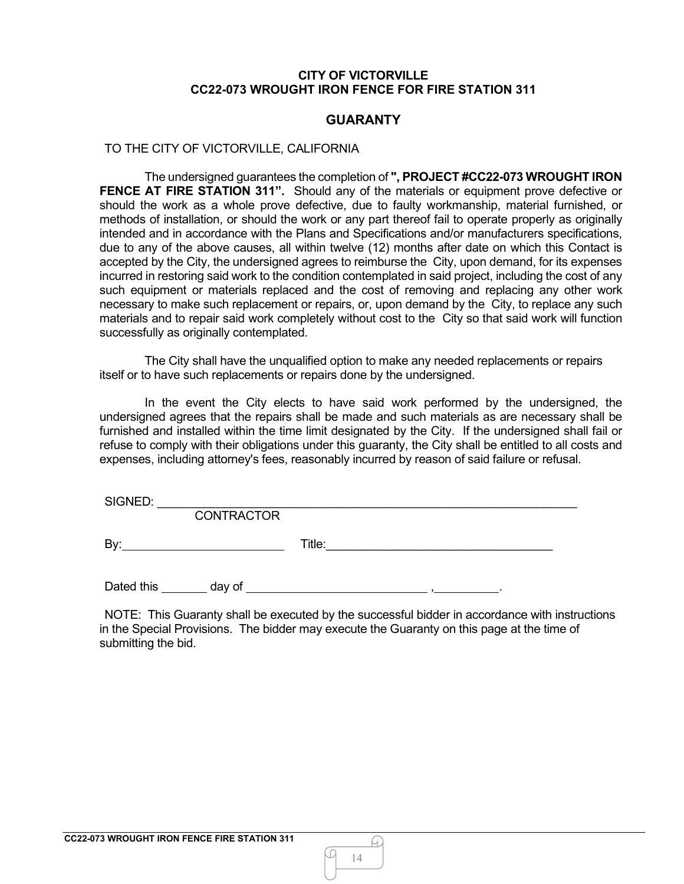**CITY OF VICTORVILLE**
**CC22-073 WROUGHT IRON FENCE FOR FIRE STATION 311**

## GUARANTY

TO THE CITY OF VICTORVILLE, CALIFORNIA

The undersigned guarantees the completion of **", PROJECT #CC22-073 WROUGHT IRON FENCE AT FIRE STATION 311".** Should any of the materials or equipment prove defective or should the work as a whole prove defective, due to faulty workmanship, material furnished, or methods of installation, or should the work or any part thereof fail to operate properly as originally intended and in accordance with the Plans and Specifications and/or manufacturers specifications, due to any of the above causes, all within twelve (12) months after date on which this Contact is accepted by the City, the undersigned agrees to reimburse the City, upon demand, for its expenses incurred in restoring said work to the condition contemplated in said project, including the cost of any such equipment or materials replaced and the cost of removing and replacing any other work necessary to make such replacement or repairs, or, upon demand by the City, to replace any such materials and to repair said work completely without cost to the City so that said work will function successfully as originally contemplated.

The City shall have the unqualified option to make any needed replacements or repairs itself or to have such replacements or repairs done by the undersigned.

In the event the City elects to have said work performed by the undersigned, the undersigned agrees that the repairs shall be made and such materials as are necessary shall be furnished and installed within the time limit designated by the City. If the undersigned shall fail or refuse to comply with their obligations under this guaranty, the City shall be entitled to all costs and expenses, including attorney's fees, reasonably incurred by reason of said failure or refusal.

SIGNED: ___________________________________________________________
CONTRACTOR

By: ________________________ Title: ________________________________

Dated this _______ day of ___________________________ , __________.

NOTE: This Guaranty shall be executed by the successful bidder in accordance with instructions in the Special Provisions. The bidder may execute the Guaranty on this page at the time of submitting the bid.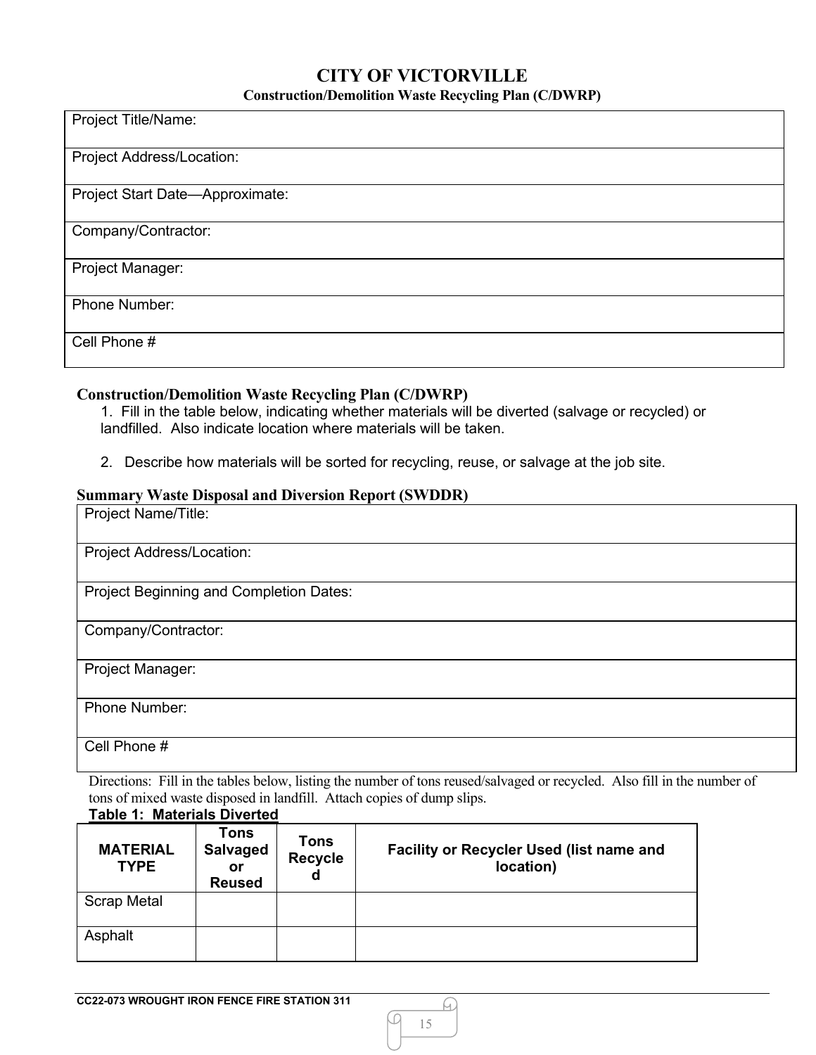# CITY OF VICTORVILLE

**Construction/Demolition Waste Recycling Plan (C/DWRP)**

| Project Title/Name: |
|---|
| Project Address/Location: |
| Project Start Date—Approximate: |
| Company/Contractor: |
| Project Manager: |
| Phone Number: |
| Cell Phone # |

## Construction/Demolition Waste Recycling Plan (C/DWRP)

1. Fill in the table below, indicating whether materials will be diverted (salvage or recycled) or landfilled. Also indicate location where materials will be taken.

2. Describe how materials will be sorted for recycling, reuse, or salvage at the job site.

## Summary Waste Disposal and Diversion Report (SWDDR)

| Project Name/Title: |
|---|
| Project Address/Location: |
| Project Beginning and Completion Dates: |
| Company/Contractor: |
| Project Manager: |
| Phone Number: |
| Cell Phone # |

Directions: Fill in the tables below, listing the number of tons reused/salvaged or recycled. Also fill in the number of tons of mixed waste disposed in landfill. Attach copies of dump slips.

**Table 1: Materials Diverted**

| MATERIAL TYPE | Tons Salvaged or Reused | Tons Recycled | Facility or Recycler Used (list name and location) |
|---|---|---|---|
| Scrap Metal | | | |
| Asphalt | | | |

CC22-073 WROUGHT IRON FENCE FIRE STATION 311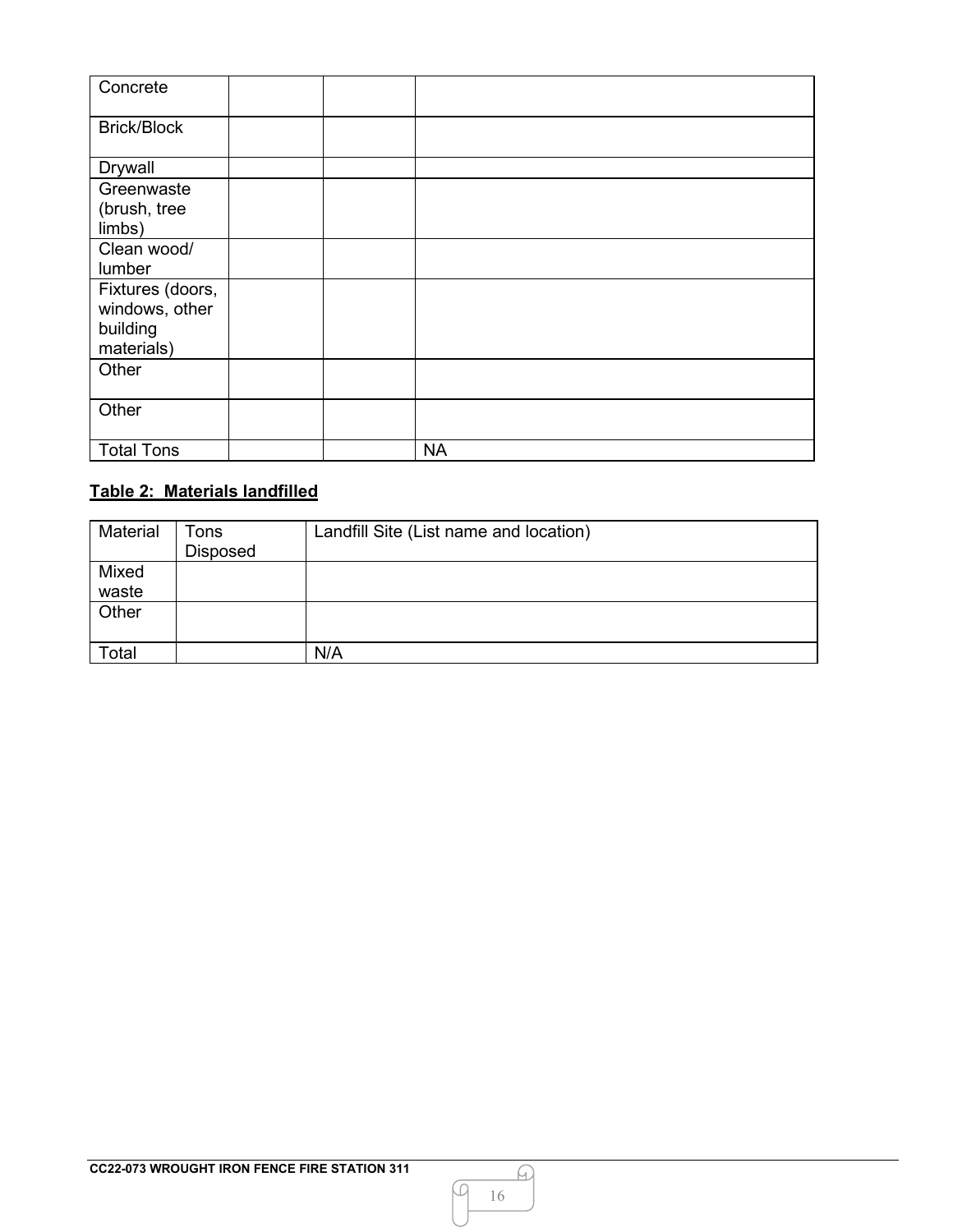| | | | |
|---|---|---|---|
| Concrete | | | |
| Brick/Block | | | |
| Drywall | | | |
| Greenwaste (brush, tree limbs) | | | |
| Clean wood/ lumber | | | |
| Fixtures (doors, windows, other building materials) | | | |
| Other | | | |
| Other | | | |
| Total Tons | | | NA |

**Table 2: Materials landfilled**

| Material | Tons Disposed | Landfill Site (List name and location) |
|---|---|---|
| Mixed waste | | |
| Other | | |
| Total | | N/A |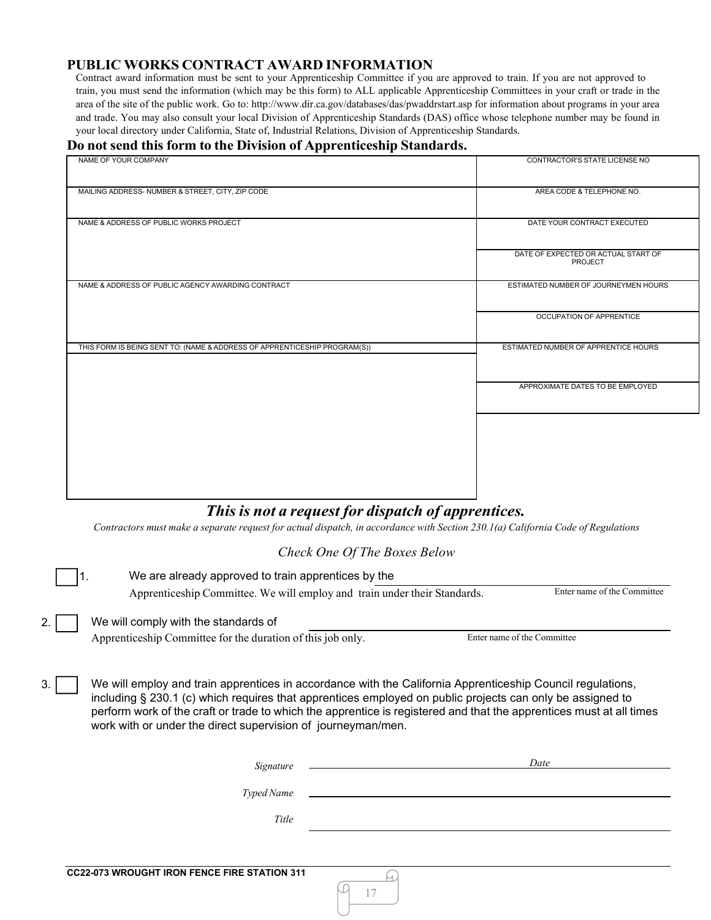## PUBLIC WORKS CONTRACT AWARD INFORMATION

Contract award information must be sent to your Apprenticeship Committee if you are approved to train. If you are not approved to train, you must send the information (which may be this form) to ALL applicable Apprenticeship Committees in your craft or trade in the area of the site of the public work. Go to: http://www.dir.ca.gov/databases/das/pwaddrstart.asp for information about programs in your area and trade. You may also consult your local Division of Apprenticeship Standards (DAS) office whose telephone number may be found in your local directory under California, State of, Industrial Relations, Division of Apprenticeship Standards.

**Do not send this form to the Division of Apprenticeship Standards.**

| | |
|---|---|
| NAME OF YOUR COMPANY | CONTRACTOR'S STATE LICENSE NO |
| MAILING ADDRESS- NUMBER & STREET, CITY, ZIP CODE | AREA CODE & TELEPHONE NO. |
| NAME & ADDRESS OF PUBLIC WORKS PROJECT | DATE YOUR CONTRACT EXECUTED |
| | DATE OF EXPECTED OR ACTUAL START OF PROJECT |
| NAME & ADDRESS OF PUBLIC AGENCY AWARDING CONTRACT | ESTIMATED NUMBER OF JOURNEYMEN HOURS |
| | OCCUPATION OF APPRENTICE |
| THIS FORM IS BEING SENT TO: (NAME & ADDRESS OF APPRENTICESHIP PROGRAM(S)) | ESTIMATED NUMBER OF APPRENTICE HOURS |
| | APPROXIMATE DATES TO BE EMPLOYED |

***This is not a request for dispatch of apprentices.***

*Contractors must make a separate request for actual dispatch, in accordance with Section 230.1(a) California Code of Regulations*

*Check One Of The Boxes Below*

☐ 1. We are already approved to train apprentices by the ______________________ Apprenticeship Committee. We will employ and train under their Standards.
*Enter name of the Committee*

2. ☐ We will comply with the standards of ______________________ Apprenticeship Committee for the duration of this job only.
*Enter name of the Committee*

3. ☐ We will employ and train apprentices in accordance with the California Apprenticeship Council regulations, including § 230.1 (c) which requires that apprentices employed on public projects can only be assigned to perform work of the craft or trade to which the apprentice is registered and that the apprentices must at all times work with or under the direct supervision of journeyman/men.

*Signature* ______________________ *Date* ______________

*Typed Name* ______________________

*Title* ______________________

**CC22-073 WROUGHT IRON FENCE FIRE STATION 311**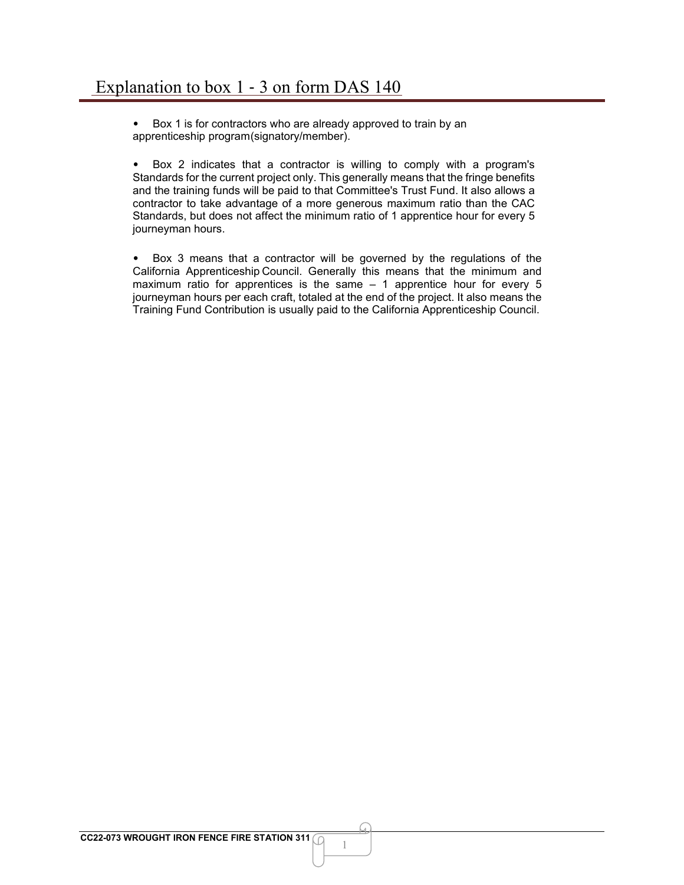# Explanation to box 1 - 3 on form DAS 140

- Box 1 is for contractors who are already approved to train by an apprenticeship program(signatory/member).

- Box 2 indicates that a contractor is willing to comply with a program's Standards for the current project only. This generally means that the fringe benefits and the training funds will be paid to that Committee's Trust Fund. It also allows a contractor to take advantage of a more generous maximum ratio than the CAC Standards, but does not affect the minimum ratio of 1 apprentice hour for every 5 journeyman hours.

- Box 3 means that a contractor will be governed by the regulations of the California Apprenticeship Council. Generally this means that the minimum and maximum ratio for apprentices is the same – 1 apprentice hour for every 5 journeyman hours per each craft, totaled at the end of the project. It also means the Training Fund Contribution is usually paid to the California Apprenticeship Council.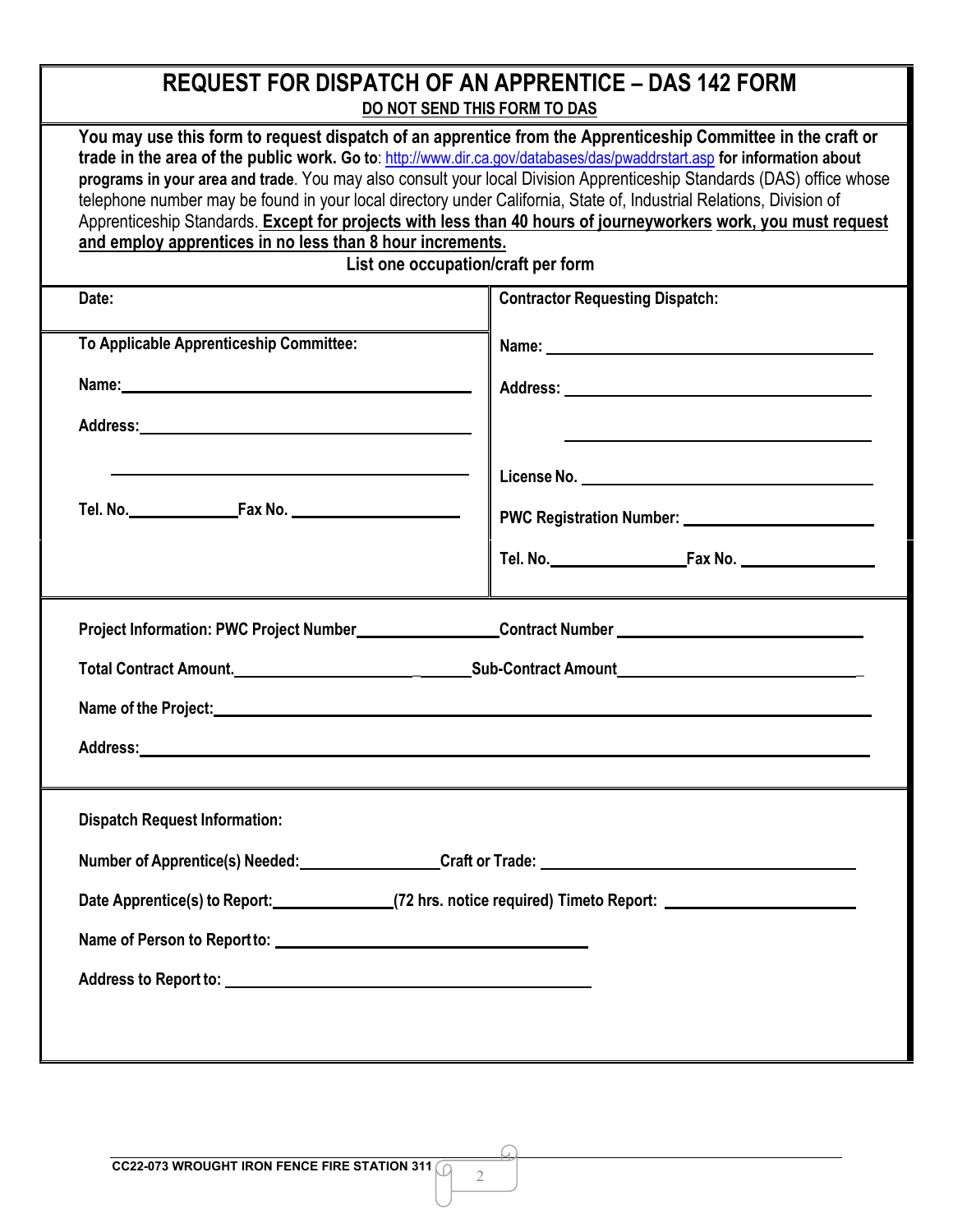# REQUEST FOR DISPATCH OF AN APPRENTICE – DAS 142 FORM

**DO NOT SEND THIS FORM TO DAS**

**You may use this form to request dispatch of an apprentice from the Apprenticeship Committee in the craft or trade in the area of the public work. Go to**: http://www.dir.ca.gov/databases/das/pwaddrstart.asp **for information about programs in your area and trade**. You may also consult your local Division Apprenticeship Standards (DAS) office whose telephone number may be found in your local directory under California, State of, Industrial Relations, Division of Apprenticeship Standards. **Except for projects with less than 40 hours of journeyworkers work, you must request and employ apprentices in no less than 8 hour increments.**

**List one occupation/craft per form**

| | |
|---|---|
| **Date:** | **Contractor Requesting Dispatch:** |
| **To Applicable Apprenticeship Committee:** | **Name:** ______________________ |
| **Name:** ______________________ | **Address:** ______________________ |
| **Address:** ______________________ | ______________________ |
| ______________________ | **License No.** ______________________ |
| **Tel. No.** __________ **Fax No.** __________ | **PWC Registration Number:** ______________________ |
| | **Tel. No.** __________ **Fax No.** __________ |

**Project Information: PWC Project Number** __________ **Contract Number** __________

**Total Contract Amount.** __________ **Sub-Contract Amount** __________

**Name of the Project:** ______________________

**Address:** ______________________

**Dispatch Request Information:**

**Number of Apprentice(s) Needed:** __________ **Craft or Trade:** __________

**Date Apprentice(s) to Report:** __________ **(72 hrs. notice required) Timeto Report:** __________

**Name of Person to Report to:** ______________________

**Address to Report to:** ______________________

CC22-073 WROUGHT IRON FENCE FIRE STATION 311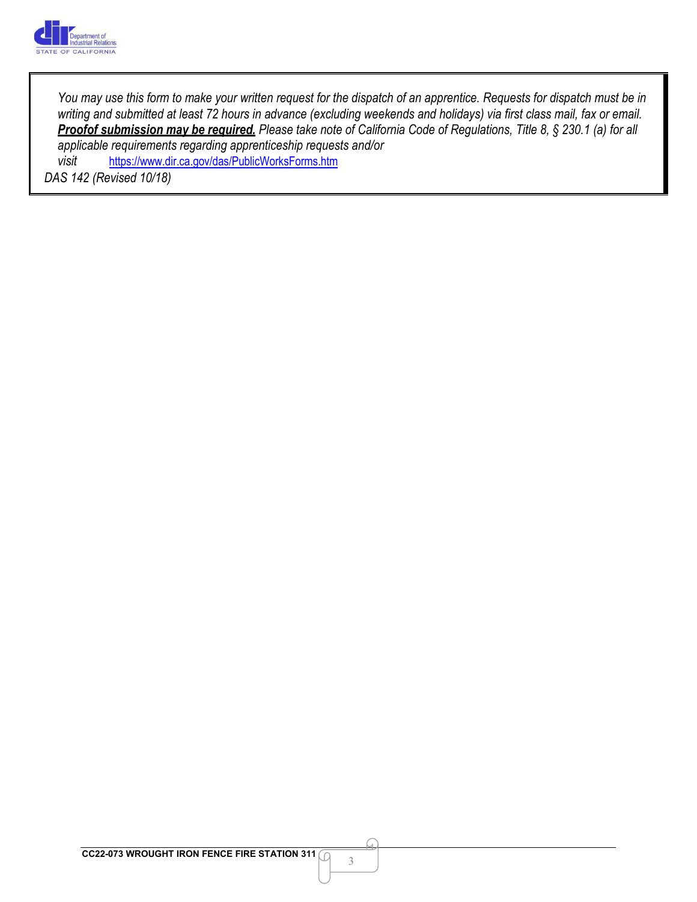*You may use this form to make your written request for the dispatch of an apprentice. Requests for dispatch must be in writing and submitted at least 72 hours in advance (excluding weekends and holidays) via first class mail, fax or email.* ***Proofof submission may be required.*** *Please take note of California Code of Regulations, Title 8, § 230.1 (a) for all applicable requirements regarding apprenticeship requests and/or visit* https://www.dir.ca.gov/das/PublicWorksForms.htm

*DAS 142 (Revised 10/18)*